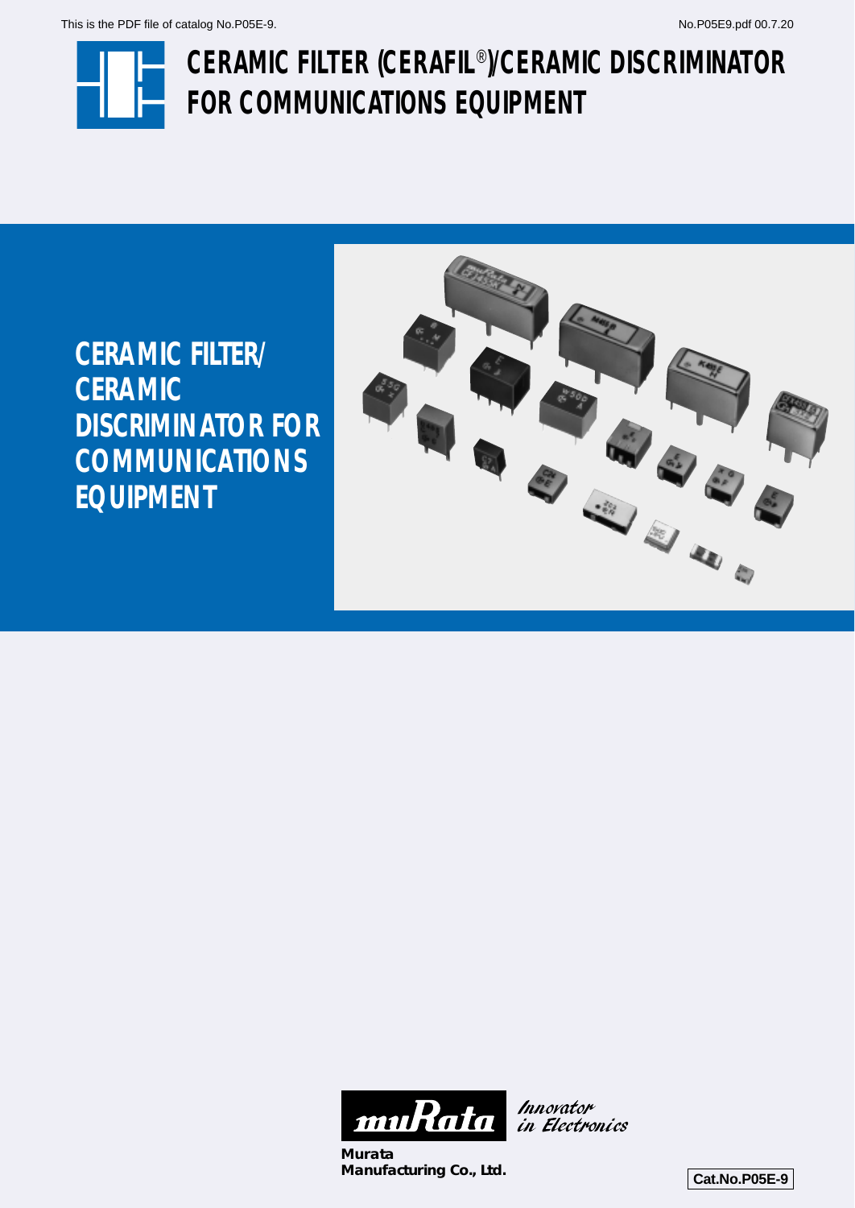This is the PDF file of catalog No.P05E-9.

No.P05E9.pdf 00.7.20

# CERAMIC FILTER (CERAFIL®)/CERAMIC DISCRIMINATOR FOR COMMUNICATIONS EQUIPMENT

## CERAMIC FILTER/ CERAMIC DISCRIMINATOR FOR COMMUNICATIONS EQUIPMENT

muRata *Innovator in Electronics*

**Murata Manufacturing Co., Ltd.**

**Cat.No.P05E-9**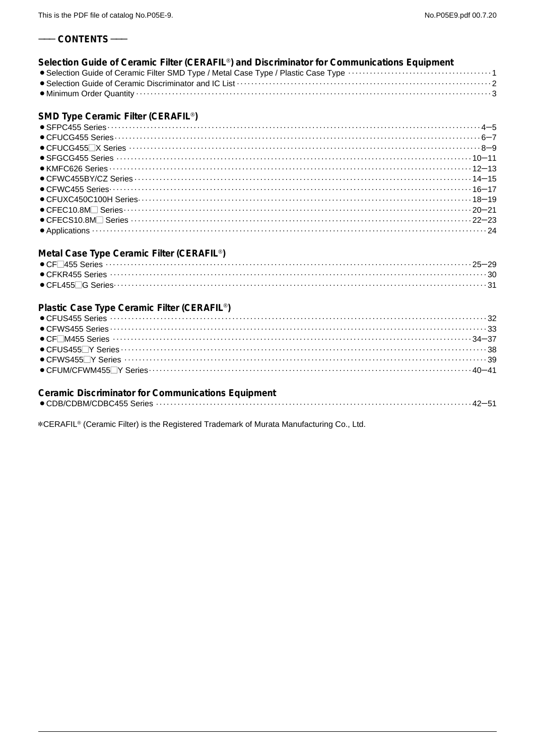## CONTENTS

### Selection Guide of Ceramic Filter (CERAFIL®) and Discriminator for Communications Equipment

- Selection Guide of Ceramic Filter SMD Type / Metal Case Type / Plastic Case Type ····· 1
- Selection Guide of Ceramic Discriminator and IC List ····· 2
- Minimum Order Quantity ····· 3

### SMD Type Ceramic Filter (CERAFIL®)

- SFPC455 Series ····· 4–5
- CFUCG455 Series ····· 6–7
- CFUCG455□X Series ····· 8–9
- SFGCG455 Series ····· 10–11
- KMFC626 Series ····· 12–13
- CFWC455BY/CZ Series ····· 14–15
- CFWC455 Series ····· 16–17
- CFUXC450C100H Series ····· 18–19
- CFEC10.8M□ Series ····· 20–21
- CFECS10.8M□ Series ····· 22–23
- Applications ····· 24

### Metal Case Type Ceramic Filter (CERAFIL®)

- CF□455 Series ····· 25–29
- CFKR455 Series ····· 30
- CFL455□G Series ····· 31

### Plastic Case Type Ceramic Filter (CERAFIL®)

- CFUS455 Series ····· 32
- CFWS455 Series ····· 33
- CF□M455 Series ····· 34–37
- CFUS455□Y Series ····· 38
- CFWS455□Y Series ····· 39
- CFUM/CFWM455□Y Series ····· 40–41

### Ceramic Discriminator for Communications Equipment

- CDB/CDBM/CDBC455 Series ····· 42–51

*CERAFIL® (Ceramic Filter) is the Registered Trademark of Murata Manufacturing Co., Ltd.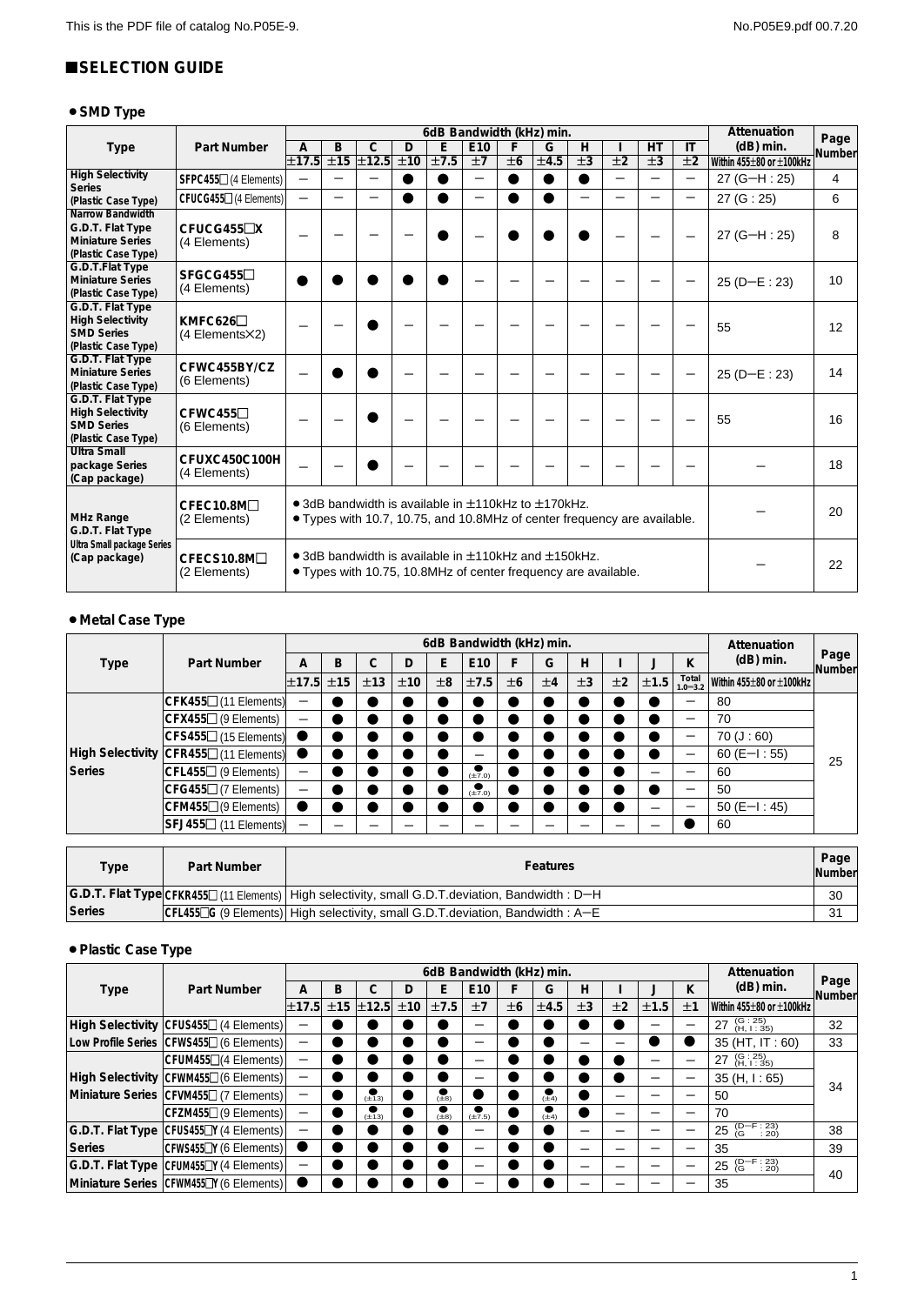## ■SELECTION GUIDE

### • SMD Type

| Type | Part Number | 6dB Bandwidth (kHz) min. | | | | | | | | | | | | Attenuation (dB) min. | Page Number |
|---|---|---|---|---|---|---|---|---|---|---|---|---|---|---|---|
| | | A | B | C | D | E | E10 | F | G | H | I | HT | IT | | |
| | | ±17.5 | ±15 | ±12.5 | ±10 | ±7.5 | ±7 | ±6 | ±4.5 | ±3 | ±2 | ±3 | ±2 | Within 455±80 or ±100kHz | |
| High Selectivity Series (Plastic Case Type) | SFPC455□ (4 Elements) | – | – | – | ● | ● | – | ● | ● | ● | – | – | – | 27 (G–H : 25) | 4 |
| | CFUCG455□ (4 Elements) | – | – | – | ● | ● | – | ● | ● | – | – | – | – | 27 (G : 25) | 6 |
| Narrow Bandwidth G.D.T. Flat Type Miniature Series (Plastic Case Type) | CFUCG455□X (4 Elements) | – | – | – | – | ● | – | ● | ● | ● | – | – | – | 27 (G–H : 25) | 8 |
| G.D.T.Flat Type Miniature Series (Plastic Case Type) | SFGCG455□ (4 Elements) | ● | ● | ● | ● | ● | – | – | – | – | – | – | – | 25 (D–E : 23) | 10 |
| G.D.T. Flat Type High Selectivity SMD Series (Plastic Case Type) | KMFC626□ (4 Elements×2) | – | – | ● | – | – | – | – | – | – | – | – | – | 55 | 12 |
| G.D.T. Flat Type Miniature Series (Plastic Case Type) | CFWC455BY/CZ (6 Elements) | – | ● | ● | – | – | – | – | – | – | – | – | – | 25 (D–E : 23) | 14 |
| G.D.T. Flat Type High Selectivity SMD Series (Plastic Case Type) | CFWC455□ (6 Elements) | – | – | ● | – | – | – | – | – | – | – | – | – | 55 | 16 |
| Ultra Small package Series (Cap package) | CFUXC450C100H (4 Elements) | – | – | ● | – | – | – | – | – | – | – | – | – | – | 18 |
| MHz Range G.D.T. Flat Type | CFEC10.8M□ (2 Elements) | • 3dB bandwidth is available in ±110kHz to ±170kHz. • Types with 10.7, 10.75, and 10.8MHz of center frequency are available. | | | | | | | | | | | | – | 20 |
| Ultra Small package Series (Cap package) | CFECS10.8M□ (2 Elements) | • 3dB bandwidth is available in ±110kHz and ±150kHz. • Types with 10.75, 10.8MHz of center frequency are available. | | | | | | | | | | | | – | 22 |

### • Metal Case Type

| Type | Part Number | 6dB Bandwidth (kHz) min. | | | | | | | | | | | | Attenuation (dB) min. | Page Number |
|---|---|---|---|---|---|---|---|---|---|---|---|---|---|---|---|
| | | A | B | C | D | E | E10 | F | G | H | I | J | K | | |
| | | ±17.5 | ±15 | ±13 | ±10 | ±8 | ±7.5 | ±6 | ±4 | ±3 | ±2 | ±1.5 | Total 1.0–3.2 | Within 455±80 or ±100kHz | |
| High Selectivity Series | CFK455□ (11 Elements) | – | ● | ● | ● | ● | ● | ● | ● | ● | ● | ● | – | 80 | 25 |
| | CFX455□ (9 Elements) | – | ● | ● | ● | ● | ● | ● | ● | ● | ● | ● | – | 70 | |
| | CFS455□ (15 Elements) | ● | ● | ● | ● | ● | ● | ● | ● | ● | ● | ● | – | 70 (J : 60) | |
| | CFR455□ (11 Elements) | ● | ● | ● | ● | ● | – | ● | ● | ● | ● | ● | – | 60 (E–I : 55) | |
| | CFL455□ (9 Elements) | – | ● | ● | ● | ● | ● (±7.0) | ● | ● | ● | ● | – | – | 60 | |
| | CFG455□ (7 Elements) | – | ● | ● | ● | ● | ● (±7.0) | ● | ● | ● | ● | ● | – | 50 | |
| | CFM455□ (9 Elements) | ● | ● | ● | ● | ● | ● | ● | ● | ● | ● | – | – | 50 (E–I : 45) | |
| | SFJ455□ (11 Elements) | – | – | – | – | – | – | – | – | – | – | – | ● | 60 | |

| Type | Part Number | Features | Page Number |
|---|---|---|---|
| G.D.T. Flat Type Series | CFKR455□ (11 Elements) | High selectivity, small G.D.T.deviation, Bandwidth : D–H | 30 |
| | CFL455□G (9 Elements) | High selectivity, small G.D.T.deviation, Bandwidth : A–E | 31 |

### • Plastic Case Type

| Type | Part Number | 6dB Bandwidth (kHz) min. | | | | | | | | | | | | Attenuation (dB) min. | Page Number |
|---|---|---|---|---|---|---|---|---|---|---|---|---|---|---|---|
| | | A | B | C | D | E | E10 | F | G | H | I | J | K | | |
| | | ±17.5 | ±15 | ±12.5 | ±10 | ±7.5 | ±7 | ±6 | ±4.5 | ±3 | ±2 | ±1.5 | ±1 | Within 455±80 or ±100kHz | |
| High Selectivity | CFUS455□ (4 Elements) | – | ● | ● | ● | ● | – | ● | ● | ● | ● | – | – | 27 (G : 25) (H, I : 35) | 32 |
| Low Profile Series | CFWS455□ (6 Elements) | – | ● | ● | ● | ● | – | ● | ● | – | – | ● | ● | 35 (HT, IT : 60) | 33 |
| High Selectivity Miniature Series | CFUM455□ (4 Elements) | – | ● | ● | ● | ● | – | ● | ● | ● | ● | – | – | 27 (G : 25) (H, I : 35) | 34 |
| | CFWM455□ (6 Elements) | – | ● | ● | ● | ● | – | ● | ● | ● | ● | – | – | 35 (H, I : 65) | |
| | CFVM455□ (7 Elements) | – | ● | ● (±13) | ● | ● (±8) | ● | ● | ● (±4) | ● | – | – | – | 50 | |
| | CFZM455□ (9 Elements) | – | ● | ● (±13) | ● | ● (±8) | ● (±7.5) | ● | ● (±4) | ● | – | – | – | 70 | |
| G.D.T. Flat Type Series | CFUS455□Y (4 Elements) | – | ● | ● | ● | ● | – | ● | ● | – | – | – | – | 25 (D–F : 23) (G : 20) | 38 |
| | CFWS455□Y (6 Elements) | ● | ● | ● | ● | ● | – | ● | ● | – | – | – | – | 35 | 39 |
| G.D.T. Flat Type Miniature Series | CFUM455□Y (4 Elements) | – | ● | ● | ● | ● | – | ● | ● | – | – | – | – | 25 (D–F : 23) (G : 20) | 40 |
| | CFWM455□Y (6 Elements) | ● | ● | ● | ● | ● | – | ● | ● | – | – | – | – | 35 | |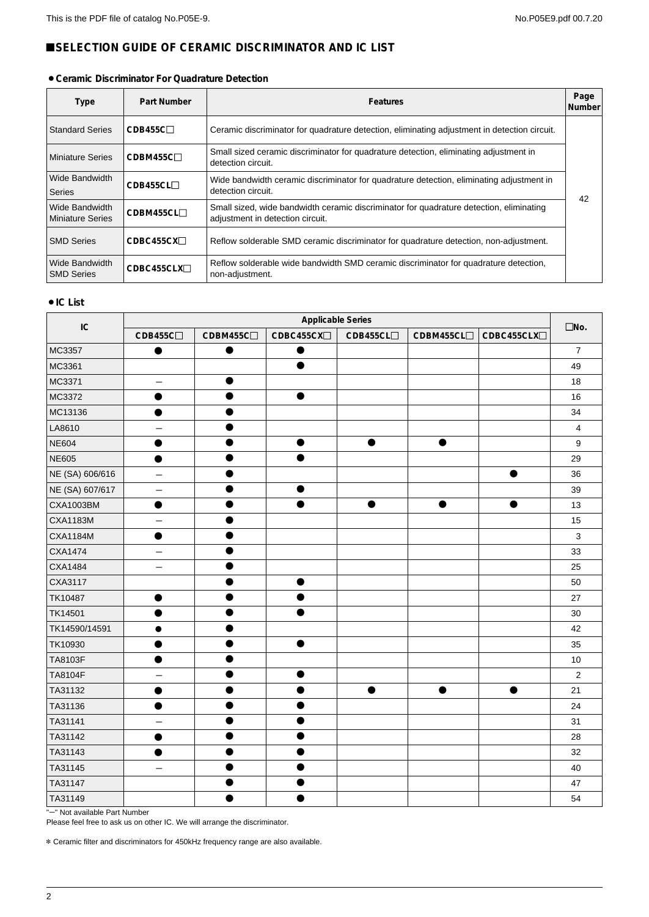# ■SELECTION GUIDE OF CERAMIC DISCRIMINATOR AND IC LIST

## • Ceramic Discriminator For Quadrature Detection

| Type | Part Number | Features | Page Number |
|---|---|---|---|
| Standard Series | CDB455C□ | Ceramic discriminator for quadrature detection, eliminating adjustment in detection circuit. | 42 |
| Miniature Series | CDBM455C□ | Small sized ceramic discriminator for quadrature detection, eliminating adjustment in detection circuit. | |
| Wide Bandwidth Series | CDB455CL□ | Wide bandwidth ceramic discriminator for quadrature detection, eliminating adjustment in detection circuit. | |
| Wide Bandwidth Miniature Series | CDBM455CL□ | Small sized, wide bandwidth ceramic discriminator for quadrature detection, eliminating adjustment in detection circuit. | |
| SMD Series | CDBC455CX□ | Reflow solderable SMD ceramic discriminator for quadrature detection, non-adjustment. | |
| Wide Bandwidth SMD Series | CDBC455CLX□ | Reflow solderable wide bandwidth SMD ceramic discriminator for quadrature detection, non-adjustment. | |

## • IC List

| IC | Applicable Series | | | | | | □No. |
|---|---|---|---|---|---|---|---|
| | CDB455C□ | CDBM455C□ | CDBC455CX□ | CDB455CL□ | CDBM455CL□ | CDBC455CLX□ | |
| MC3357 | ● | ● | ● | | | | 7 |
| MC3361 | | | ● | | | | 49 |
| MC3371 | – | ● | | | | | 18 |
| MC3372 | ● | ● | ● | | | | 16 |
| MC13136 | ● | ● | | | | | 34 |
| LA8610 | – | ● | | | | | 4 |
| NE604 | ● | ● | ● | ● | ● | | 9 |
| NE605 | ● | ● | ● | | | | 29 |
| NE (SA) 606/616 | – | ● | | | | ● | 36 |
| NE (SA) 607/617 | – | ● | ● | | | | 39 |
| CXA1003BM | ● | ● | ● | ● | ● | ● | 13 |
| CXA1183M | – | ● | | | | | 15 |
| CXA1184M | ● | ● | | | | | 3 |
| CXA1474 | – | ● | | | | | 33 |
| CXA1484 | – | ● | | | | | 25 |
| CXA3117 | | ● | ● | | | | 50 |
| TK10487 | ● | ● | ● | | | | 27 |
| TK14501 | ● | ● | ● | | | | 30 |
| TK14590/14591 | ● | ● | | | | | 42 |
| TK10930 | ● | ● | ● | | | | 35 |
| TA8103F | ● | ● | | | | | 10 |
| TA8104F | – | ● | ● | | | | 2 |
| TA31132 | ● | ● | ● | ● | ● | ● | 21 |
| TA31136 | ● | ● | ● | | | | 24 |
| TA31141 | – | ● | ● | | | | 31 |
| TA31142 | ● | ● | ● | | | | 28 |
| TA31143 | ● | ● | ● | | | | 32 |
| TA31145 | – | ● | ● | | | | 40 |
| TA31147 | | ● | ● | | | | 47 |
| TA31149 | | ● | ● | | | | 54 |

"–" Not available Part Number

Please feel free to ask us on other IC. We will arrange the discriminator.

* Ceramic filter and discriminators for 450kHz frequency range are also available.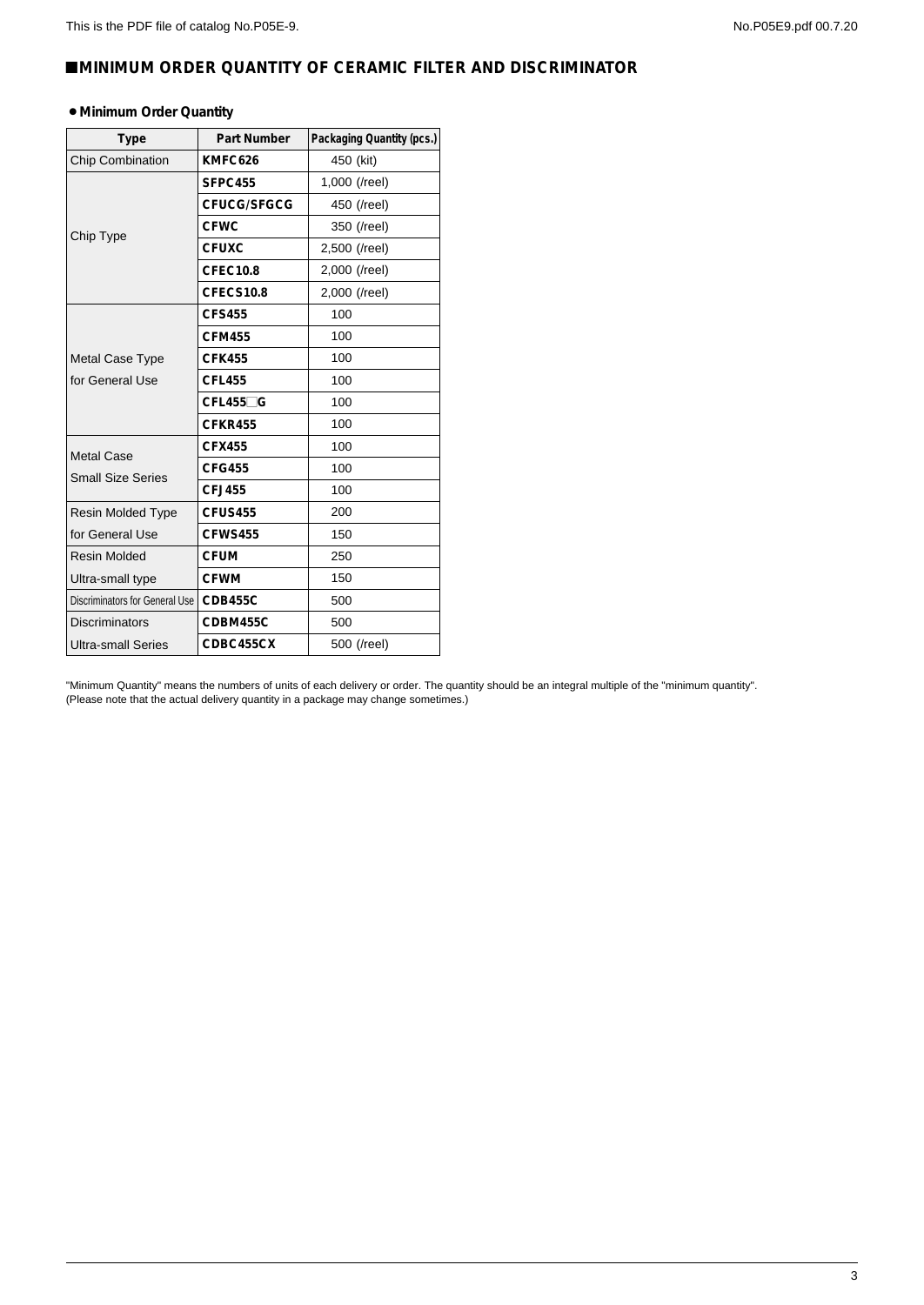## ■MINIMUM ORDER QUANTITY OF CERAMIC FILTER AND DISCRIMINATOR

### • Minimum Order Quantity

| Type | Part Number | Packaging Quantity (pcs.) |
|---|---|---|
| Chip Combination | **KMFC626** | 450 (kit) |
| Chip Type | **SFPC455** | 1,000 (/reel) |
| | **CFUCG/SFGCG** | 450 (/reel) |
| | **CFWC** | 350 (/reel) |
| | **CFUXC** | 2,500 (/reel) |
| | **CFEC10.8** | 2,000 (/reel) |
| | **CFECS10.8** | 2,000 (/reel) |
| Metal Case Type for General Use | **CFS455** | 100 |
| | **CFM455** | 100 |
| | **CFK455** | 100 |
| | **CFL455** | 100 |
| | **CFL455□G** | 100 |
| | **CFKR455** | 100 |
| Metal Case Small Size Series | **CFX455** | 100 |
| | **CFG455** | 100 |
| | **CFJ455** | 100 |
| Resin Molded Type for General Use | **CFUS455** | 200 |
| | **CFWS455** | 150 |
| Resin Molded Ultra-small type | **CFUM** | 250 |
| | **CFWM** | 150 |
| Discriminators for General Use | **CDB455C** | 500 |
| Discriminators Ultra-small Series | **CDBM455C** | 500 |
| | **CDBC455CX** | 500 (/reel) |

"Minimum Quantity" means the numbers of units of each delivery or order. The quantity should be an integral multiple of the "minimum quantity".
(Please note that the actual delivery quantity in a package may change sometimes.)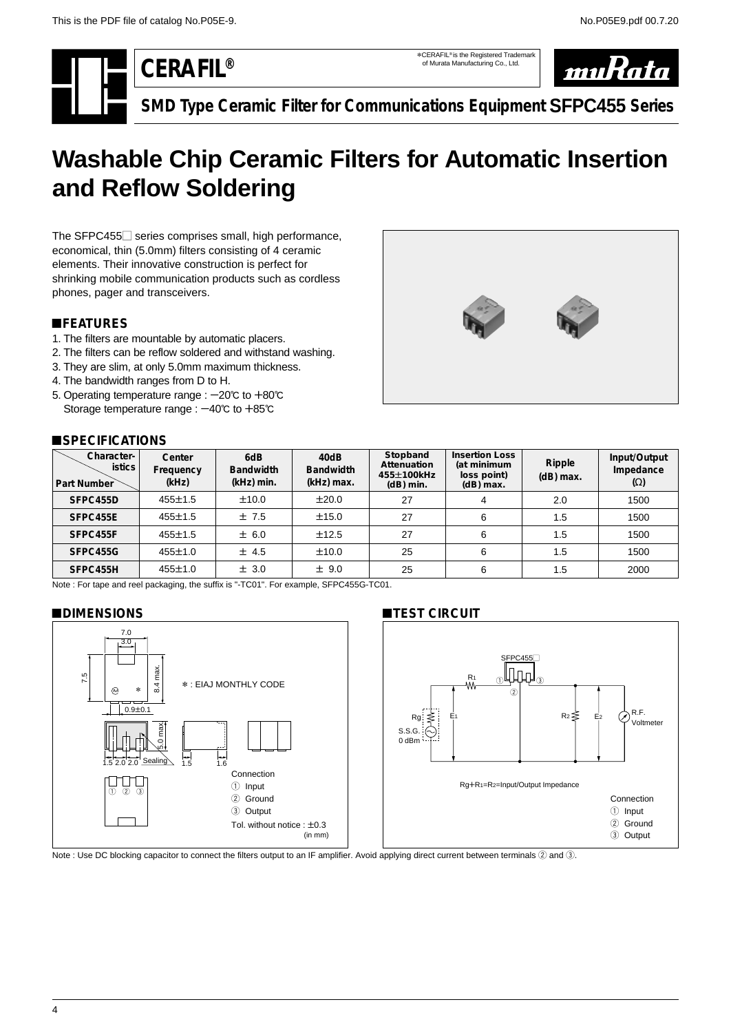# CERAFIL®

*CERAFIL® is the Registered Trademark of Murata Manufacturing Co., Ltd.

## SMD Type Ceramic Filter for Communications Equipment SFPC455 Series

# Washable Chip Ceramic Filters for Automatic Insertion and Reflow Soldering

The SFPC455□ series comprises small, high performance, economical, thin (5.0mm) filters consisting of 4 ceramic elements. Their innovative construction is perfect for shrinking mobile communication products such as cordless phones, pager and transceivers.

## ■FEATURES

1. The filters are mountable by automatic placers.
2. The filters can be reflow soldered and withstand washing.
3. They are slim, at only 5.0mm maximum thickness.
4. The bandwidth ranges from D to H.
5. Operating temperature range : −20℃ to +80℃
   Storage temperature range : −40℃ to +85℃

## ■SPECIFICATIONS

| Part Number \ Characteristics | Center Frequency (kHz) | 6dB Bandwidth (kHz) min. | 40dB Bandwidth (kHz) max. | Stopband Attenuation 455±100kHz (dB) min. | Insertion Loss (at minimum loss point) (dB) max. | Ripple (dB) max. | Input/Output Impedance (Ω) |
|---|---|---|---|---|---|---|---|
| SFPC455D | 455±1.5 | ±10.0 | ±20.0 | 27 | 4 | 2.0 | 1500 |
| SFPC455E | 455±1.5 | ± 7.5 | ±15.0 | 27 | 6 | 1.5 | 1500 |
| SFPC455F | 455±1.5 | ± 6.0 | ±12.5 | 27 | 6 | 1.5 | 1500 |
| SFPC455G | 455±1.0 | ± 4.5 | ±10.0 | 25 | 6 | 1.5 | 1500 |
| SFPC455H | 455±1.0 | ± 3.0 | ± 9.0 | 25 | 6 | 1.5 | 2000 |

Note : For tape and reel packaging, the suffix is "-TC01". For example, SFPC455G-TC01.

## ■DIMENSIONS

7.0, 3.0, 7.5, 8.4 max., 0.9±0.1, 5.0 max., 1.5 2.0 2.0, Sealing, 1.5, 1.6

*: EIAJ MONTHLY CODE

Connection
① Input
② Ground
③ Output

Tol. without notice : ±0.3
(in mm)

## ■TEST CIRCUIT

SFPC455□, R1, Rg, S.S.G. 0 dBm, E1, R2, E2, R.F. Voltmeter

Rg+R1=R2=Input/Output Impedance

Connection
① Input
② Ground
③ Output

Note : Use DC blocking capacitor to connect the filters output to an IF amplifier. Avoid applying direct current between terminals ② and ③.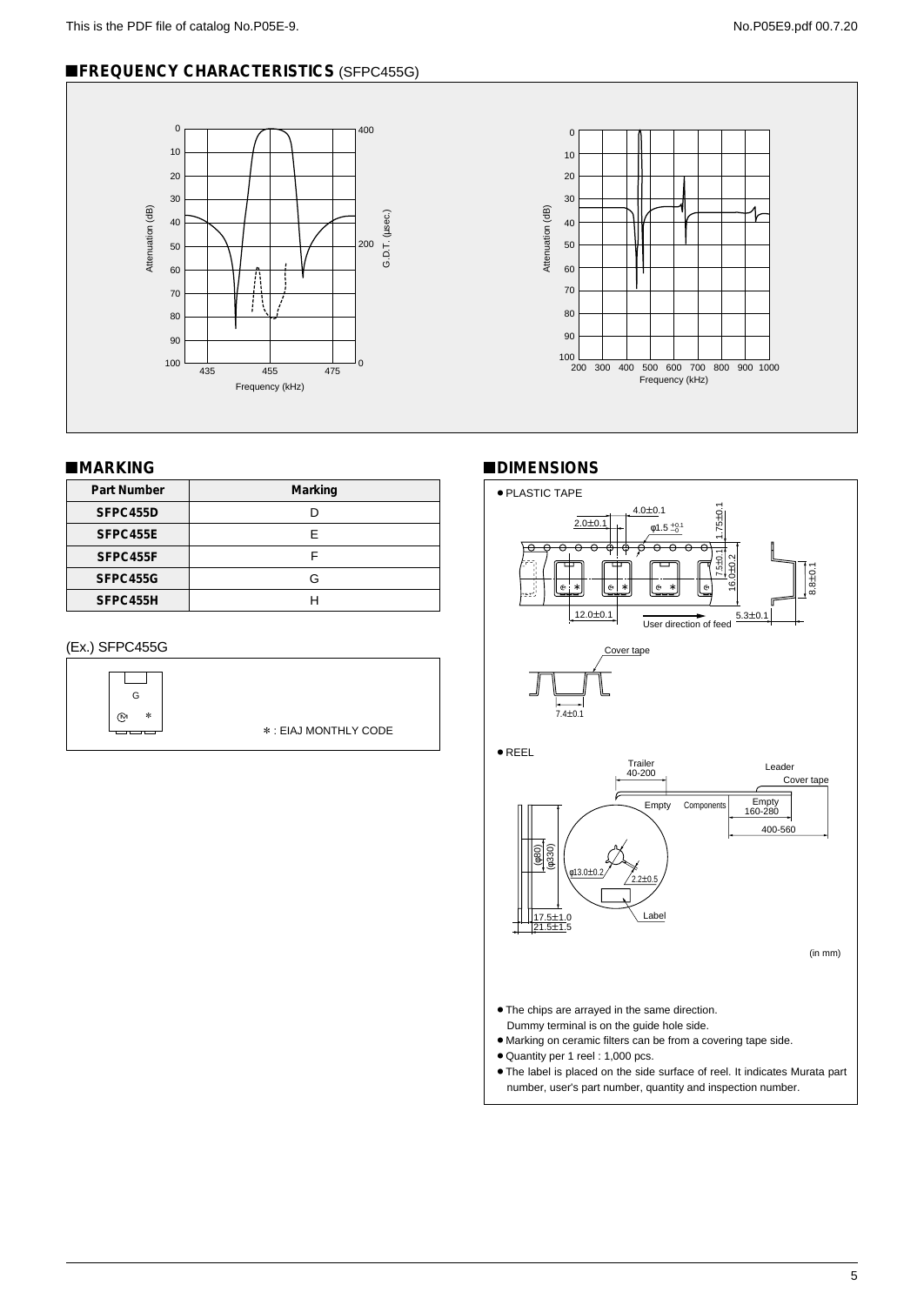## ■FREQUENCY CHARACTERISTICS (SFPC455G)

## ■MARKING

| Part Number | Marking |
| --- | --- |
| SFPC455D | D |
| SFPC455E | E |
| SFPC455F | F |
| SFPC455G | G |
| SFPC455H | H |

(Ex.) SFPC455G

✻ : EIAJ MONTHLY CODE

## ■DIMENSIONS

- PLASTIC TAPE
- REEL

(in mm)

- The chips are arrayed in the same direction.
  Dummy terminal is on the guide hole side.
- Marking on ceramic filters can be from a covering tape side.
- Quantity per 1 reel : 1,000 pcs.
- The label is placed on the side surface of reel. It indicates Murata part number, user's part number, quantity and inspection number.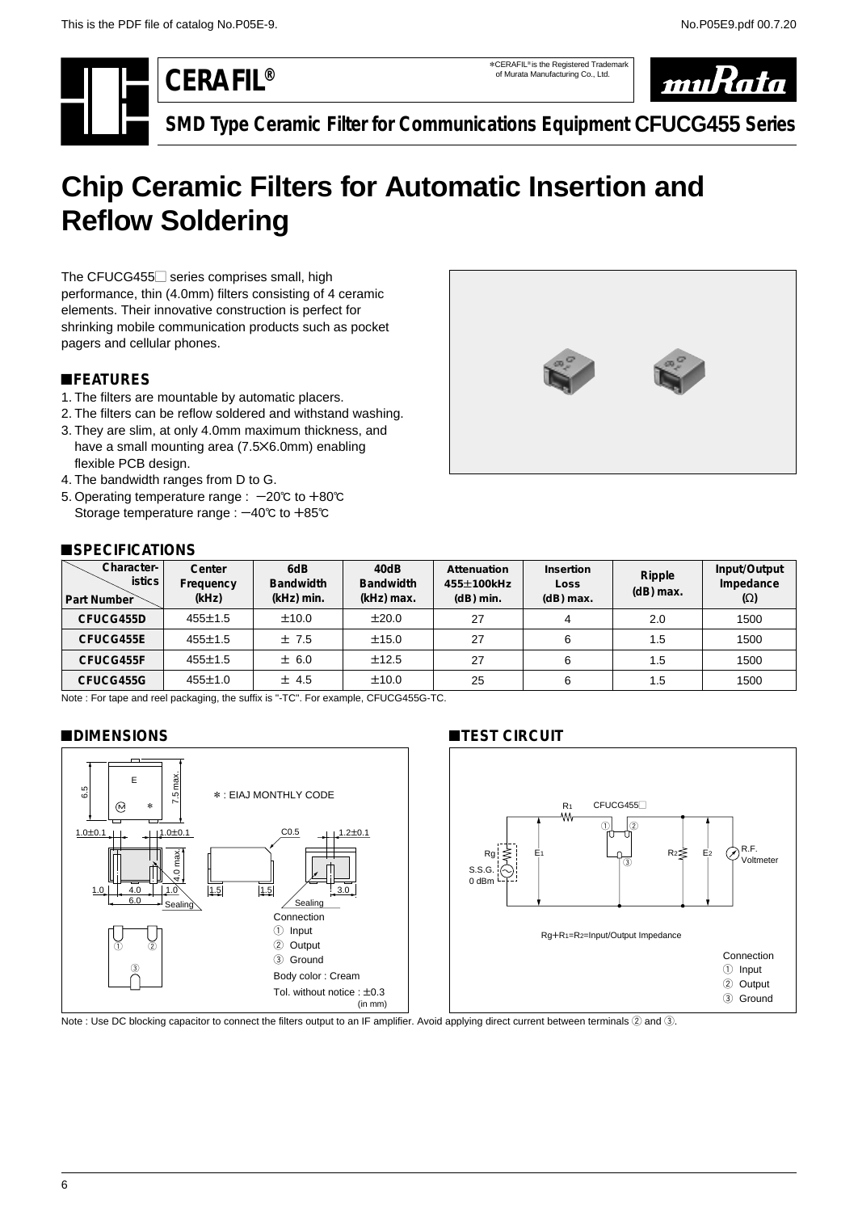This is the PDF file of catalog No.P05E-9.

# CERAFIL®

∗CERAFIL® is the Registered Trademark of Murata Manufacturing Co., Ltd.

**SMD Type Ceramic Filter for Communications Equipment CFUCG455 Series**

# Chip Ceramic Filters for Automatic Insertion and Reflow Soldering

The CFUCG455□ series comprises small, high performance, thin (4.0mm) filters consisting of 4 ceramic elements. Their innovative construction is perfect for shrinking mobile communication products such as pocket pagers and cellular phones.

## ■FEATURES

1. The filters are mountable by automatic placers.
2. The filters can be reflow soldered and withstand washing.
3. They are slim, at only 4.0mm maximum thickness, and have a small mounting area (7.5×6.0mm) enabling flexible PCB design.
4. The bandwidth ranges from D to G.
5. Operating temperature range : −20℃ to +80℃
   Storage temperature range : −40℃ to +85℃

## ■SPECIFICATIONS

| Part Number | Center Frequency (kHz) | 6dB Bandwidth (kHz) min. | 40dB Bandwidth (kHz) max. | Attenuation 455±100kHz (dB) min. | Insertion Loss (dB) max. | Ripple (dB) max. | Input/Output Impedance (Ω) |
|---|---|---|---|---|---|---|---|
| CFUCG455D | 455±1.5 | ±10.0 | ±20.0 | 27 | 4 | 2.0 | 1500 |
| CFUCG455E | 455±1.5 | ± 7.5 | ±15.0 | 27 | 6 | 1.5 | 1500 |
| CFUCG455F | 455±1.5 | ± 6.0 | ±12.5 | 27 | 6 | 1.5 | 1500 |
| CFUCG455G | 455±1.0 | ± 4.5 | ±10.0 | 25 | 6 | 1.5 | 1500 |

Note : For tape and reel packaging, the suffix is "-TC". For example, CFUCG455G-TC.

## ■DIMENSIONS

∗ : EIAJ MONTHLY CODE

Connection
① Input
② Output
③ Ground

Body color : Cream

Tol. without notice : ±0.3

(in mm)

## ■TEST CIRCUIT

$R_g + R_1 = R_2$ = Input/Output Impedance

Connection
① Input
② Output
③ Ground

Note : Use DC blocking capacitor to connect the filters output to an IF amplifier. Avoid applying direct current between terminals ② and ③.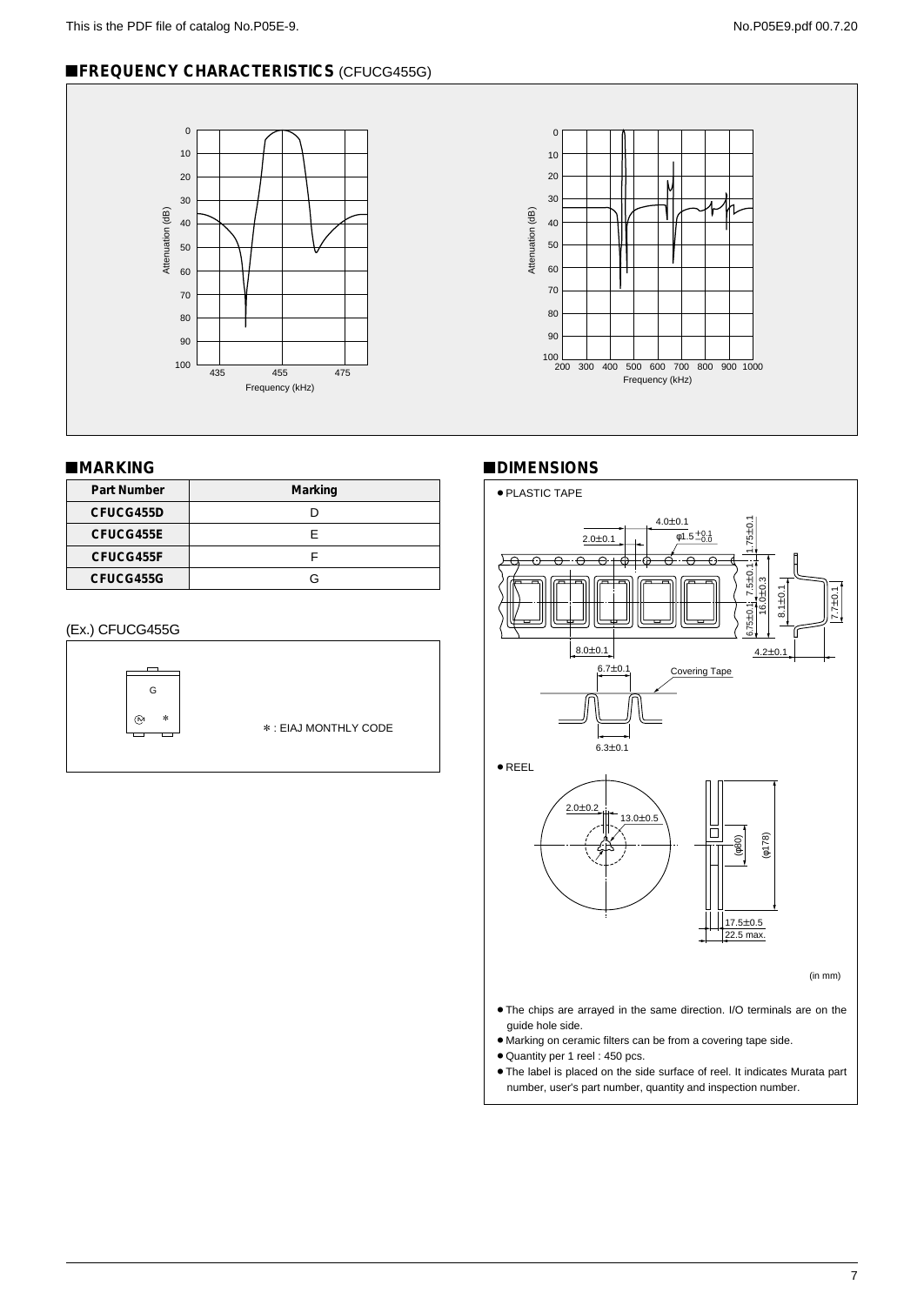## ■FREQUENCY CHARACTERISTICS (CFUCG455G)

## ■MARKING

| Part Number | Marking |
| --- | --- |
| CFUCG455D | D |
| CFUCG455E | E |
| CFUCG455F | F |
| CFUCG455G | G |

(Ex.) CFUCG455G

∗ : EIAJ MONTHLY CODE

## ■DIMENSIONS

● PLASTIC TAPE

● REEL

(in mm)

- The chips are arrayed in the same direction. I/O terminals are on the guide hole side.
- Marking on ceramic filters can be from a covering tape side.
- Quantity per 1 reel : 450 pcs.
- The label is placed on the side surface of reel. It indicates Murata part number, user's part number, quantity and inspection number.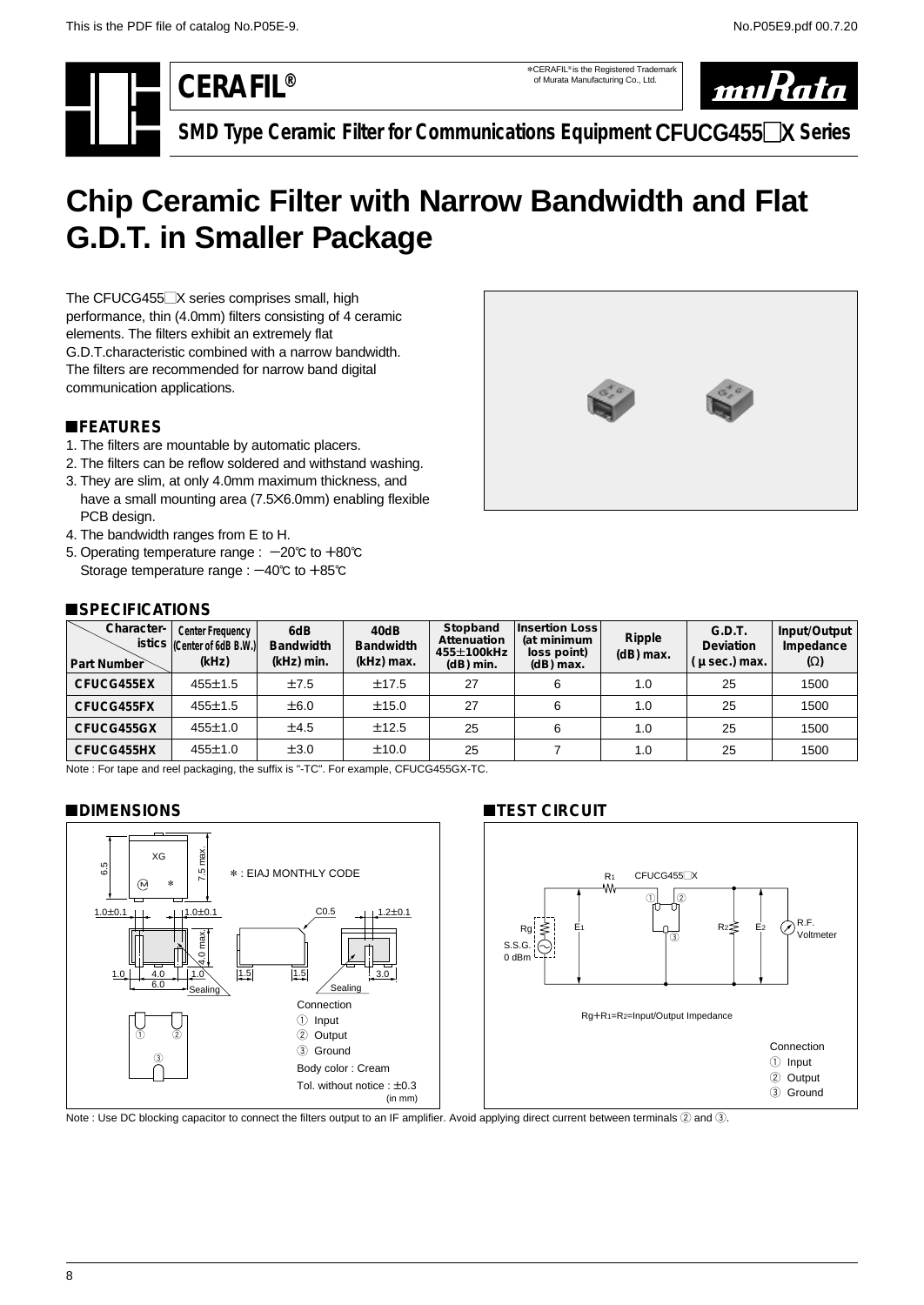# CERAFIL®

*CERAFIL® is the Registered Trademark of Murata Manufacturing Co., Ltd.

## SMD Type Ceramic Filter for Communications Equipment CFUCG455□X Series

# Chip Ceramic Filter with Narrow Bandwidth and Flat G.D.T. in Smaller Package

The CFUCG455□X series comprises small, high performance, thin (4.0mm) filters consisting of 4 ceramic elements. The filters exhibit an extremely flat G.D.T.characteristic combined with a narrow bandwidth. The filters are recommended for narrow band digital communication applications.

## ■FEATURES

1. The filters are mountable by automatic placers.
2. The filters can be reflow soldered and withstand washing.
3. They are slim, at only 4.0mm maximum thickness, and have a small mounting area (7.5×6.0mm) enabling flexible PCB design.
4. The bandwidth ranges from E to H.
5. Operating temperature range : −20℃ to +80℃
   Storage temperature range : −40℃ to +85℃

## ■SPECIFICATIONS

| Part Number \ Characteristics | Center Frequency (Center of 6dB B.W.) (kHz) | 6dB Bandwidth (kHz) min. | 40dB Bandwidth (kHz) max. | Stopband Attenuation 455±100kHz (dB) min. | Insertion Loss (at minimum loss point) (dB) max. | Ripple (dB) max. | G.D.T. Deviation (μsec.) max. | Input/Output Impedance (Ω) |
|---|---|---|---|---|---|---|---|---|
| CFUCG455EX | 455±1.5 | ±7.5 | ±17.5 | 27 | 6 | 1.0 | 25 | 1500 |
| CFUCG455FX | 455±1.5 | ±6.0 | ±15.0 | 27 | 6 | 1.0 | 25 | 1500 |
| CFUCG455GX | 455±1.0 | ±4.5 | ±12.5 | 25 | 6 | 1.0 | 25 | 1500 |
| CFUCG455HX | 455±1.0 | ±3.0 | ±10.0 | 25 | 7 | 1.0 | 25 | 1500 |

Note : For tape and reel packaging, the suffix is "-TC". For example, CFUCG455GX-TC.

## ■DIMENSIONS

* : EIAJ MONTHLY CODE

Connection
① Input
② Output
③ Ground

Body color : Cream

Tol. without notice : ±0.3

(in mm)

## ■TEST CIRCUIT

Rg+R1=R2=Input/Output Impedance

Connection
① Input
② Output
③ Ground

Note : Use DC blocking capacitor to connect the filters output to an IF amplifier. Avoid applying direct current between terminals ② and ③.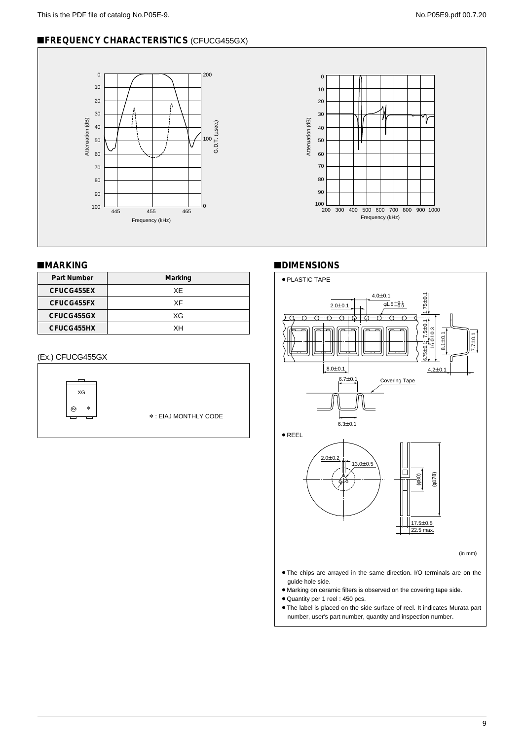## ■FREQUENCY CHARACTERISTICS (CFUCG455GX)

## ■MARKING

| Part Number | Marking |
| --- | --- |
| CFUCG455EX | XE |
| CFUCG455FX | XF |
| CFUCG455GX | XG |
| CFUCG455HX | XH |

(Ex.) CFUCG455GX

∗ : EIAJ MONTHLY CODE

## ■DIMENSIONS

- PLASTIC TAPE
- REEL

(in mm)

- The chips are arrayed in the same direction. I/O terminals are on the guide hole side.
- Marking on ceramic filters is observed on the covering tape side.
- Quantity per 1 reel : 450 pcs.
- The label is placed on the side surface of reel. It indicates Murata part number, user's part number, quantity and inspection number.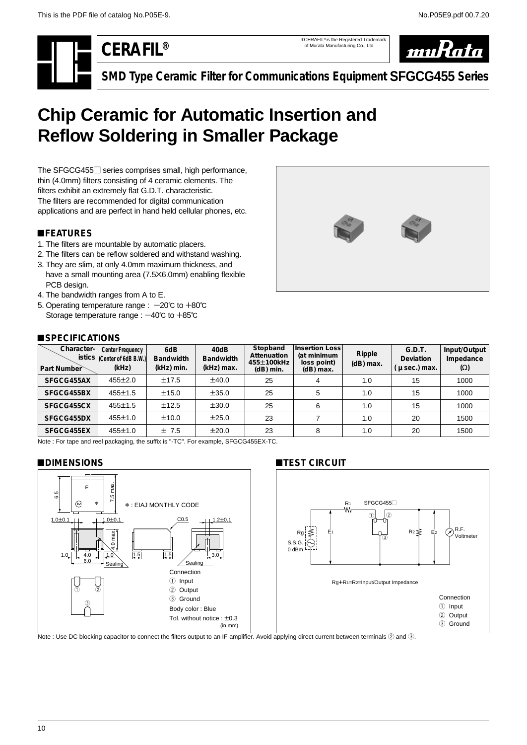This is the PDF file of catalog No.P05E-9.

# CERAFIL®

*CERAFIL® is the Registered Trademark of Murata Manufacturing Co., Ltd.

muRata

**SMD Type Ceramic Filter for Communications Equipment SFGCG455 Series**

# Chip Ceramic for Automatic Insertion and Reflow Soldering in Smaller Package

The SFGCG455□ series comprises small, high performance, thin (4.0mm) filters consisting of 4 ceramic elements. The filters exhibit an extremely flat G.D.T. characteristic.
The filters are recommended for digital communication applications and are perfect in hand held cellular phones, etc.

## ■FEATURES

1. The filters are mountable by automatic placers.
2. The filters can be reflow soldered and withstand washing.
3. They are slim, at only 4.0mm maximum thickness, and have a small mounting area (7.5×6.0mm) enabling flexible PCB design.
4. The bandwidth ranges from A to E.
5. Operating temperature range : −20℃ to +80℃
   Storage temperature range : −40℃ to +85℃

## ■SPECIFICATIONS

| Part Number \ Characteristics | Center Frequency (Center of 6dB B.W.) (kHz) | 6dB Bandwidth (kHz) min. | 40dB Bandwidth (kHz) max. | Stopband Attenuation 455±100kHz (dB) min. | Insertion Loss (at minimum loss point) (dB) max. | Ripple (dB) max. | G.D.T. Deviation (μsec.) max. | Input/Output Impedance (Ω) |
|---|---|---|---|---|---|---|---|---|
| SFGCG455AX | 455±2.0 | ±17.5 | ±40.0 | 25 | 4 | 1.0 | 15 | 1000 |
| SFGCG455BX | 455±1.5 | ±15.0 | ±35.0 | 25 | 5 | 1.0 | 15 | 1000 |
| SFGCG455CX | 455±1.5 | ±12.5 | ±30.0 | 25 | 6 | 1.0 | 15 | 1000 |
| SFGCG455DX | 455±1.0 | ±10.0 | ±25.0 | 23 | 7 | 1.0 | 20 | 1500 |
| SFGCG455EX | 455±1.0 | ± 7.5 | ±20.0 | 23 | 8 | 1.0 | 20 | 1500 |

Note : For tape and reel packaging, the suffix is "-TC". For example, SFGCG455EX-TC.

## ■DIMENSIONS

*: EIAJ MONTHLY CODE

Connection
① Input
② Output
③ Ground

Body color : Blue
Tol. without notice : ±0.3
(in mm)

## ■TEST CIRCUIT

Rg+R1=R2=Input/Output Impedance

Connection
① Input
② Output
③ Ground

Note : Use DC blocking capacitor to connect the filters output to an IF amplifier. Avoid applying direct current between terminals ② and ③.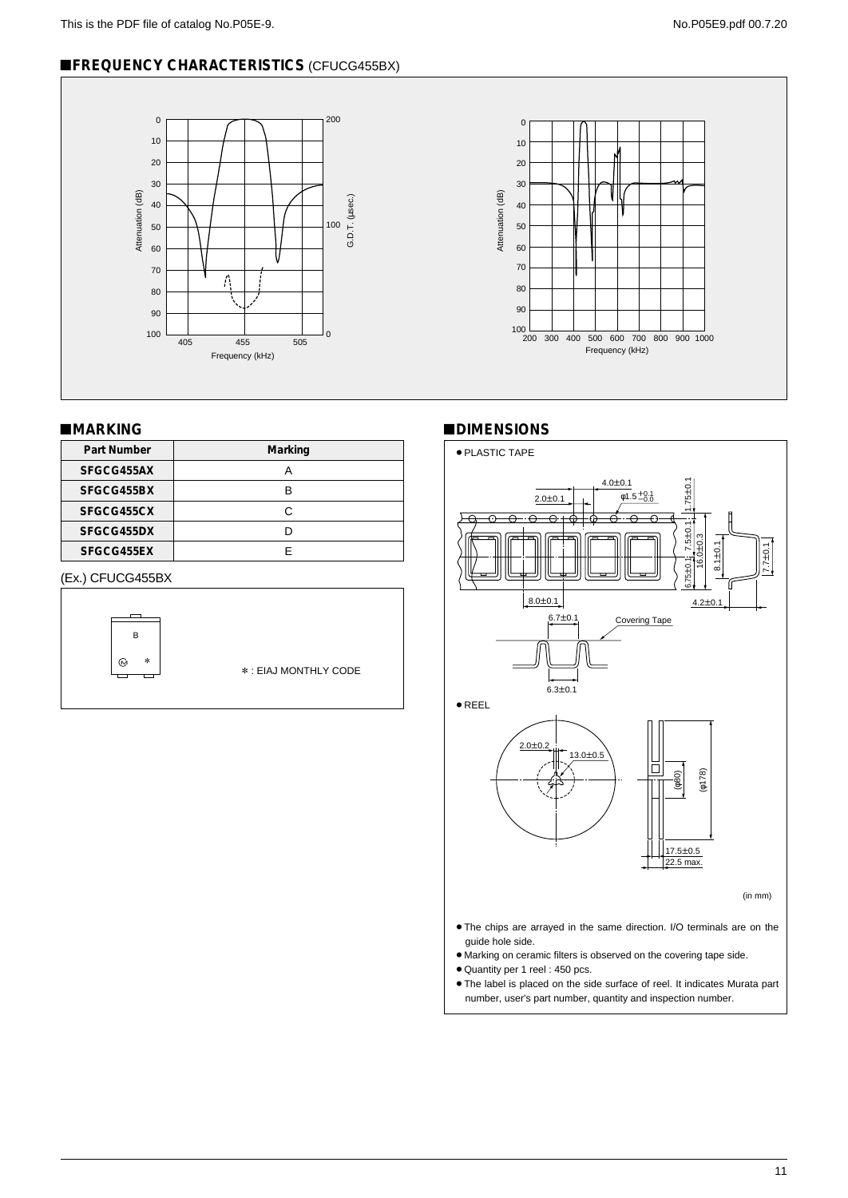## ■FREQUENCY CHARACTERISTICS (CFUCG455BX)

## ■MARKING

| Part Number | Marking |
|---|---|
| SFGCG455AX | A |
| SFGCG455BX | B |
| SFGCG455CX | C |
| SFGCG455DX | D |
| SFGCG455EX | E |

(Ex.) CFUCG455BX

∗ : EIAJ MONTHLY CODE

## ■DIMENSIONS

- PLASTIC TAPE
- REEL

(in mm)

- The chips are arrayed in the same direction. I/O terminals are on the guide hole side.
- Marking on ceramic filters is observed on the covering tape side.
- Quantity per 1 reel : 450 pcs.
- The label is placed on the side surface of reel. It indicates Murata part number, user's part number, quantity and inspection number.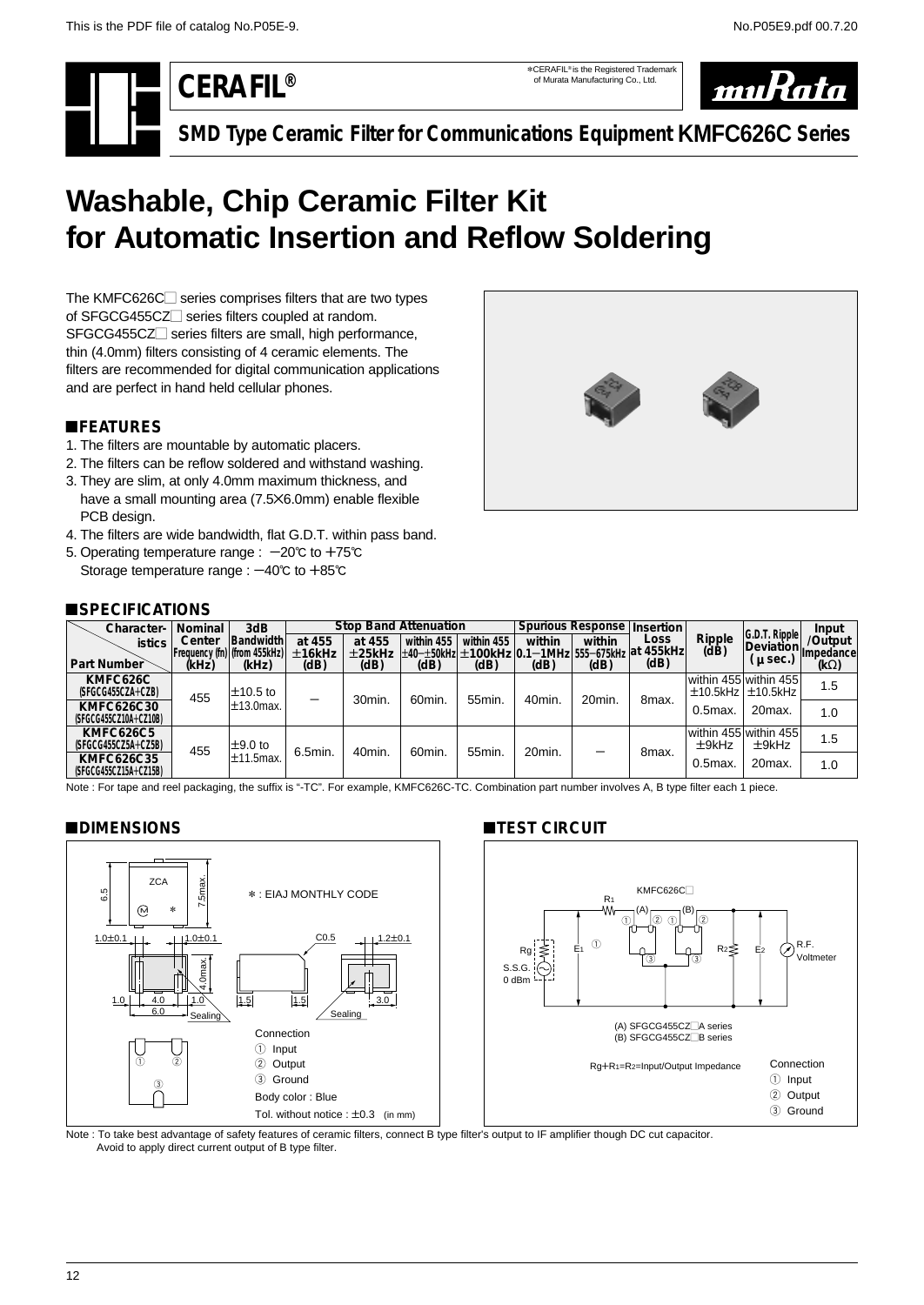This is the PDF file of catalog No.P05E-9.

No.P05E9.pdf 00.7.20

# CERAFIL®

*CERAFIL® is the Registered Trademark of Murata Manufacturing Co., Ltd.

muRata

## SMD Type Ceramic Filter for Communications Equipment KMFC626C Series

# Washable, Chip Ceramic Filter Kit for Automatic Insertion and Reflow Soldering

The KMFC626C□ series comprises filters that are two types of SFGCG455CZ□ series filters coupled at random. SFGCG455CZ□ series filters are small, high performance, thin (4.0mm) filters consisting of 4 ceramic elements. The filters are recommended for digital communication applications and are perfect in hand held cellular phones.

## ■FEATURES

1. The filters are mountable by automatic placers.
2. The filters can be reflow soldered and withstand washing.
3. They are slim, at only 4.0mm maximum thickness, and have a small mounting area (7.5×6.0mm) enable flexible PCB design.
4. The filters are wide bandwidth, flat G.D.T. within pass band.
5. Operating temperature range : −20℃ to +75℃
   Storage temperature range : −40℃ to +85℃

## ■SPECIFICATIONS

| Part Number \ Characteristics | Nominal Center Frequency (fn) (kHz) | 3dB Bandwidth (from 455kHz) (kHz) | Stop Band Attenuation at 455 ±16kHz (dB) | at 455 ±25kHz (dB) | within 455 ±40−±50kHz (dB) | within 455 ±100kHz (dB) | Spurious Response within 0.1−1MHz (dB) | within 555−675kHz (dB) | Insertion Loss at 455kHz (dB) | Ripple (dB) | G.D.T. Ripple Deviation (μsec.) | Input /Output Impedance (kΩ) |
|---|---|---|---|---|---|---|---|---|---|---|---|---|
| KMFC626C (SFGCG455CZA+CZB) | 455 | ±10.5 to ±13.0max. | − | 30min. | 60min. | 55min. | 40min. | 20min. | 8max. | within 455 ±10.5kHz 0.5max. | within 455 ±10.5kHz 20max. | 1.5 |
| KMFC626C30 (SFGCG455CZ10A+CZ10B) | | | | | | | | | | | | 1.0 |
| KMFC626C5 (SFGCG455CZ5A+CZ5B) | 455 | ±9.0 to ±11.5max. | 6.5min. | 40min. | 60min. | 55min. | 20min. | − | 8max. | within 455 ±9kHz 0.5max. | within 455 ±9kHz 20max. | 1.5 |
| KMFC626C35 (SFGCG455CZ15A+CZ15B) | | | | | | | | | | | | 1.0 |

Note : For tape and reel packaging, the suffix is "-TC". For example, KMFC626C-TC. Combination part number involves A, B type filter each 1 piece.

## ■DIMENSIONS

ZCA, 6.5, 7.5max., 1.0±0.1, 1.0±0.1, 4.0max., 1.0, 4.0, 1.0, 6.0, Sealing, C0.5, 1.2±0.1, 1.5, 1.5, 3.0, Sealing

*: EIAJ MONTHLY CODE

Connection
① Input
② Output
③ Ground

Body color : Blue

Tol. without notice : ±0.3 (in mm)

## ■TEST CIRCUIT

KMFC626C□, $R_1$, (A), (B), Rg, S.S.G. 0 dBm, $E_1$, $R_2$, $E_2$, R.F. Voltmeter

(A) SFGCG455CZ□A series
(B) SFGCG455CZ□B series

$Rg+R_1=R_2$=Input/Output Impedance

Connection
① Input
② Output
③ Ground

Note : To take best advantage of safety features of ceramic filters, connect B type filter's output to IF amplifier though DC cut capacitor.
Avoid to apply direct current output of B type filter.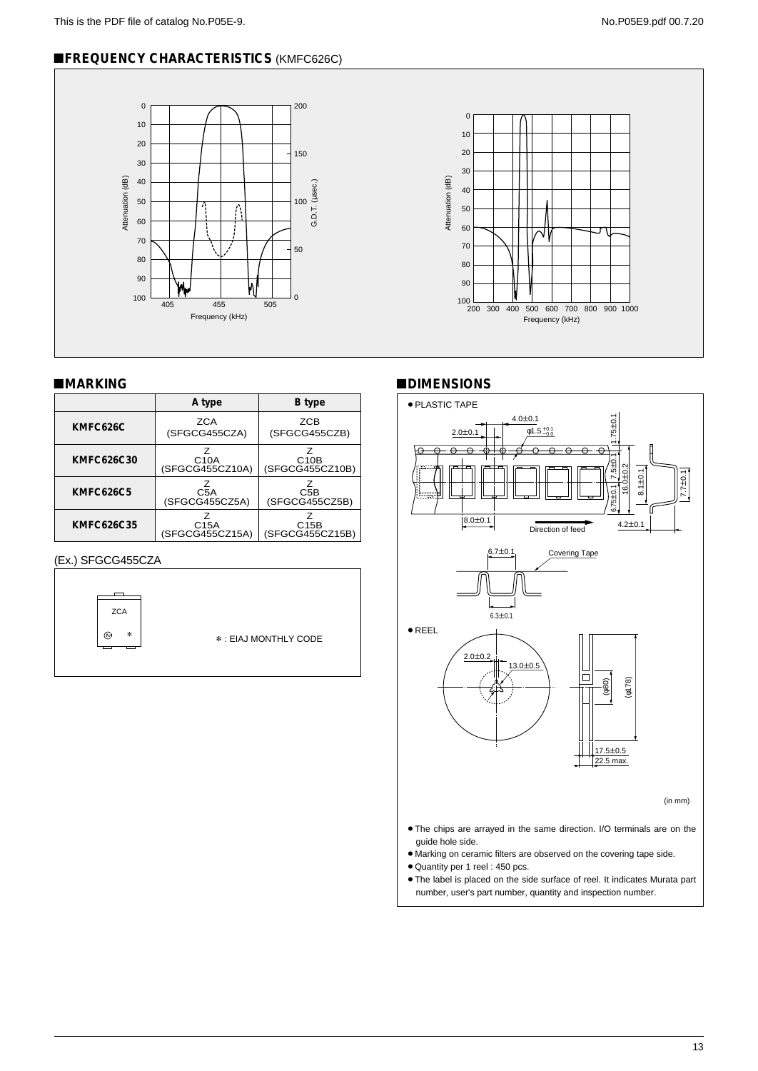## ■FREQUENCY CHARACTERISTICS (KMFC626C)

## ■MARKING

| | A type | B type |
|---|---|---|
| **KMFC626C** | ZCA (SFGCG455CZA) | ZCB (SFGCG455CZB) |
| **KMFC626C30** | Z C10A (SFGCG455CZ10A) | Z C10B (SFGCG455CZ10B) |
| **KMFC626C5** | Z C5A (SFGCG455CZ5A) | Z C5B (SFGCG455CZ5B) |
| **KMFC626C35** | Z C15A (SFGCG455CZ15A) | Z C15B (SFGCG455CZ15B) |

(Ex.) SFGCG455CZA

ZCA

＊: EIAJ MONTHLY CODE

## ■DIMENSIONS

- PLASTIC TAPE
- REEL

(in mm)

- The chips are arrayed in the same direction. I/O terminals are on the guide hole side.
- Marking on ceramic filters are observed on the covering tape side.
- Quantity per 1 reel : 450 pcs.
- The label is placed on the side surface of reel. It indicates Murata part number, user's part number, quantity and inspection number.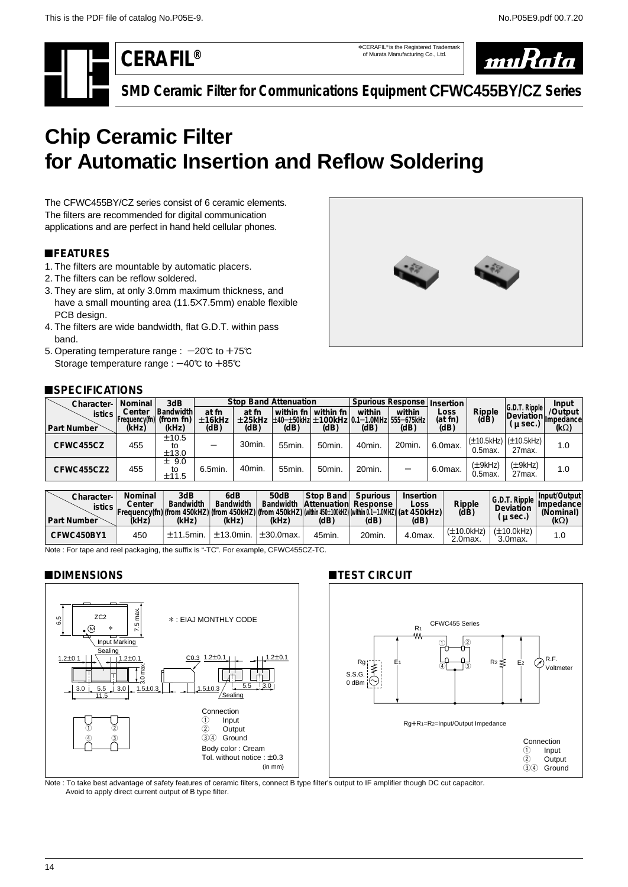# CERAFIL®

*CERAFIL® is the Registered Trademark of Murata Manufacturing Co., Ltd.

**SMD Ceramic Filter for Communications Equipment CFWC455BY/CZ Series**

# Chip Ceramic Filter for Automatic Insertion and Reflow Soldering

The CFWC455BY/CZ series consist of 6 ceramic elements. The filters are recommended for digital communication applications and are perfect in hand held cellular phones.

## FEATURES

1. The filters are mountable by automatic placers.
2. The filters can be reflow soldered.
3. They are slim, at only 3.0mm maximum thickness, and have a small mounting area (11.5×7.5mm) enable flexible PCB design.
4. The filters are wide bandwidth, flat G.D.T. within pass band.
5. Operating temperature range : −20℃ to +75℃
   Storage temperature range : −40℃ to +85℃

## SPECIFICATIONS

| Characteristics / Part Number | Nominal Center Frequency(fn) (kHz) | 3dB Bandwidth (from fn) (kHz) | Stop Band Attenuation at fn ±16kHz (dB) | Stop Band Attenuation at fn ±25kHz (dB) | Stop Band Attenuation within fn ±40−±50kHz (dB) | Stop Band Attenuation within fn ±100kHz (dB) | Spurious Response within 0.1−1.0MHz (dB) | Spurious Response within 555−675kHz (dB) | Insertion Loss (at fn) (dB) | Ripple (dB) | G.D.T. Ripple Deviation (μsec.) | Input /Output Impedance (kΩ) |
|---|---|---|---|---|---|---|---|---|---|---|---|---|
| CFWC455CZ | 455 | ±10.5 to ±13.0 | − | 30min. | 55min. | 50min. | 40min. | 20min. | 6.0max. | (±10.5kHz) 0.5max. | (±10.5kHz) 27max. | 1.0 |
| CFWC455CZ2 | 455 | ± 9.0 to ±11.5 | 6.5min. | 40min. | 55min. | 50min. | 20min. | − | 6.0max. | (±9kHz) 0.5max. | (±9kHz) 27max. | 1.0 |

| Characteristics / Part Number | Nominal Center Frequency(fn) (kHz) | 3dB Bandwidth (from 450kHZ) (kHz) | 6dB Bandwidth (from 450kHZ) (kHz) | 50dB Bandwidth (from 450kHZ) (kHz) | Stop Band Attenuation (within 450±100kHZ) (dB) | Spurious Response (within 0.1−1.0MHZ) (dB) | Insertion Loss (at 450kHz) (dB) | Ripple (dB) | G.D.T. Ripple Deviation (μsec.) | Input/Output Impedance (Nominal) (kΩ) |
|---|---|---|---|---|---|---|---|---|---|---|
| CFWC450BY1 | 450 | ±11.5min. | ±13.0min. | ±30.0max. | 45min. | 20min. | 4.0max. | (±10.0kHz) 2.0max. | (±10.0kHz) 3.0max. | 1.0 |

Note : For tape and reel packaging, the suffix is "-TC". For example, CFWC455CZ-TC.

## DIMENSIONS

ZC2
* : EIAJ MONTHLY CODE
Input Marking
Sealing
6.5, 7.5 max., 1.2±0.1, 1.2±0.1, 3.0 max., C0.3, 1.2±0.1, 1.2±0.1, 3.0, 5.5, 3.0, 11.5, 1.5±0.3, 1.5±0.3, 5.5, 3.0

Connection
① Input
② Output
③④ Ground

Body color : Cream
Tol. without notice : ±0.3
(in mm)

## TEST CIRCUIT

CFWC455 Series
R1, Rg, E1, R2, E2, S.S.G. 0 dBm, R.F. Voltmeter

Rg+R1=R2=Input/Output Impedance

Connection
① Input
② Output
③④ Ground

Note : To take best advantage of safety features of ceramic filters, connect B type filter's output to IF amplifier though DC cut capacitor.
Avoid to apply direct current output of B type filter.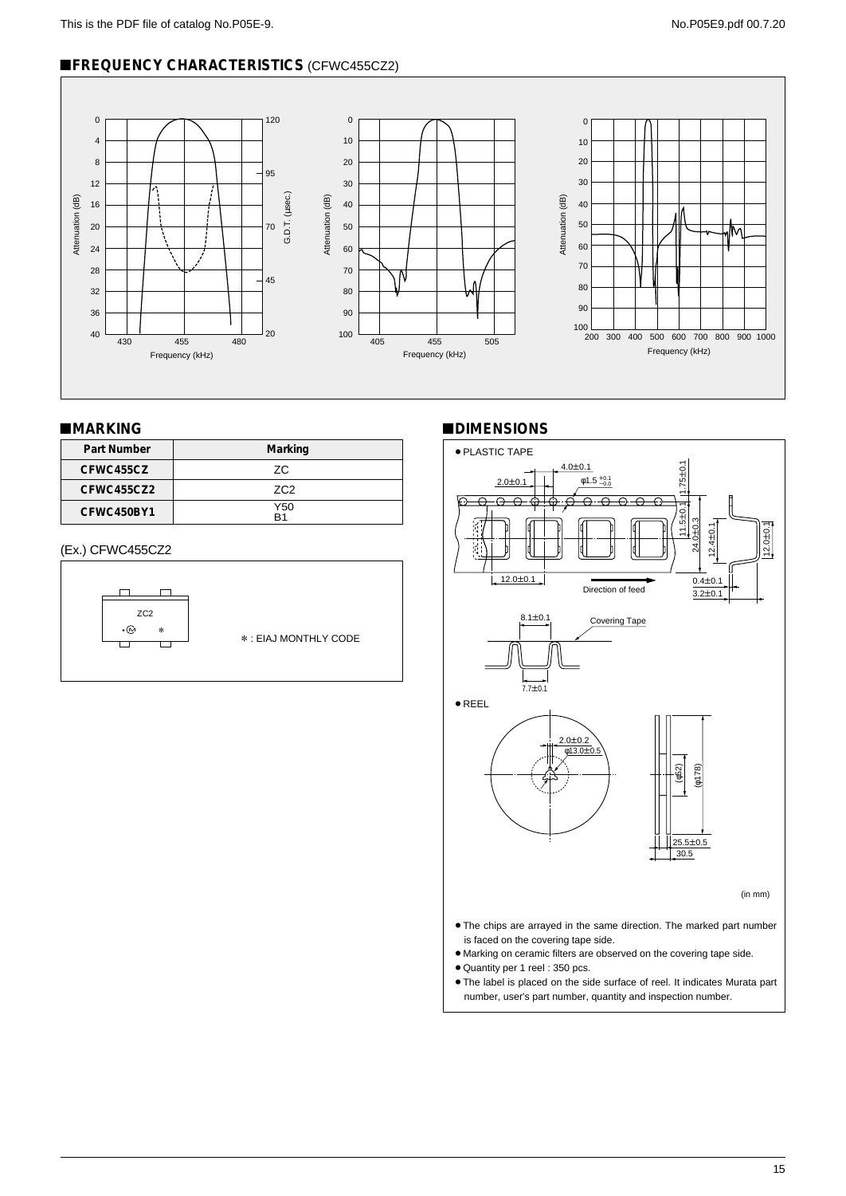## ■FREQUENCY CHARACTERISTICS (CFWC455CZ2)

## ■MARKING

| Part Number | Marking |
|---|---|
| CFWC455CZ | ZC |
| CFWC455CZ2 | ZC2 |
| CFWC450BY1 | Y50 B1 |

(Ex.) CFWC455CZ2

ZC2

✻ : EIAJ MONTHLY CODE

## ■DIMENSIONS

● PLASTIC TAPE

● REEL

(in mm)

- The chips are arrayed in the same direction. The marked part number is faced on the covering tape side.
- Marking on ceramic filters are observed on the covering tape side.
- Quantity per 1 reel : 350 pcs.
- The label is placed on the side surface of reel. It indicates Murata part number, user's part number, quantity and inspection number.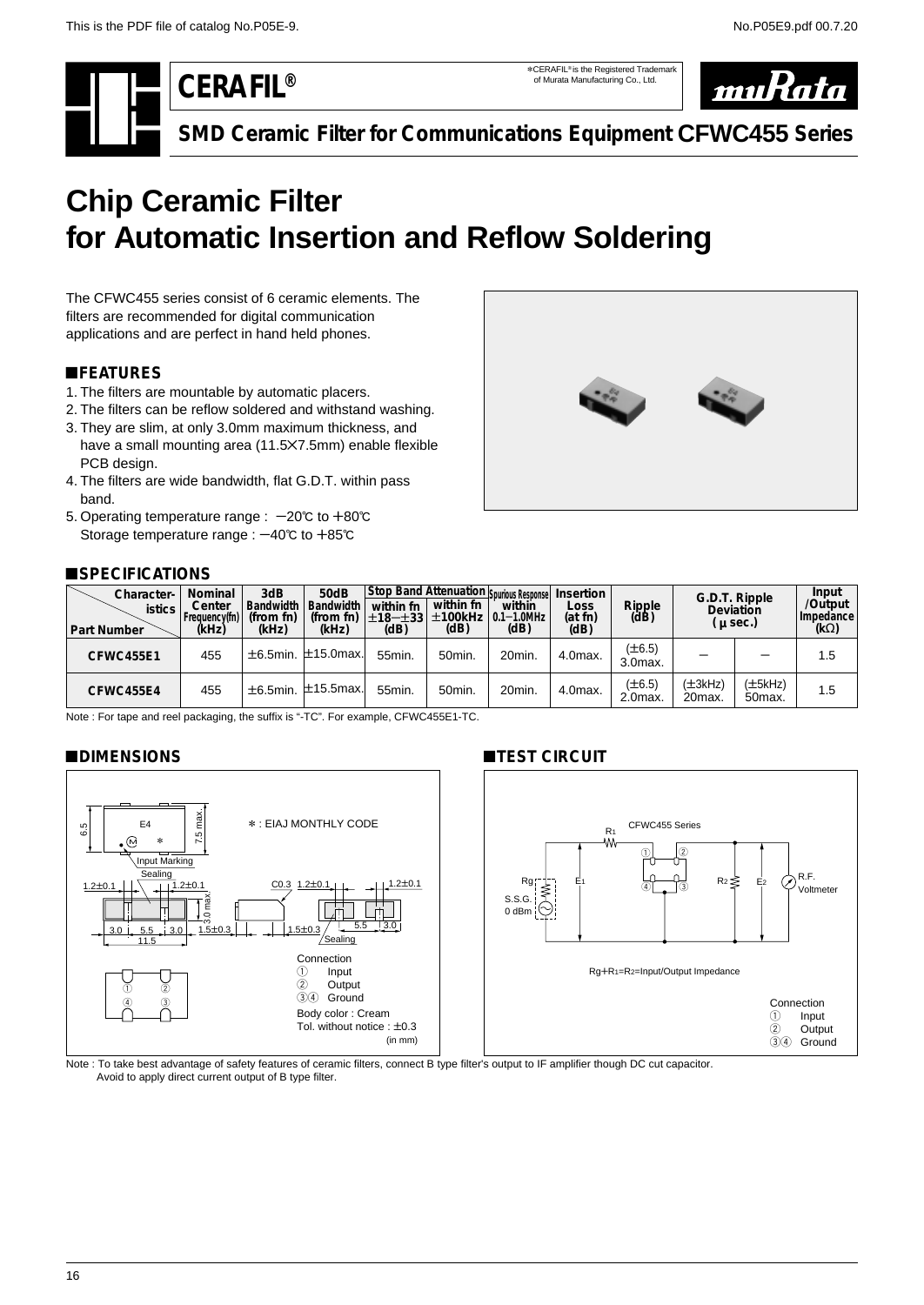CERAFIL®

*CERAFIL® is the Registered Trademark of Murata Manufacturing Co., Ltd.

## SMD Ceramic Filter for Communications Equipment CFWC455 Series

# Chip Ceramic Filter for Automatic Insertion and Reflow Soldering

The CFWC455 series consist of 6 ceramic elements. The filters are recommended for digital communication applications and are perfect in hand held phones.

### ■FEATURES

1. The filters are mountable by automatic placers.
2. The filters can be reflow soldered and withstand washing.
3. They are slim, at only 3.0mm maximum thickness, and have a small mounting area (11.5×7.5mm) enable flexible PCB design.
4. The filters are wide bandwidth, flat G.D.T. within pass band.
5. Operating temperature range : −20℃ to +80℃
   Storage temperature range : −40℃ to +85℃

### ■SPECIFICATIONS

| Part Number \ Characteristics | Nominal Center Frequency(fn) (kHz) | 3dB Bandwidth (from fn) (kHz) | 50dB Bandwidth (from fn) (kHz) | Stop Band Attenuation within fn ±18−±33 (dB) | Stop Band Attenuation within fn ±100kHz (dB) | Spurious Response within 0.1−1.0MHz (dB) | Insertion Loss (at fn) (dB) | Ripple (dB) | G.D.T. Ripple Deviation (μ sec.) | | Input /Output Impedance (kΩ) |
|---|---|---|---|---|---|---|---|---|---|---|---|
| CFWC455E1 | 455 | ±6.5min. | ±15.0max. | 55min. | 50min. | 20min. | 4.0max. | (±6.5) 3.0max. | − | − | 1.5 |
| CFWC455E4 | 455 | ±6.5min. | ±15.5max. | 55min. | 50min. | 20min. | 4.0max. | (±6.5) 2.0max. | (±3kHz) 20max. | (±5kHz) 50max. | 1.5 |

Note : For tape and reel packaging, the suffix is "-TC". For example, CFWC455E1-TC.

### ■DIMENSIONS

∗ : EIAJ MONTHLY CODE

Input Marking, Sealing, C0.3

Connection
① Input
② Output
③④ Ground

Body color : Cream
Tol. without notice : ±0.3
(in mm)

### ■TEST CIRCUIT

CFWC455 Series

Rg+R1=R2=Input/Output Impedance

Connection
① Input
② Output
③④ Ground

Note : To take best advantage of safety features of ceramic filters, connect B type filter's output to IF amplifier though DC cut capacitor.
Avoid to apply direct current output of B type filter.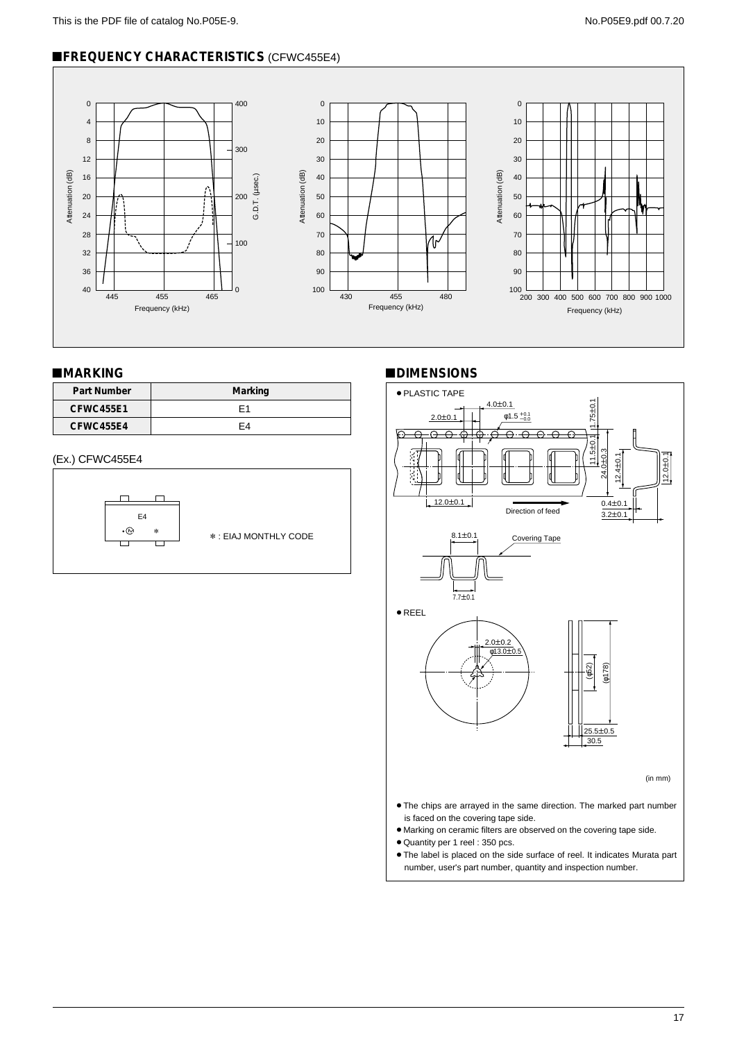## ■FREQUENCY CHARACTERISTICS (CFWC455E4)

## ■MARKING

| Part Number | Marking |
|---|---|
| CFWC455E1 | E1 |
| CFWC455E4 | E4 |

(Ex.) CFWC455E4

∗ : EIAJ MONTHLY CODE

## ■DIMENSIONS

(in mm)

- The chips are arrayed in the same direction. The marked part number is faced on the covering tape side.
- Marking on ceramic filters are observed on the covering tape side.
- Quantity per 1 reel : 350 pcs.
- The label is placed on the side surface of reel. It indicates Murata part number, user's part number, quantity and inspection number.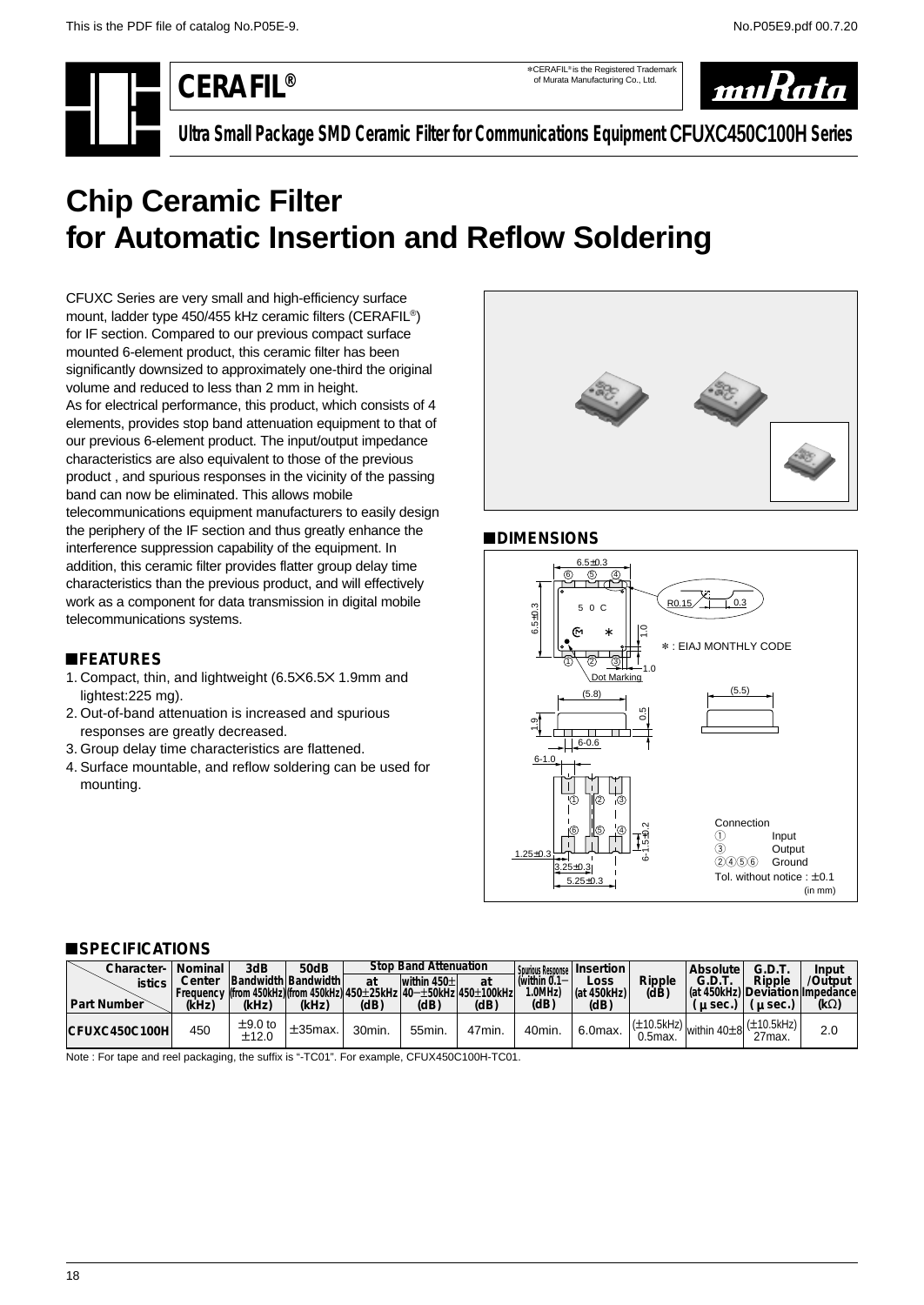This is the PDF file of catalog No.P05E-9.

No.P05E9.pdf 00.7.20

# CERAFIL®

∗CERAFIL® is the Registered Trademark of Murata Manufacturing Co., Ltd.

muRata

**Ultra Small Package SMD Ceramic Filter for Communications Equipment CFUXC450C100H Series**

# Chip Ceramic Filter for Automatic Insertion and Reflow Soldering

CFUXC Series are very small and high-efficiency surface mount, ladder type 450/455 kHz ceramic filters (CERAFIL®) for IF section. Compared to our previous compact surface mounted 6-element product, this ceramic filter has been significantly downsized to approximately one-third the original volume and reduced to less than 2 mm in height.

As for electrical performance, this product, which consists of 4 elements, provides stop band attenuation equipment to that of our previous 6-element product. The input/output impedance characteristics are also equivalent to those of the previous product , and spurious responses in the vicinity of the passing band can now be eliminated. This allows mobile telecommunications equipment manufacturers to easily design the periphery of the IF section and thus greatly enhance the interference suppression capability of the equipment. In addition, this ceramic filter provides flatter group delay time characteristics than the previous product, and will effectively work as a component for data transmission in digital mobile telecommunications systems.

## FEATURES

1. Compact, thin, and lightweight (6.5×6.5× 1.9mm and lightest:225 mg).
2. Out-of-band attenuation is increased and spurious responses are greatly decreased.
3. Group delay time characteristics are flattened.
4. Surface mountable, and reflow soldering can be used for mounting.

## DIMENSIONS

∗ : EIAJ MONTHLY CODE

Connection
① Input
③ Output
②④⑤⑥ Ground

Tol. without notice : ±0.1

(in mm)

## SPECIFICATIONS

| Characteristics / Part Number | Nominal Center Frequency (kHz) | 3dB Bandwidth (from 450kHz) (kHz) | 50dB Bandwidth (from 450kHz) (kHz) | Stop Band Attenuation at 450±25kHz (dB) | Stop Band Attenuation within 450±40−±50kHz (dB) | Stop Band Attenuation at 450±100kHz (dB) | Spurious Response (within 0.1−1.0MHz) (dB) | Insertion Loss (at 450kHz) (dB) | Ripple (dB) | Absolute G.D.T. (at 450kHz) (μsec.) | G.D.T. Ripple Deviation (μsec.) | Input /Output Impedance (kΩ) |
|---|---|---|---|---|---|---|---|---|---|---|---|---|
| CFUXC450C100H | 450 | ±9.0 to ±12.0 | ±35max. | 30min. | 55min. | 47min. | 40min. | 6.0max. | (±10.5kHz) 0.5max. | within 40±8 | (±10.5kHz) 27max. | 2.0 |

Note : For tape and reel packaging, the suffix is "-TC01". For example, CFUX450C100H-TC01.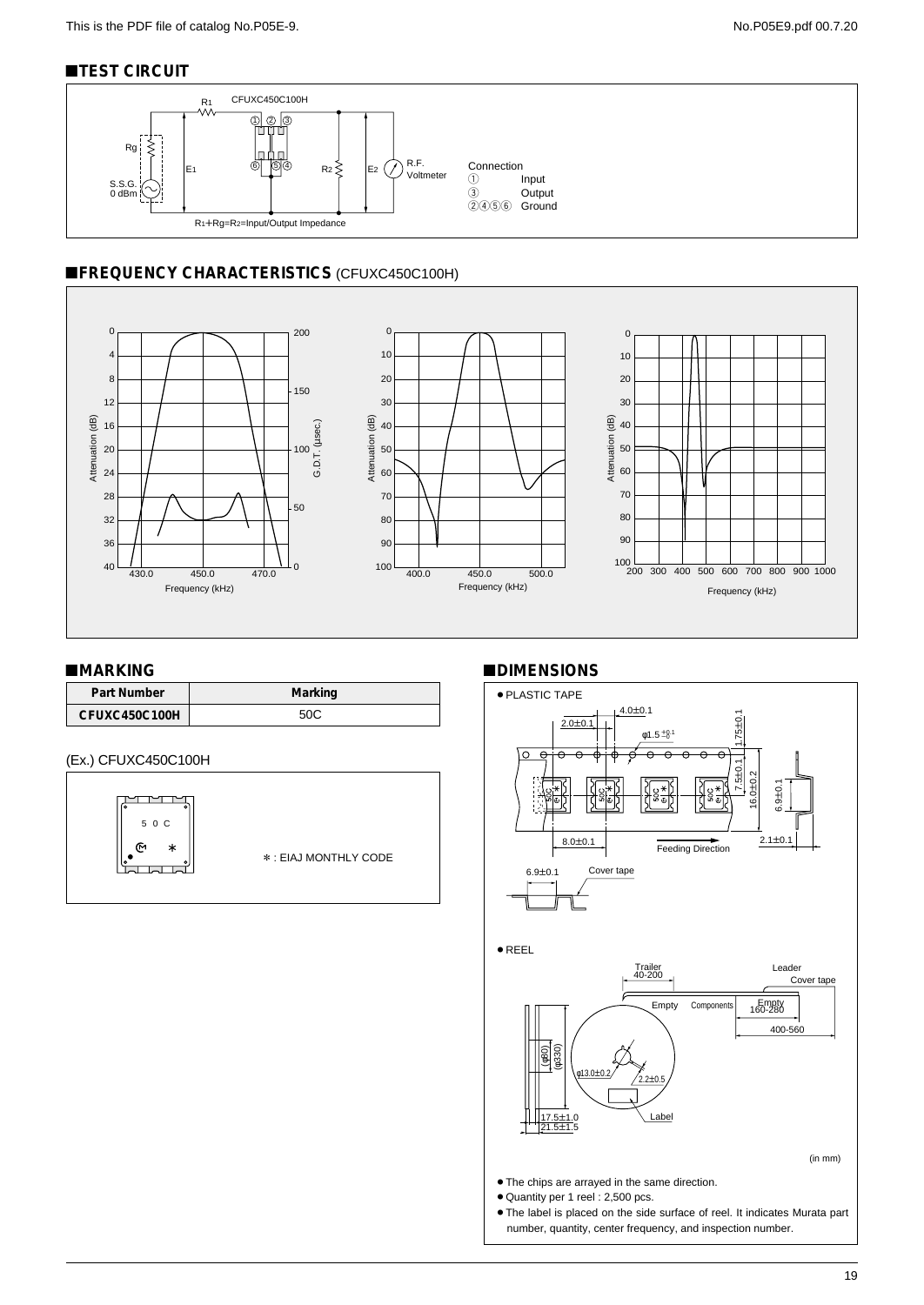## ■TEST CIRCUIT

R1 CFUXC450C100H

Rg

S.S.G. 0 dBm

E1

R2

E2

R.F. Voltmeter

Connection
① Input
③ Output
②④⑤⑥ Ground

$R_1 + R_g = R_2$ = Input/Output Impedance

## ■FREQUENCY CHARACTERISTICS (CFUXC450C100H)

## ■MARKING

| Part Number | Marking |
|---|---|
| CFUXC450C100H | 50C |

(Ex.) CFUXC450C100H

∗ : EIAJ MONTHLY CODE

## ■DIMENSIONS

● PLASTIC TAPE

● REEL

(in mm)

- The chips are arrayed in the same direction.
- Quantity per 1 reel : 2,500 pcs.
- The label is placed on the side surface of reel. It indicates Murata part number, quantity, center frequency, and inspection number.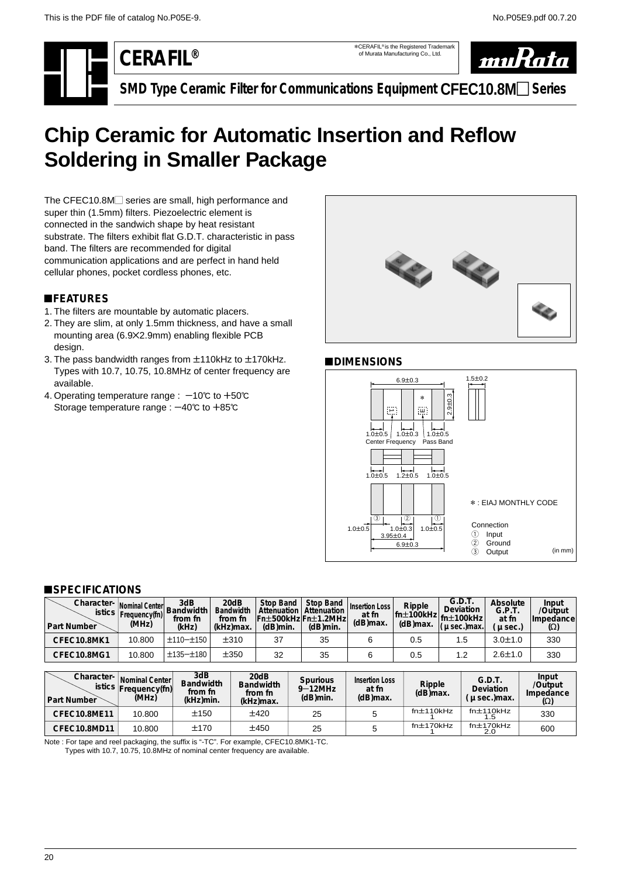CERAFIL®

*CERAFIL® is the Registered Trademark of Murata Manufacturing Co., Ltd.

muRata

**SMD Type Ceramic Filter for Communications Equipment CFEC10.8M□ Series**

# Chip Ceramic for Automatic Insertion and Reflow Soldering in Smaller Package

The CFEC10.8M□ series are small, high performance and super thin (1.5mm) filters. Piezoelectric element is connected in the sandwich shape by heat resistant substrate. The filters exhibit flat G.D.T. characteristic in pass band. The filters are recommended for digital communication applications and are perfect in hand held cellular phones, pocket cordless phones, etc.

## ■FEATURES

1. The filters are mountable by automatic placers.
2. They are slim, at only 1.5mm thickness, and have a small mounting area (6.9×2.9mm) enabling flexible PCB design.
3. The pass bandwidth ranges from ±110kHz to ±170kHz. Types with 10.7, 10.75, 10.8MHz of center frequency are available.
4. Operating temperature range : −10℃ to +50℃
   Storage temperature range : −40℃ to +85℃

## ■DIMENSIONS

6.9±0.3
1.5±0.2
2.9±0.3
1.0±0.5　1.0±0.3　1.0±0.5
Center Frequency　Pass Band
1.0±0.5　1.2±0.5　1.0±0.5
1.0±0.5　1.0±0.3　1.0±0.5
3.95±0.4
6.9±0.3

* : EIAJ MONTHLY CODE

Connection
① Input
② Ground
③ Output

(in mm)

## ■SPECIFICATIONS

| Part Number | Nominal Center Frequency(fn) (MHz) | 3dB Bandwidth from fn (kHz) | 20dB Bandwidth from fn (kHz)max. | Stop Band Attenuation Fn±500kHz (dB)min. | Stop Band Attenuation Fn±1.2MHz (dB)min. | Insertion Loss at fn (dB)max. | Ripple fn±100kHz (dB)max. | G.D.T. Deviation fn±100kHz (μ sec.)max. | Absolute G.P.T. at fn (μ sec.) | Input /Output Impedance (Ω) |
|---|---|---|---|---|---|---|---|---|---|---|
| CFEC10.8MK1 | 10.800 | ±110−±150 | ±310 | 37 | 35 | 6 | 0.5 | 1.5 | 3.0±1.0 | 330 |
| CFEC10.8MG1 | 10.800 | ±135−±180 | ±350 | 32 | 35 | 6 | 0.5 | 1.2 | 2.6±1.0 | 330 |

| Part Number | Nominal Center Frequency(fn) (MHz) | 3dB Bandwidth from fn (kHz)min. | 20dB Bandwidth from fn (kHz)max. | Spurious 9−12MHz (dB)min. | Insertion Loss at fn (dB)max. | Ripple (dB)max. | G.D.T. Deviation (μ sec.)max. | Input /Output Impedance (Ω) |
|---|---|---|---|---|---|---|---|---|
| CFEC10.8ME11 | 10.800 | ±150 | ±420 | 25 | 5 | fn±110kHz 1 | fn±110kHz 1.5 | 330 |
| CFEC10.8MD11 | 10.800 | ±170 | ±450 | 25 | 5 | fn±170kHz 1 | fn±170kHz 2.0 | 600 |

Note : For tape and reel packaging, the suffix is "-TC". For example, CFEC10.8MK1-TC.
Types with 10.7, 10.75, 10.8MHz of nominal center frequency are available.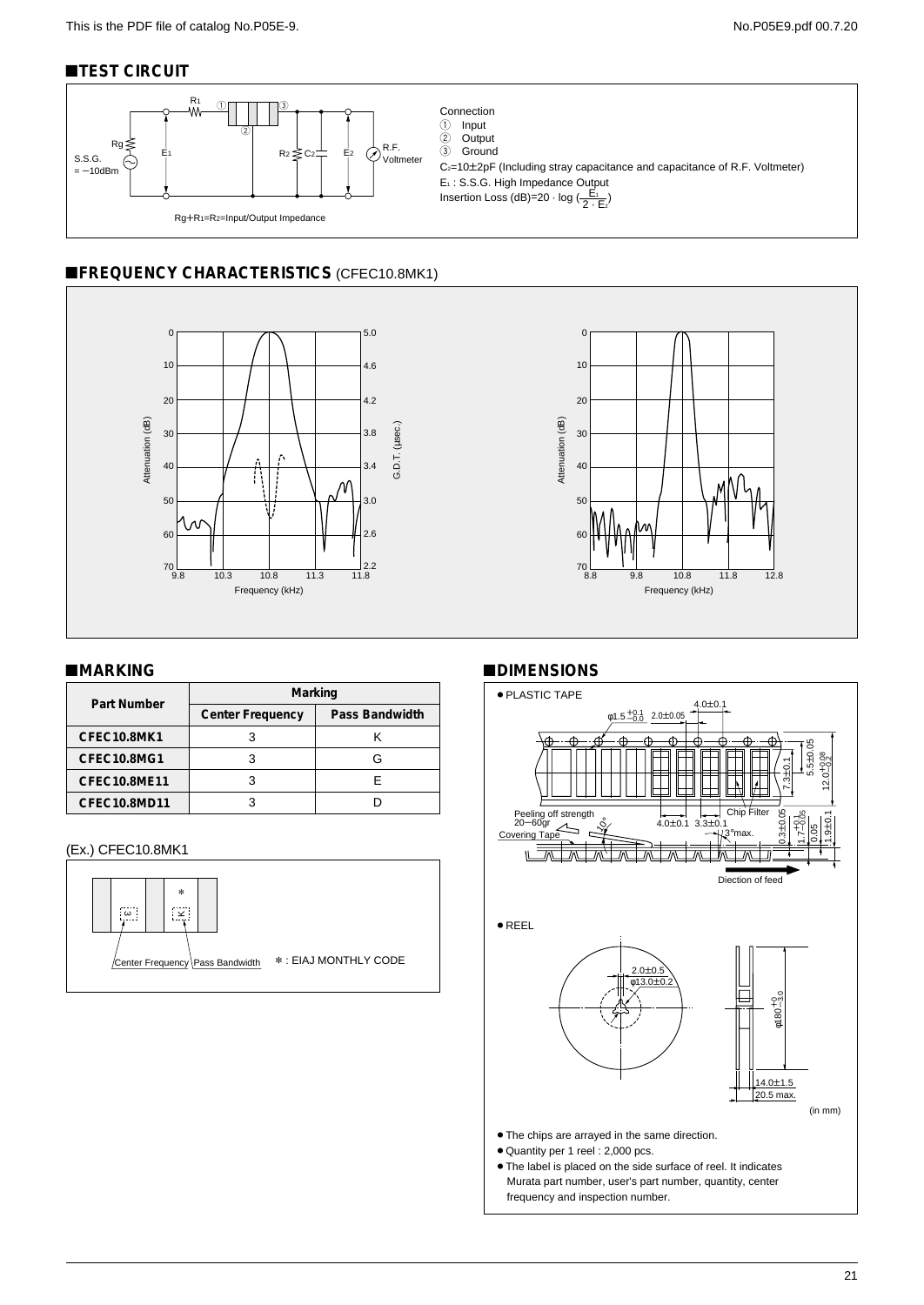## ■TEST CIRCUIT

Connection
① Input
② Output
③ Ground

$C_2$=10±2pF (Including stray capacitance and capacitance of R.F. Voltmeter)
$E_1$ : S.S.G. High Impedance Output
Insertion Loss (dB)=20 · log ($\frac{E_1}{2 \cdot E_2}$)

S.S.G. = −10dBm

Rg+$R_1$=$R_2$=Input/Output Impedance

## ■FREQUENCY CHARACTERISTICS (CFEC10.8MK1)

## ■MARKING

| Part Number | Marking | |
|---|---|---|
| | Center Frequency | Pass Bandwidth |
| CFEC10.8MK1 | 3 | K |
| CFEC10.8MG1 | 3 | G |
| CFEC10.8ME11 | 3 | E |
| CFEC10.8MD11 | 3 | D |

(Ex.) CFEC10.8MK1

Center Frequency / Pass Bandwidth

∗ : EIAJ MONTHLY CODE

## ■DIMENSIONS

● PLASTIC TAPE

● REEL

(in mm)

- The chips are arrayed in the same direction.
- Quantity per 1 reel : 2,000 pcs.
- The label is placed on the side surface of reel. It indicates Murata part number, user's part number, quantity, center frequency and inspection number.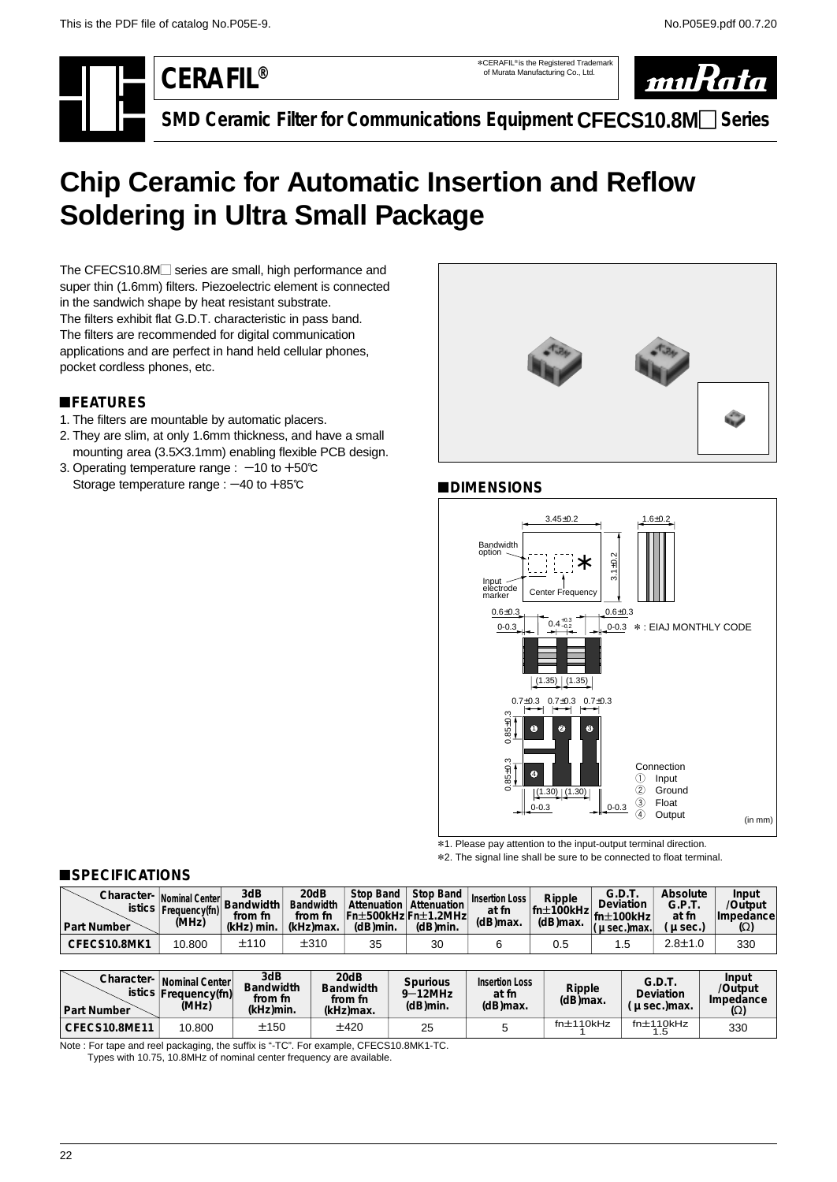# CERAFIL®

*CERAFIL® is the Registered Trademark of Murata Manufacturing Co., Ltd.

## SMD Ceramic Filter for Communications Equipment CFECS10.8M□ Series

# Chip Ceramic for Automatic Insertion and Reflow Soldering in Ultra Small Package

The CFECS10.8M□ series are small, high performance and super thin (1.6mm) filters. Piezoelectric element is connected in the sandwich shape by heat resistant substrate.
The filters exhibit flat G.D.T. characteristic in pass band.
The filters are recommended for digital communication applications and are perfect in hand held cellular phones, pocket cordless phones, etc.

### ■FEATURES

1. The filters are mountable by automatic placers.
2. They are slim, at only 1.6mm thickness, and have a small mounting area (3.5×3.1mm) enabling flexible PCB design.
3. Operating temperature range : −10 to +50℃
   Storage temperature range : −40 to +85℃

### ■DIMENSIONS

*1. Please pay attention to the input-output terminal direction.
*2. The signal line shall be sure to be connected to float terminal.

### ■SPECIFICATIONS

| Part Number | Nominal Center Frequency(fn) (MHz) | 3dB Bandwidth from fn (kHz) min. | 20dB Bandwidth from fn (kHz)max. | Stop Band Attenuation Fn±500kHz (dB)min. | Stop Band Attenuation Fn±1.2MHz (dB)min. | Insertion Loss at fn (dB)max. | Ripple fn±100kHz (dB)max. | G.D.T. Deviation fn±100kHz (μ sec.)max. | Absolute G.P.T. at fn (μ sec.) | Input /Output Impedance (Ω) |
|---|---|---|---|---|---|---|---|---|---|---|
| CFECS10.8MK1 | 10.800 | ±110 | ±310 | 35 | 30 | 6 | 0.5 | 1.5 | 2.8±1.0 | 330 |

| Part Number | Nominal Center Frequency(fn) (MHz) | 3dB Bandwidth from fn (kHz)min. | 20dB Bandwidth from fn (kHz)max. | Spurious 9−12MHz (dB)min. | Insertion Loss at fn (dB)max. | Ripple (dB)max. | G.D.T. Deviation (μ sec.)max. | Input /Output Impedance (Ω) |
|---|---|---|---|---|---|---|---|---|
| CFECS10.8ME11 | 10.800 | ±150 | ±420 | 25 | 5 | fn±110kHz 1 | fn±110kHz 1.5 | 330 |

Note : For tape and reel packaging, the suffix is "-TC". For example, CFECS10.8MK1-TC.
Types with 10.75, 10.8MHz of nominal center frequency are available.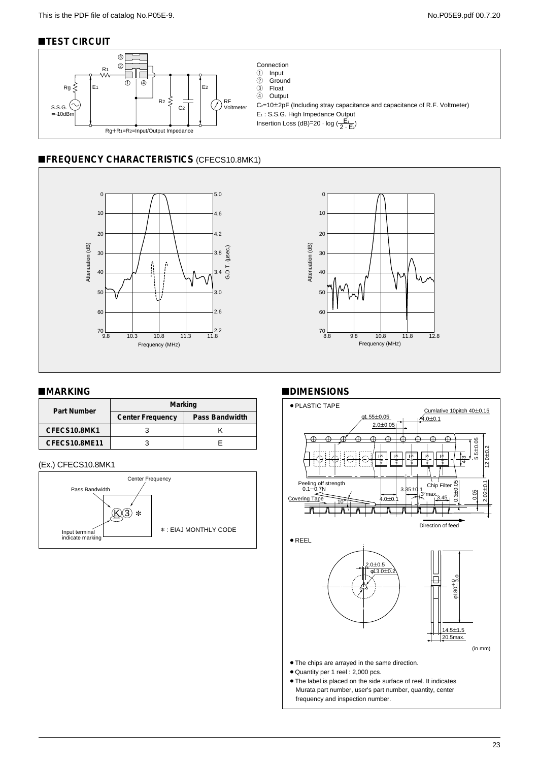## ■TEST CIRCUIT

Connection
① Input
② Ground
③ Float
④ Output

$C_2$=10±2pF (Including stray capacitance and capacitance of R.F. Voltmeter)
$E_1$ : S.S.G. High Impedance Output
Insertion Loss (dB)=20 · log $(\frac{E_1}{2 \cdot E_2})$

Rg+R1=R2=Input/Output Impedance

S.S.G. =−10dBm

## ■FREQUENCY CHARACTERISTICS (CFECS10.8MK1)

## ■MARKING

| Part Number | Marking | |
|---|---|---|
| | Center Frequency | Pass Bandwidth |
| CFECS10.8MK1 | 3 | K |
| CFECS10.8ME11 | 3 | E |

(Ex.) CFECS10.8MK1

Center Frequency
Pass Bandwidth
K 3 *
Input terminal indicate marking
* : EIAJ MONTHLY CODE

## ■DIMENSIONS

● PLASTIC TAPE

Cumlative 10pitch 40±0.15
φ1.55±0.05
4.0±0.1
2.0±0.05
5.5±0.05
12.0±0.2
4.3
Peeling off strength 0.1−0.7N
Covering Tape
10°
3.35±0.1
3°max.
4.0±0.1
3.45
Chip Filter
0.3±0.05
0.05
2.02±0.1
Direction of feed

● REEL

2.0±0.5
φ13.0±0.2
φ180 +0 −3.0
14.5±1.5
20.5max.

(in mm)

- The chips are arrayed in the same direction.
- Quantity per 1 reel : 2,000 pcs.
- The label is placed on the side surface of reel. It indicates Murata part number, user's part number, quantity, center frequency and inspection number.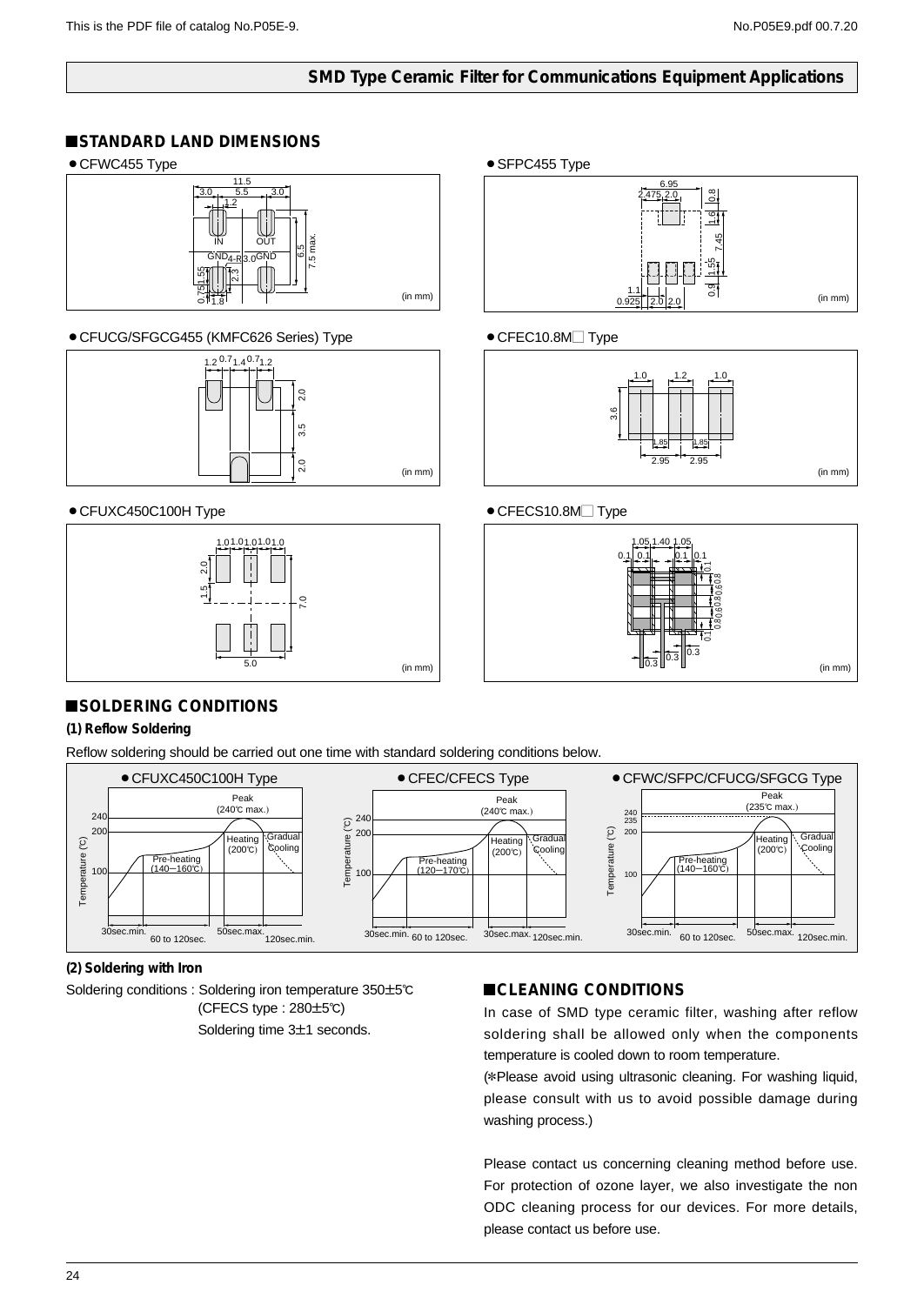## STANDARD LAND DIMENSIONS

- CFWC455 Type
- SFPC455 Type
- CFUCG/SFGCG455 (KMFC626 Series) Type
- CFEC10.8M□ Type
- CFUXC450C100H Type
- CFECS10.8M□ Type

(in mm)

## SOLDERING CONDITIONS

**(1) Reflow Soldering**

Reflow soldering should be carried out one time with standard soldering conditions below.

- CFUXC450C100H Type: Peak (240℃ max.), Heating (200℃), Pre-heating (140－160℃), Gradual Cooling; 30sec.min., 60 to 120sec., 50sec.max., 120sec.min.
- CFEC/CFECS Type: Peak (240℃ max.), Heating (200℃), Pre-heating (120－170℃), Gradual Cooling; 30sec.min., 60 to 120sec., 30sec.max., 120sec.min.
- CFWC/SFPC/CFUCG/SFGCG Type: Peak (235℃ max.), Heating (200℃), Pre-heating (140－160℃), Gradual Cooling; 30sec.min., 60 to 120sec., 50sec.max., 120sec.min.

**(2) Soldering with Iron**

Soldering conditions : Soldering iron temperature 350±5℃
(CFECS type : 280±5℃)
Soldering time 3±1 seconds.

## CLEANING CONDITIONS

In case of SMD type ceramic filter, washing after reflow soldering shall be allowed only when the components temperature is cooled down to room temperature.

(*Please avoid using ultrasonic cleaning. For washing liquid, please consult with us to avoid possible damage during washing process.)

Please contact us concerning cleaning method before use. For protection of ozone layer, we also investigate the non ODC cleaning process for our devices. For more details, please contact us before use.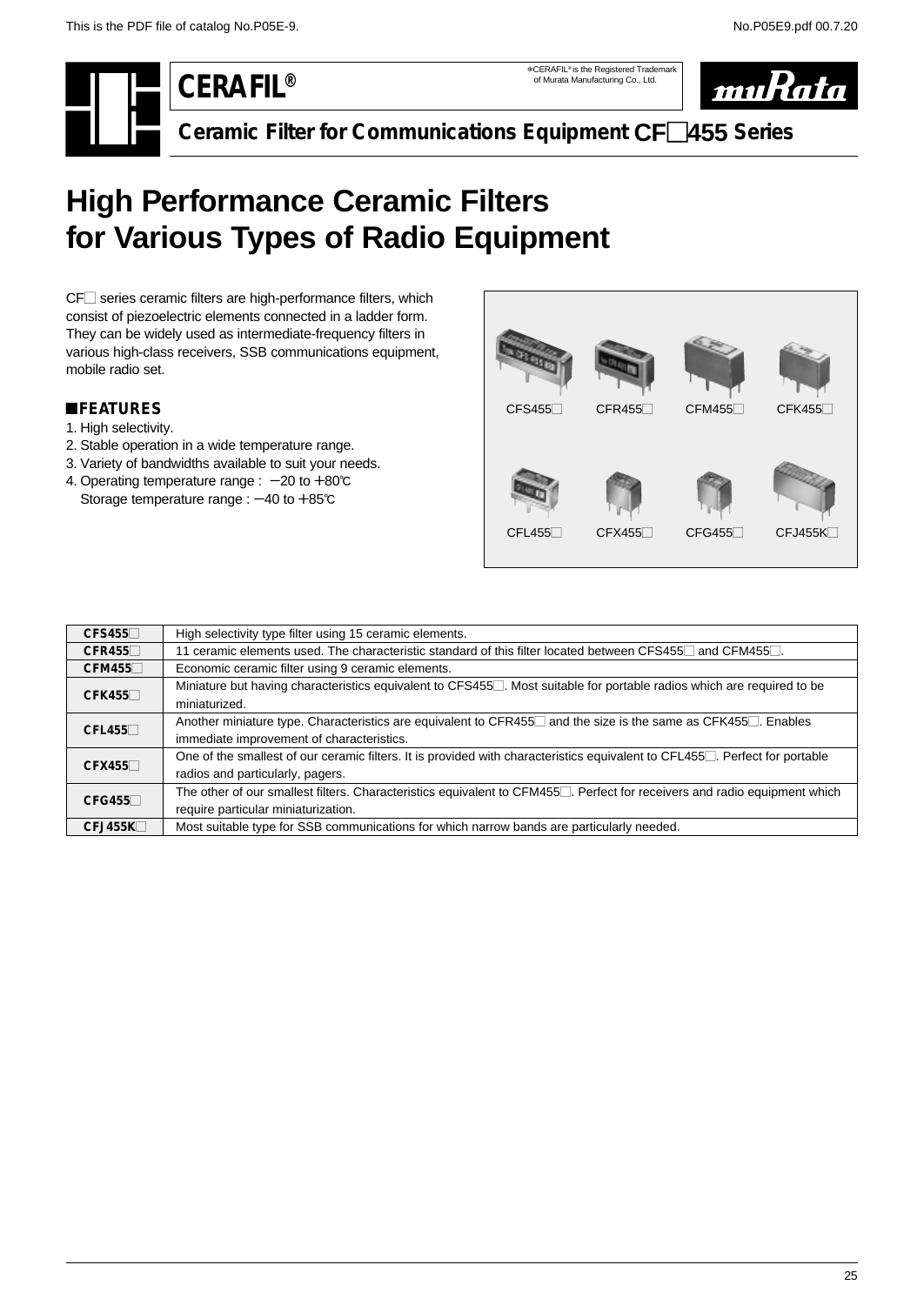This is the PDF file of catalog No.P05E-9.

# CERAFIL®

*CERAFIL® is the Registered Trademark of Murata Manufacturing Co., Ltd.

## Ceramic Filter for Communications Equipment CF□455 Series

# High Performance Ceramic Filters for Various Types of Radio Equipment

CF□ series ceramic filters are high-performance filters, which consist of piezoelectric elements connected in a ladder form. They can be widely used as intermediate-frequency filters in various high-class receivers, SSB communications equipment, mobile radio set.

### ■FEATURES

1. High selectivity.
2. Stable operation in a wide temperature range.
3. Variety of bandwidths available to suit your needs.
4. Operating temperature range : −20 to +80℃
   Storage temperature range : −40 to +85℃

CFS455□ CFR455□ CFM455□ CFK455□

CFL455□ CFX455□ CFG455□ CFJ455K□

| | |
|---|---|
| **CFS455□** | High selectivity type filter using 15 ceramic elements. |
| **CFR455□** | 11 ceramic elements used. The characteristic standard of this filter located between CFS455□ and CFM455□. |
| **CFM455□** | Economic ceramic filter using 9 ceramic elements. |
| **CFK455□** | Miniature but having characteristics equivalent to CFS455□. Most suitable for portable radios which are required to be miniaturized. |
| **CFL455□** | Another miniature type. Characteristics are equivalent to CFR455□ and the size is the same as CFK455□. Enables immediate improvement of characteristics. |
| **CFX455□** | One of the smallest of our ceramic filters. It is provided with characteristics equivalent to CFL455□. Perfect for portable radios and particularly, pagers. |
| **CFG455□** | The other of our smallest filters. Characteristics equivalent to CFM455□. Perfect for receivers and radio equipment which require particular miniaturization. |
| **CFJ455K□** | Most suitable type for SSB communications for which narrow bands are particularly needed. |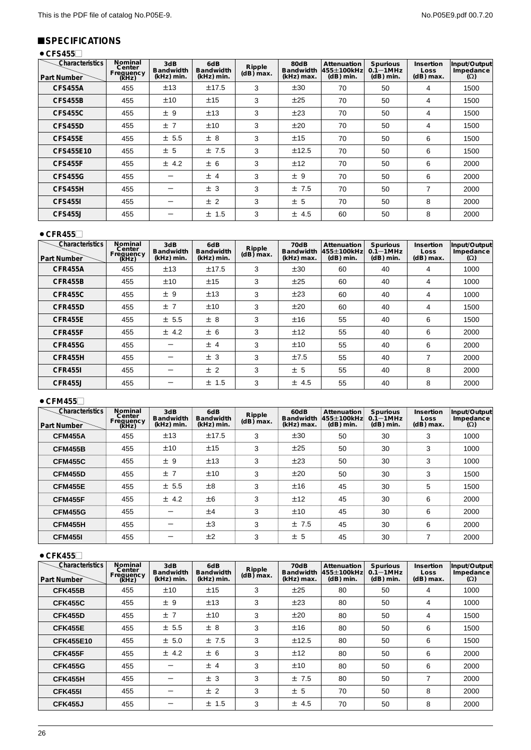## ■SPECIFICATIONS

### • CFS455□

| Characteristics / Part Number | Nominal Center Frequency (kHz) | 3dB Bandwidth (kHz) min. | 6dB Bandwidth (kHz) min. | Ripple (dB) max. | 80dB Bandwidth (kHz) max. | Attenuation 455±100kHz (dB) min. | Spurious 0.1—1MHz (dB) min. | Insertion Loss (dB) max. | Input/Output Impedance (Ω) |
|---|---|---|---|---|---|---|---|---|---|
| CFS455A | 455 | ±13 | ±17.5 | 3 | ±30 | 70 | 50 | 4 | 1500 |
| CFS455B | 455 | ±10 | ±15 | 3 | ±25 | 70 | 50 | 4 | 1500 |
| CFS455C | 455 | ± 9 | ±13 | 3 | ±23 | 70 | 50 | 4 | 1500 |
| CFS455D | 455 | ± 7 | ±10 | 3 | ±20 | 70 | 50 | 4 | 1500 |
| CFS455E | 455 | ± 5.5 | ± 8 | 3 | ±15 | 70 | 50 | 6 | 1500 |
| CFS455E10 | 455 | ± 5 | ± 7.5 | 3 | ±12.5 | 70 | 50 | 6 | 1500 |
| CFS455F | 455 | ± 4.2 | ± 6 | 3 | ±12 | 70 | 50 | 6 | 2000 |
| CFS455G | 455 | — | ± 4 | 3 | ± 9 | 70 | 50 | 6 | 2000 |
| CFS455H | 455 | — | ± 3 | 3 | ± 7.5 | 70 | 50 | 7 | 2000 |
| CFS455I | 455 | — | ± 2 | 3 | ± 5 | 70 | 50 | 8 | 2000 |
| CFS455J | 455 | — | ± 1.5 | 3 | ± 4.5 | 60 | 50 | 8 | 2000 |

### • CFR455□

| Characteristics / Part Number | Nominal Center Frequency (kHz) | 3dB Bandwidth (kHz) min. | 6dB Bandwidth (kHz) min. | Ripple (dB) max. | 70dB Bandwidth (kHz) max. | Attenuation 455±100kHz (dB) min. | Spurious 0.1—1MHz (dB) min. | Insertion Loss (dB) max. | Input/Output Impedance (Ω) |
|---|---|---|---|---|---|---|---|---|---|
| CFR455A | 455 | ±13 | ±17.5 | 3 | ±30 | 60 | 40 | 4 | 1000 |
| CFR455B | 455 | ±10 | ±15 | 3 | ±25 | 60 | 40 | 4 | 1000 |
| CFR455C | 455 | ± 9 | ±13 | 3 | ±23 | 60 | 40 | 4 | 1000 |
| CFR455D | 455 | ± 7 | ±10 | 3 | ±20 | 60 | 40 | 4 | 1500 |
| CFR455E | 455 | ± 5.5 | ± 8 | 3 | ±16 | 55 | 40 | 6 | 1500 |
| CFR455F | 455 | ± 4.2 | ± 6 | 3 | ±12 | 55 | 40 | 6 | 2000 |
| CFR455G | 455 | — | ± 4 | 3 | ±10 | 55 | 40 | 6 | 2000 |
| CFR455H | 455 | — | ± 3 | 3 | ±7.5 | 55 | 40 | 7 | 2000 |
| CFR455I | 455 | — | ± 2 | 3 | ± 5 | 55 | 40 | 8 | 2000 |
| CFR455J | 455 | — | ± 1.5 | 3 | ± 4.5 | 55 | 40 | 8 | 2000 |

### • CFM455□

| Characteristics / Part Number | Nominal Center Frequency (kHz) | 3dB Bandwidth (kHz) min. | 6dB Bandwidth (kHz) min. | Ripple (dB) max. | 60dB Bandwidth (kHz) max. | Attenuation 455±100kHz (dB) min. | Spurious 0.1—1MHz (dB) min. | Insertion Loss (dB) max. | Input/Output Impedance (Ω) |
|---|---|---|---|---|---|---|---|---|---|
| CFM455A | 455 | ±13 | ±17.5 | 3 | ±30 | 50 | 30 | 3 | 1000 |
| CFM455B | 455 | ±10 | ±15 | 3 | ±25 | 50 | 30 | 3 | 1000 |
| CFM455C | 455 | ± 9 | ±13 | 3 | ±23 | 50 | 30 | 3 | 1000 |
| CFM455D | 455 | ± 7 | ±10 | 3 | ±20 | 50 | 30 | 3 | 1500 |
| CFM455E | 455 | ± 5.5 | ±8 | 3 | ±16 | 45 | 30 | 5 | 1500 |
| CFM455F | 455 | ± 4.2 | ±6 | 3 | ±12 | 45 | 30 | 6 | 2000 |
| CFM455G | 455 | — | ±4 | 3 | ±10 | 45 | 30 | 6 | 2000 |
| CFM455H | 455 | — | ±3 | 3 | ± 7.5 | 45 | 30 | 6 | 2000 |
| CFM455I | 455 | — | ±2 | 3 | ± 5 | 45 | 30 | 7 | 2000 |

### • CFK455□

| Characteristics / Part Number | Nominal Center Frequency (kHz) | 3dB Bandwidth (kHz) min. | 6dB Bandwidth (kHz) min. | Ripple (dB) max. | 70dB Bandwidth (kHz) max. | Attenuation 455±100kHz (dB) min. | Spurious 0.1—1MHz (dB) min. | Insertion Loss (dB) max. | Input/Output Impedance (Ω) |
|---|---|---|---|---|---|---|---|---|---|
| CFK455B | 455 | ±10 | ±15 | 3 | ±25 | 80 | 50 | 4 | 1000 |
| CFK455C | 455 | ± 9 | ±13 | 3 | ±23 | 80 | 50 | 4 | 1000 |
| CFK455D | 455 | ± 7 | ±10 | 3 | ±20 | 80 | 50 | 4 | 1500 |
| CFK455E | 455 | ± 5.5 | ± 8 | 3 | ±16 | 80 | 50 | 6 | 1500 |
| CFK455E10 | 455 | ± 5.0 | ± 7.5 | 3 | ±12.5 | 80 | 50 | 6 | 1500 |
| CFK455F | 455 | ± 4.2 | ± 6 | 3 | ±12 | 80 | 50 | 6 | 2000 |
| CFK455G | 455 | — | ± 4 | 3 | ±10 | 80 | 50 | 6 | 2000 |
| CFK455H | 455 | — | ± 3 | 3 | ± 7.5 | 80 | 50 | 7 | 2000 |
| CFK455I | 455 | — | ± 2 | 3 | ± 5 | 70 | 50 | 8 | 2000 |
| CFK455J | 455 | — | ± 1.5 | 3 | ± 4.5 | 70 | 50 | 8 | 2000 |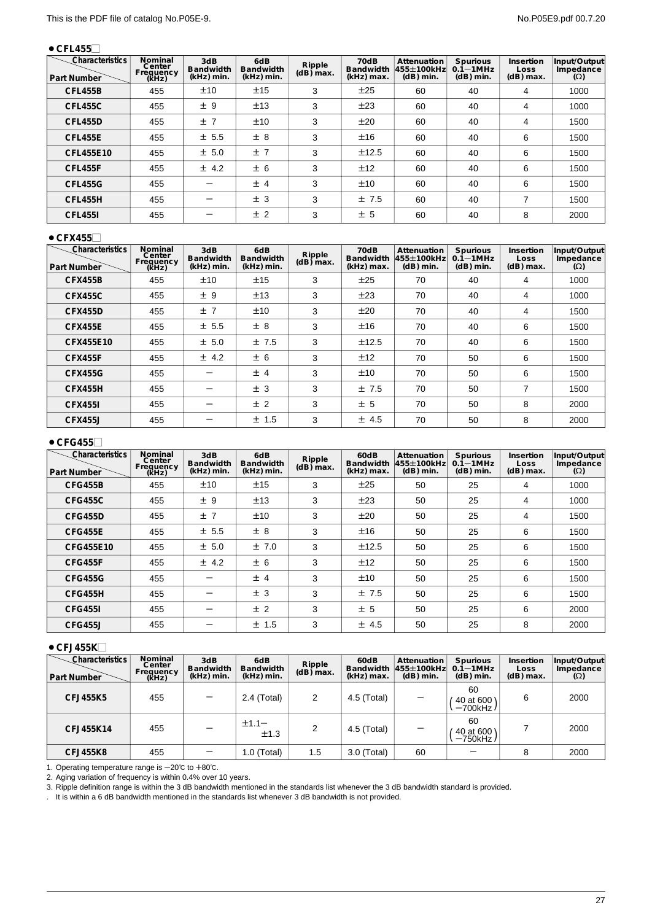- **CFL455□**

| Characteristics / Part Number | Nominal Center Frequency (kHz) | 3dB Bandwidth (kHz) min. | 6dB Bandwidth (kHz) min. | Ripple (dB) max. | 70dB Bandwidth (kHz) max. | Attenuation 455±100kHz (dB) min. | Spurious 0.1−1MHz (dB) min. | Insertion Loss (dB) max. | Input/Output Impedance (Ω) |
|---|---|---|---|---|---|---|---|---|---|
| CFL455B | 455 | ±10 | ±15 | 3 | ±25 | 60 | 40 | 4 | 1000 |
| CFL455C | 455 | ± 9 | ±13 | 3 | ±23 | 60 | 40 | 4 | 1000 |
| CFL455D | 455 | ± 7 | ±10 | 3 | ±20 | 60 | 40 | 4 | 1500 |
| CFL455E | 455 | ± 5.5 | ± 8 | 3 | ±16 | 60 | 40 | 6 | 1500 |
| CFL455E10 | 455 | ± 5.0 | ± 7 | 3 | ±12.5 | 60 | 40 | 6 | 1500 |
| CFL455F | 455 | ± 4.2 | ± 6 | 3 | ±12 | 60 | 40 | 6 | 1500 |
| CFL455G | 455 | − | ± 4 | 3 | ±10 | 60 | 40 | 6 | 1500 |
| CFL455H | 455 | − | ± 3 | 3 | ± 7.5 | 60 | 40 | 7 | 1500 |
| CFL455I | 455 | − | ± 2 | 3 | ± 5 | 60 | 40 | 8 | 2000 |

- **CFX455□**

| Characteristics / Part Number | Nominal Center Frequency (kHz) | 3dB Bandwidth (kHz) min. | 6dB Bandwidth (kHz) min. | Ripple (dB) max. | 70dB Bandwidth (kHz) max. | Attenuation 455±100kHz (dB) min. | Spurious 0.1−1MHz (dB) min. | Insertion Loss (dB) max. | Input/Output Impedance (Ω) |
|---|---|---|---|---|---|---|---|---|---|
| CFX455B | 455 | ±10 | ±15 | 3 | ±25 | 70 | 40 | 4 | 1000 |
| CFX455C | 455 | ± 9 | ±13 | 3 | ±23 | 70 | 40 | 4 | 1000 |
| CFX455D | 455 | ± 7 | ±10 | 3 | ±20 | 70 | 40 | 4 | 1500 |
| CFX455E | 455 | ± 5.5 | ± 8 | 3 | ±16 | 70 | 40 | 6 | 1500 |
| CFX455E10 | 455 | ± 5.0 | ± 7.5 | 3 | ±12.5 | 70 | 40 | 6 | 1500 |
| CFX455F | 455 | ± 4.2 | ± 6 | 3 | ±12 | 70 | 50 | 6 | 1500 |
| CFX455G | 455 | − | ± 4 | 3 | ±10 | 70 | 50 | 6 | 1500 |
| CFX455H | 455 | − | ± 3 | 3 | ± 7.5 | 70 | 50 | 7 | 1500 |
| CFX455I | 455 | − | ± 2 | 3 | ± 5 | 70 | 50 | 8 | 2000 |
| CFX455J | 455 | − | ± 1.5 | 3 | ± 4.5 | 70 | 50 | 8 | 2000 |

- **CFG455□**

| Characteristics / Part Number | Nominal Center Frequency (kHz) | 3dB Bandwidth (kHz) min. | 6dB Bandwidth (kHz) min. | Ripple (dB) max. | 60dB Bandwidth (kHz) max. | Attenuation 455±100kHz (dB) min. | Spurious 0.1−1MHz (dB) min. | Insertion Loss (dB) max. | Input/Output Impedance (Ω) |
|---|---|---|---|---|---|---|---|---|---|
| CFG455B | 455 | ±10 | ±15 | 3 | ±25 | 50 | 25 | 4 | 1000 |
| CFG455C | 455 | ± 9 | ±13 | 3 | ±23 | 50 | 25 | 4 | 1000 |
| CFG455D | 455 | ± 7 | ±10 | 3 | ±20 | 50 | 25 | 4 | 1500 |
| CFG455E | 455 | ± 5.5 | ± 8 | 3 | ±16 | 50 | 25 | 6 | 1500 |
| CFG455E10 | 455 | ± 5.0 | ± 7.0 | 3 | ±12.5 | 50 | 25 | 6 | 1500 |
| CFG455F | 455 | ± 4.2 | ± 6 | 3 | ±12 | 50 | 25 | 6 | 1500 |
| CFG455G | 455 | − | ± 4 | 3 | ±10 | 50 | 25 | 6 | 1500 |
| CFG455H | 455 | − | ± 3 | 3 | ± 7.5 | 50 | 25 | 6 | 1500 |
| CFG455I | 455 | − | ± 2 | 3 | ± 5 | 50 | 25 | 6 | 2000 |
| CFG455J | 455 | − | ± 1.5 | 3 | ± 4.5 | 50 | 25 | 8 | 2000 |

- **CFJ455K□**

| Characteristics / Part Number | Nominal Center Frequency (kHz) | 3dB Bandwidth (kHz) min. | 6dB Bandwidth (kHz) min. | Ripple (dB) max. | 60dB Bandwidth (kHz) max. | Attenuation 455±100kHz (dB) min. | Spurious 0.1−1MHz (dB) min. | Insertion Loss (dB) max. | Input/Output Impedance (Ω) |
|---|---|---|---|---|---|---|---|---|---|
| CFJ455K5 | 455 | − | 2.4 (Total) | 2 | 4.5 (Total) | − | 60 (40 at 600−700kHz) | 6 | 2000 |
| CFJ455K14 | 455 | − | ±1.1−±1.3 | 2 | 4.5 (Total) | − | 60 (40 at 600−750kHz) | 7 | 2000 |
| CFJ455K8 | 455 | − | 1.0 (Total) | 1.5 | 3.0 (Total) | 60 | − | 8 | 2000 |

1. Operating temperature range is −20℃ to +80℃.
2. Aging variation of frequency is within 0.4% over 10 years.
3. Ripple definition range is within the 3 dB bandwidth mentioned in the standards list whenever the 3 dB bandwidth standard is provided.
. It is within a 6 dB bandwidth mentioned in the standards list whenever 3 dB bandwidth is not provided.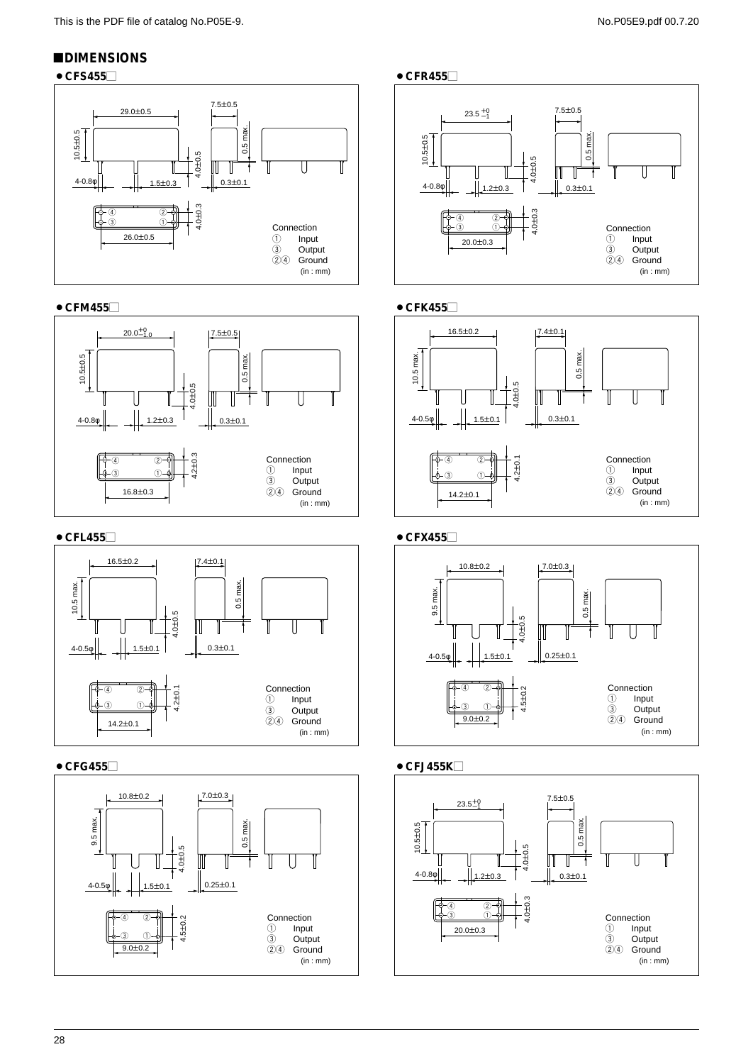## ■DIMENSIONS

### • CFS455□

29.0±0.5

7.5±0.5

10.5±0.5

0.5 max.

4.0±0.5

4-0.8φ

1.5±0.3

0.3±0.1

4.0±0.3

26.0±0.5

Connection
① Input
③ Output
②④ Ground
(in : mm)

### • CFR455□

$23.5^{+0}_{-1}$

7.5±0.5

10.5±0.5

0.5 max.

4.0±0.5

4-0.8φ

1.2±0.3

0.3±0.1

4.0±0.3

20.0±0.3

Connection
① Input
③ Output
②④ Ground
(in : mm)

### • CFM455□

$20.0^{+0}_{-1.0}$

7.5±0.5

10.5±0.5

0.5 max.

4.0±0.5

4-0.8φ

1.2±0.3

0.3±0.1

4.2±0.3

16.8±0.3

Connection
① Input
③ Output
②④ Ground
(in : mm)

### • CFK455□

16.5±0.2

7.4±0.1

10.5 max.

0.5 max.

4.0±0.5

4-0.5φ

1.5±0.1

0.3±0.1

4.2±0.1

14.2±0.1

Connection
① Input
③ Output
②④ Ground
(in : mm)

### • CFL455□

16.5±0.2

7.4±0.1

10.5 max.

0.5 max.

4.0±0.5

4-0.5φ

1.5±0.1

0.3±0.1

4.2±0.1

14.2±0.1

Connection
① Input
③ Output
②④ Ground
(in : mm)

### • CFX455□

10.8±0.2

7.0±0.3

9.5 max.

0.5 max.

4.0±0.5

4-0.5φ

1.5±0.1

0.25±0.1

4.5±0.2

9.0±0.2

Connection
① Input
③ Output
②④ Ground
(in : mm)

### • CFG455□

10.8±0.2

7.0±0.3

9.5 max.

0.5 max.

4.0±0.5

4-0.5φ

1.5±0.1

0.25±0.1

4.5±0.2

9.0±0.2

Connection
① Input
③ Output
②④ Ground
(in : mm)

### • CFJ455K□

$23.5^{+0}_{-1}$

7.5±0.5

10.5±0.5

0.5 max.

4.0±0.5

4-0.8φ

1.2±0.3

0.3±0.1

4.0±0.3

20.0±0.3

Connection
① Input
③ Output
②④ Ground
(in : mm)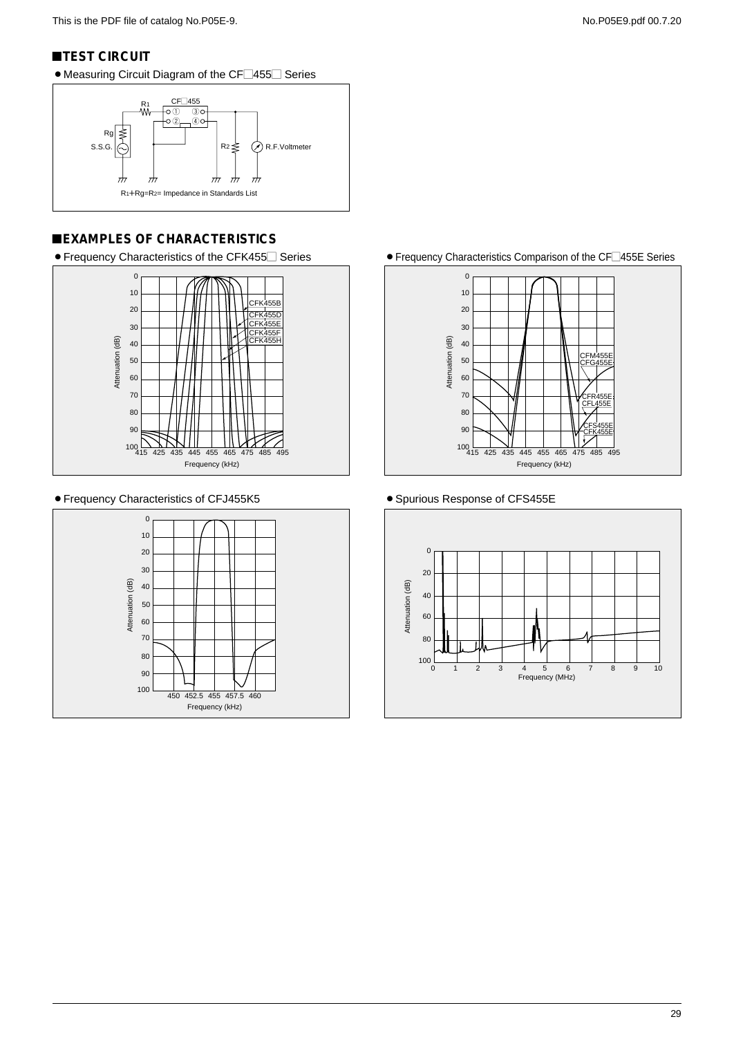## ■TEST CIRCUIT

- Measuring Circuit Diagram of the CF□455□ Series

R1+Rg=R2= Impedance in Standards List

## ■EXAMPLES OF CHARACTERISTICS

- Frequency Characteristics of the CFK455□ Series
- Frequency Characteristics Comparison of the CF□455E Series
- Frequency Characteristics of CFJ455K5
- Spurious Response of CFS455E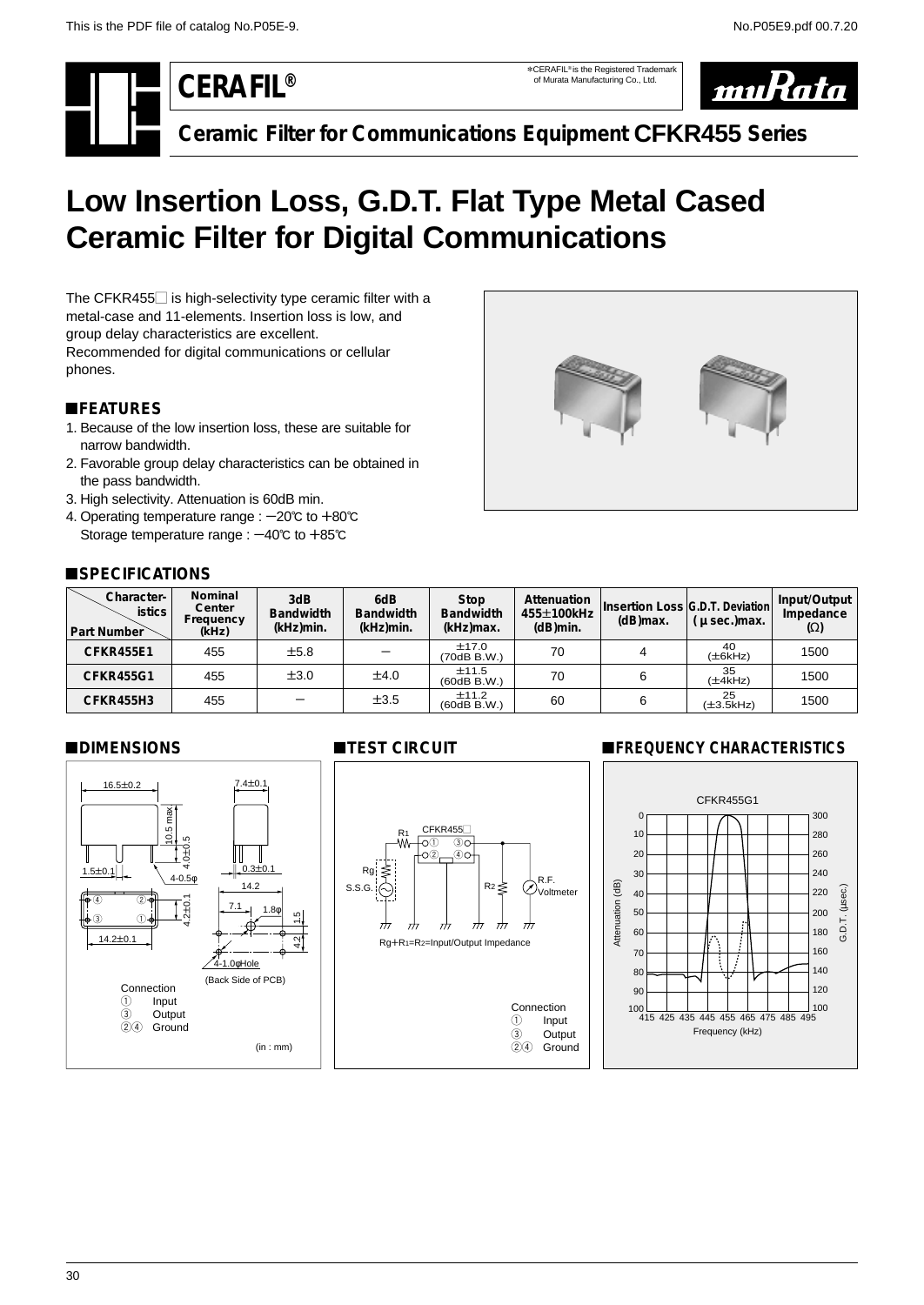# CERAFIL®

*CERAFIL® is the Registered Trademark of Murata Manufacturing Co., Ltd.

## Ceramic Filter for Communications Equipment CFKR455 Series

# Low Insertion Loss, G.D.T. Flat Type Metal Cased Ceramic Filter for Digital Communications

The CFKR455□ is high-selectivity type ceramic filter with a metal-case and 11-elements. Insertion loss is low, and group delay characteristics are excellent.
Recommended for digital communications or cellular phones.

## ■FEATURES

1. Because of the low insertion loss, these are suitable for narrow bandwidth.
2. Favorable group delay characteristics can be obtained in the pass bandwidth.
3. High selectivity. Attenuation is 60dB min.
4. Operating temperature range : −20℃ to +80℃
   Storage temperature range : −40℃ to +85℃

## ■SPECIFICATIONS

| Part Number \ Characteristics | Nominal Center Frequency (kHz) | 3dB Bandwidth (kHz)min. | 6dB Bandwidth (kHz)min. | Stop Bandwidth (kHz)max. | Attenuation 455±100kHz (dB)min. | Insertion Loss (dB)max. | G.D.T. Deviation (μ sec.)max. | Input/Output Impedance (Ω) |
|---|---|---|---|---|---|---|---|---|
| CFKR455E1 | 455 | ±5.8 | − | ±17.0 (70dB B.W.) | 70 | 4 | 40 (±6kHz) | 1500 |
| CFKR455G1 | 455 | ±3.0 | ±4.0 | ±11.5 (60dB B.W.) | 70 | 6 | 35 (±4kHz) | 1500 |
| CFKR455H3 | 455 | − | ±3.5 | ±11.2 (60dB B.W.) | 60 | 6 | 25 (±3.5kHz) | 1500 |

## ■DIMENSIONS

16.5±0.2, 7.4±0.1, 10.5 max, 4.0±0.5, 1.5±0.1, 4-0.5φ, 0.3±0.1, 14.2, 4.2±0.1, 7.1, 1.8φ, 1.5, 4.2, 14.2±0.1, 4-1.0φHole (Back Side of PCB)

Connection
① Input
③ Output
②④ Ground

(in : mm)

## ■TEST CIRCUIT

CFKR455□, R1, Rg, S.S.G., R2, R.F. Voltmeter

Rg+R1=R2=Input/Output Impedance

Connection
① Input
③ Output
②④ Ground

## ■FREQUENCY CHARACTERISTICS

CFKR455G1

Attenuation (dB) / G.D.T. (μsec.) / Frequency (kHz)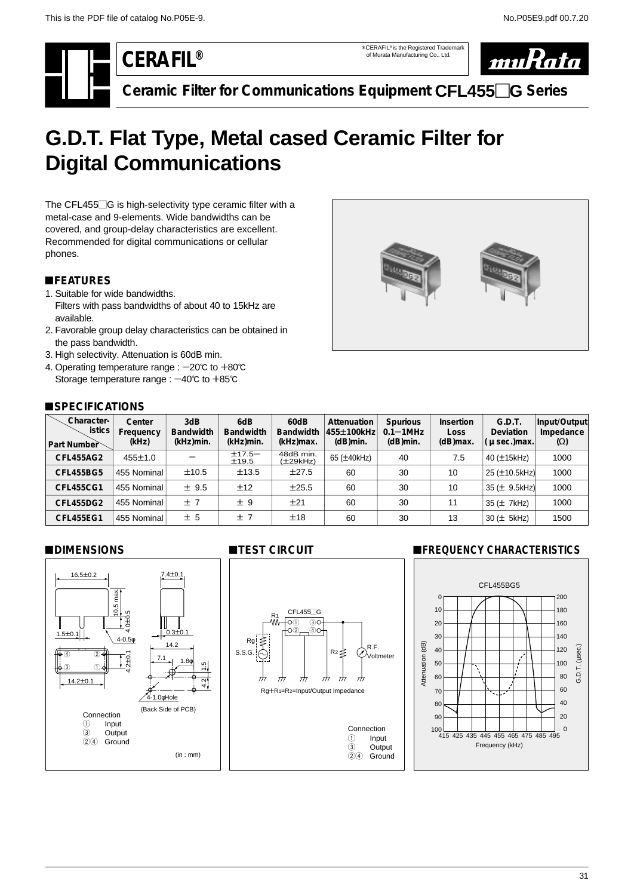# CERAFIL®

*CERAFIL® is the Registered Trademark of Murata Manufacturing Co., Ltd.

## Ceramic Filter for Communications Equipment CFL455□G Series

# G.D.T. Flat Type, Metal cased Ceramic Filter for Digital Communications

The CFL455□G is high-selectivity type ceramic filter with a metal-case and 9-elements. Wide bandwidths can be covered, and group-delay characteristics are excellent. Recommended for digital communications or cellular phones.

### ■FEATURES

1. Suitable for wide bandwidths. Filters with pass bandwidths of about 40 to 15kHz are available.
2. Favorable group delay characteristics can be obtained in the pass bandwidth.
3. High selectivity. Attenuation is 60dB min.
4. Operating temperature range : −20℃ to +80℃ Storage temperature range : −40℃ to +85℃

### ■SPECIFICATIONS

| Part Number \ Characteristics | Center Frequency (kHz) | 3dB Bandwidth (kHz)min. | 6dB Bandwidth (kHz)min. | 60dB Bandwidth (kHz)max. | Attenuation 455±100kHz (dB)min. | Spurious 0.1−1MHz (dB)min. | Insertion Loss (dB)max. | G.D.T. Deviation (μsec.)max. | Input/Output Impedance (Ω) |
|---|---|---|---|---|---|---|---|---|---|
| CFL455AG2 | 455±1.0 | − | ±17.5− ±19.5 | 48dB min. (±29kHz) | 65 (±40kHz) | 40 | 7.5 | 40 (±15kHz) | 1000 |
| CFL455BG5 | 455 Nominal | ±10.5 | ±13.5 | ±27.5 | 60 | 30 | 10 | 25 (±10.5kHz) | 1000 |
| CFL455CG1 | 455 Nominal | ± 9.5 | ±12 | ±25.5 | 60 | 30 | 10 | 35 (± 9.5kHz) | 1000 |
| CFL455DG2 | 455 Nominal | ± 7 | ± 9 | ±21 | 60 | 30 | 11 | 35 (± 7kHz) | 1000 |
| CFL455EG1 | 455 Nominal | ± 5 | ± 7 | ±18 | 60 | 30 | 13 | 30 (± 5kHz) | 1500 |

### ■DIMENSIONS

16.5±0.2, 7.4±0.1, 10.5 max., 4.0±0.5, 1.5±0.1, 4-0.5φ, 0.3±0.1, 14.2, 4.2±0.1, 7.1, 1.8φ, 1.5, 4.2, 14.2±0.1, 4-1.0φHole

(Back Side of PCB)

Connection
① Input
③ Output
②④ Ground

(in : mm)

### ■TEST CIRCUIT

CFL455□G, R1, Rg, S.S.G., R2, R.F. Voltmeter

Rg+R1=R2=Input/Output Impedance

Connection
① Input
③ Output
②④ Ground

### ■FREQUENCY CHARACTERISTICS

CFL455BG5

Attenuation (dB) 0–100; G.D.T. (μsec.) 0–200; Frequency (kHz) 415–495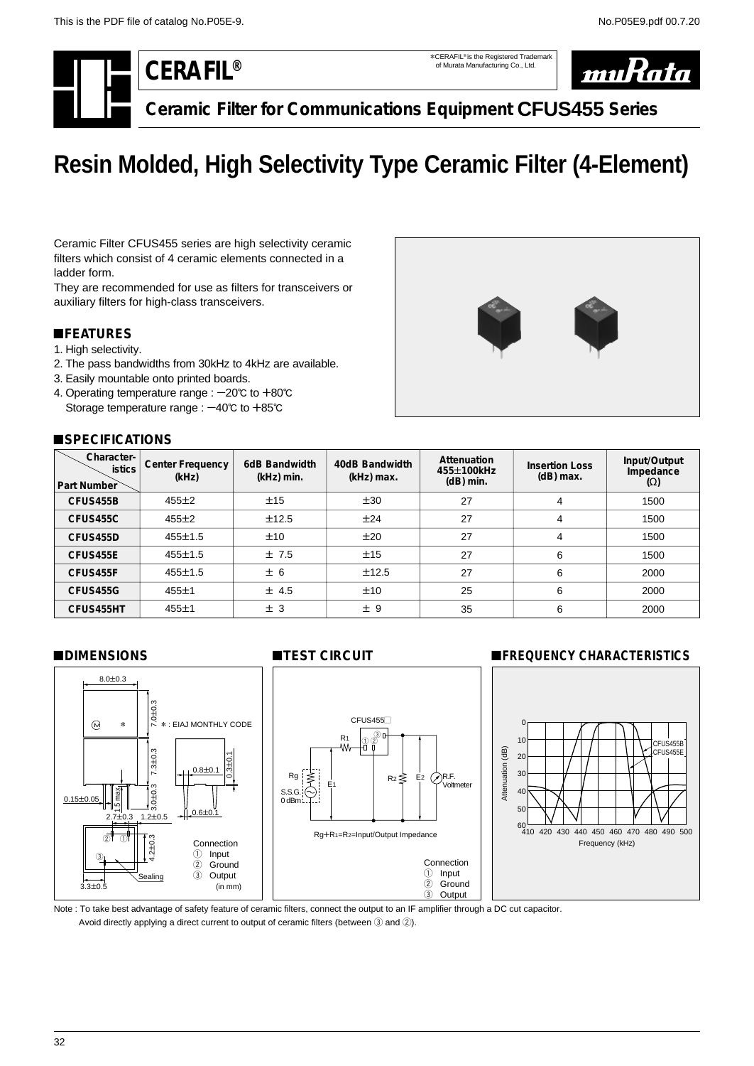# CERAFIL®

*CERAFIL® is the Registered Trademark of Murata Manufacturing Co., Ltd.

## Ceramic Filter for Communications Equipment CFUS455 Series

# Resin Molded, High Selectivity Type Ceramic Filter (4-Element)

Ceramic Filter CFUS455 series are high selectivity ceramic filters which consist of 4 ceramic elements connected in a ladder form.
They are recommended for use as filters for transceivers or auxiliary filters for high-class transceivers.

## ■FEATURES

1. High selectivity.
2. The pass bandwidths from 30kHz to 4kHz are available.
3. Easily mountable onto printed boards.
4. Operating temperature range : −20℃ to +80℃
   Storage temperature range : −40℃ to +85℃

## ■SPECIFICATIONS

| Part Number \ Characteristics | Center Frequency (kHz) | 6dB Bandwidth (kHz) min. | 40dB Bandwidth (kHz) max. | Attenuation 455±100kHz (dB) min. | Insertion Loss (dB) max. | Input/Output Impedance (Ω) |
|---|---|---|---|---|---|---|
| CFUS455B | 455±2 | ±15 | ±30 | 27 | 4 | 1500 |
| CFUS455C | 455±2 | ±12.5 | ±24 | 27 | 4 | 1500 |
| CFUS455D | 455±1.5 | ±10 | ±20 | 27 | 4 | 1500 |
| CFUS455E | 455±1.5 | ± 7.5 | ±15 | 27 | 6 | 1500 |
| CFUS455F | 455±1.5 | ± 6 | ±12.5 | 27 | 6 | 2000 |
| CFUS455G | 455±1 | ± 4.5 | ±10 | 25 | 6 | 2000 |
| CFUS455HT | 455±1 | ± 3 | ± 9 | 35 | 6 | 2000 |

## ■DIMENSIONS

8.0±0.3, 7.0±0.3, 7.3±0.3, 3.0±0.3, 0.3±0.1, 0.8±0.1, 0.6±0.1, 0.15±0.05, 1.5 max., 2.7±0.3, 1.2±0.5, 4.2±0.3, 3.3±0.5

*: EIAJ MONTHLY CODE

Sealing

Connection
① Input
② Ground
③ Output

(in mm)

## ■TEST CIRCUIT

CFUS455□

Rg, S.S.G. 0 dBm, R1, E1, R2, E2, R.F. Voltmeter

$Rg+R_1=R_2$=Input/Output Impedance

Connection
① Input
② Ground
③ Output

## ■FREQUENCY CHARACTERISTICS

Attenuation (dB) vs. Frequency (kHz), 410–500 kHz; CFUS455B, CFUS455E

Note : To take best advantage of safety feature of ceramic filters, connect the output to an IF amplifier through a DC cut capacitor.
Avoid directly applying a direct current to output of ceramic filters (between ③ and ②).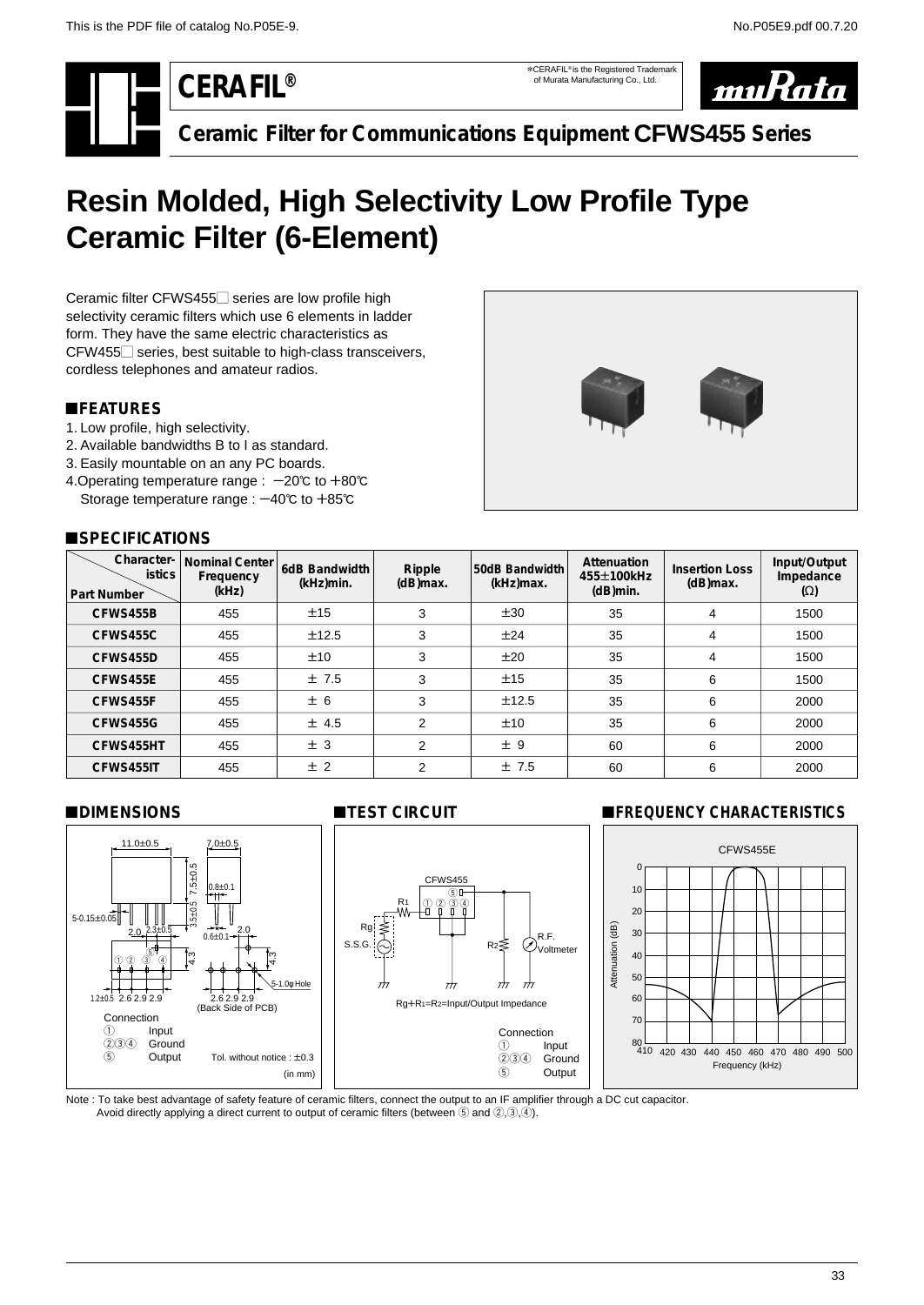CERAFIL®

*CERAFIL® is the Registered Trademark of Murata Manufacturing Co., Ltd.

muRata

## Ceramic Filter for Communications Equipment CFWS455 Series

# Resin Molded, High Selectivity Low Profile Type Ceramic Filter (6-Element)

Ceramic filter CFWS455□ series are low profile high selectivity ceramic filters which use 6 elements in ladder form. They have the same electric characteristics as CFW455□ series, best suitable to high-class transceivers, cordless telephones and amateur radios.

### ■FEATURES

1. Low profile, high selectivity.
2. Available bandwidths B to I as standard.
3. Easily mountable on an any PC boards.
4. Operating temperature range : −20℃ to +80℃
   Storage temperature range : −40℃ to +85℃

### ■SPECIFICATIONS

| Part Number \ Characteristics | Nominal Center Frequency (kHz) | 6dB Bandwidth (kHz)min. | Ripple (dB)max. | 50dB Bandwidth (kHz)max. | Attenuation 455±100kHz (dB)min. | Insertion Loss (dB)max. | Input/Output Impedance (Ω) |
|---|---|---|---|---|---|---|---|
| CFWS455B | 455 | ±15 | 3 | ±30 | 35 | 4 | 1500 |
| CFWS455C | 455 | ±12.5 | 3 | ±24 | 35 | 4 | 1500 |
| CFWS455D | 455 | ±10 | 3 | ±20 | 35 | 4 | 1500 |
| CFWS455E | 455 | ± 7.5 | 3 | ±15 | 35 | 6 | 1500 |
| CFWS455F | 455 | ± 6 | 3 | ±12.5 | 35 | 6 | 2000 |
| CFWS455G | 455 | ± 4.5 | 2 | ±10 | 35 | 6 | 2000 |
| CFWS455HT | 455 | ± 3 | 2 | ± 9 | 60 | 6 | 2000 |
| CFWS455IT | 455 | ± 2 | 2 | ± 7.5 | 60 | 6 | 2000 |

### ■DIMENSIONS

Dimensions: 11.0±0.5, 7.0±0.5, 7.5±0.5, 3.5±0.5, 0.8±0.1, 5-0.15±0.05, 2.0, 2.3±0.5, 0.6±0.1, 4.3, 1.2±0.5, 2.6 2.9 2.9, 5-1.0φ Hole (Back Side of PCB)

Connection
① Input
②③④ Ground
⑤ Output

Tol. without notice : ±0.3

(in mm)

### ■TEST CIRCUIT

CFWS455, R1, Rg, S.S.G., R2, R.F. Voltmeter

Rg+R1=R2=Input/Output Impedance

Connection
① Input
②③④ Ground
⑤ Output

### ■FREQUENCY CHARACTERISTICS

CFWS455E

Attenuation (dB) vs. Frequency (kHz), 410–500 kHz, 0–80 dB

Note : To take best advantage of safety feature of ceramic filters, connect the output to an IF amplifier through a DC cut capacitor.
Avoid directly applying a direct current to output of ceramic filters (between ⑤ and ②,③,④).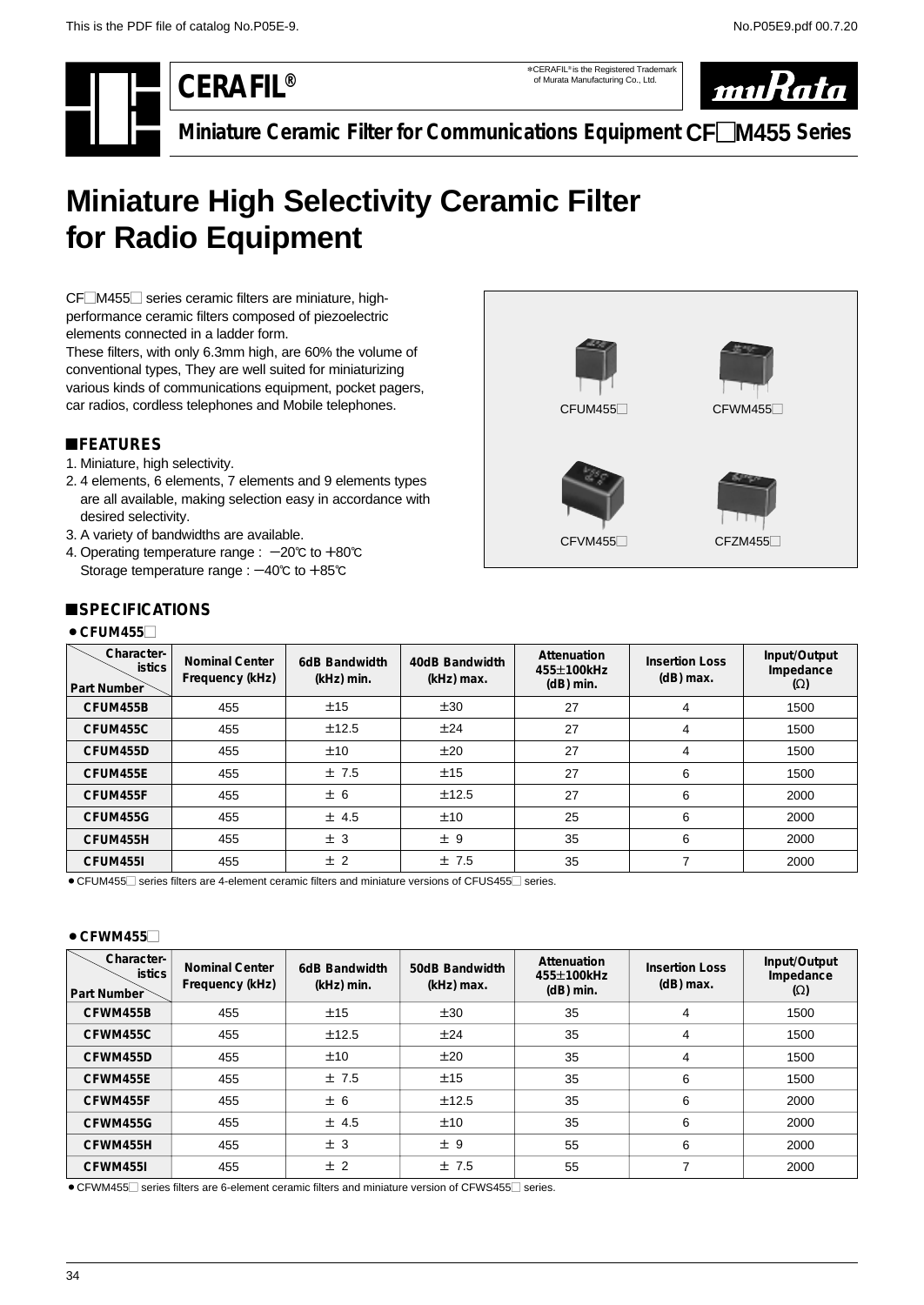# CERAFIL®

*CERAFIL® is the Registered Trademark of Murata Manufacturing Co., Ltd.

**Miniature Ceramic Filter for Communications Equipment CF□M455 Series**

# Miniature High Selectivity Ceramic Filter for Radio Equipment

CF□M455□ series ceramic filters are miniature, high-performance ceramic filters composed of piezoelectric elements connected in a ladder form.
These filters, with only 6.3mm high, are 60% the volume of conventional types, They are well suited for miniaturizing various kinds of communications equipment, pocket pagers, car radios, cordless telephones and Mobile telephones.

CFUM455□ CFWM455□ CFVM455□ CFZM455□

## ■FEATURES

1. Miniature, high selectivity.
2. 4 elements, 6 elements, 7 elements and 9 elements types are all available, making selection easy in accordance with desired selectivity.
3. A variety of bandwidths are available.
4. Operating temperature range : −20℃ to +80℃
   Storage temperature range : −40℃ to +85℃

## ■SPECIFICATIONS

### • CFUM455□

| Part Number \ Characteristics | Nominal Center Frequency (kHz) | 6dB Bandwidth (kHz) min. | 40dB Bandwidth (kHz) max. | Attenuation 455±100kHz (dB) min. | Insertion Loss (dB) max. | Input/Output Impedance (Ω) |
|---|---|---|---|---|---|---|
| CFUM455B | 455 | ±15 | ±30 | 27 | 4 | 1500 |
| CFUM455C | 455 | ±12.5 | ±24 | 27 | 4 | 1500 |
| CFUM455D | 455 | ±10 | ±20 | 27 | 4 | 1500 |
| CFUM455E | 455 | ± 7.5 | ±15 | 27 | 6 | 1500 |
| CFUM455F | 455 | ± 6 | ±12.5 | 27 | 6 | 2000 |
| CFUM455G | 455 | ± 4.5 | ±10 | 25 | 6 | 2000 |
| CFUM455H | 455 | ± 3 | ± 9 | 35 | 6 | 2000 |
| CFUM455I | 455 | ± 2 | ± 7.5 | 35 | 7 | 2000 |

• CFUM455□ series filters are 4-element ceramic filters and miniature versions of CFUS455□ series.

### • CFWM455□

| Part Number \ Characteristics | Nominal Center Frequency (kHz) | 6dB Bandwidth (kHz) min. | 50dB Bandwidth (kHz) max. | Attenuation 455±100kHz (dB) min. | Insertion Loss (dB) max. | Input/Output Impedance (Ω) |
|---|---|---|---|---|---|---|
| CFWM455B | 455 | ±15 | ±30 | 35 | 4 | 1500 |
| CFWM455C | 455 | ±12.5 | ±24 | 35 | 4 | 1500 |
| CFWM455D | 455 | ±10 | ±20 | 35 | 4 | 1500 |
| CFWM455E | 455 | ± 7.5 | ±15 | 35 | 6 | 1500 |
| CFWM455F | 455 | ± 6 | ±12.5 | 35 | 6 | 2000 |
| CFWM455G | 455 | ± 4.5 | ±10 | 35 | 6 | 2000 |
| CFWM455H | 455 | ± 3 | ± 9 | 55 | 6 | 2000 |
| CFWM455I | 455 | ± 2 | ± 7.5 | 55 | 7 | 2000 |

• CFWM455□ series filters are 6-element ceramic filters and miniature version of CFWS455□ series.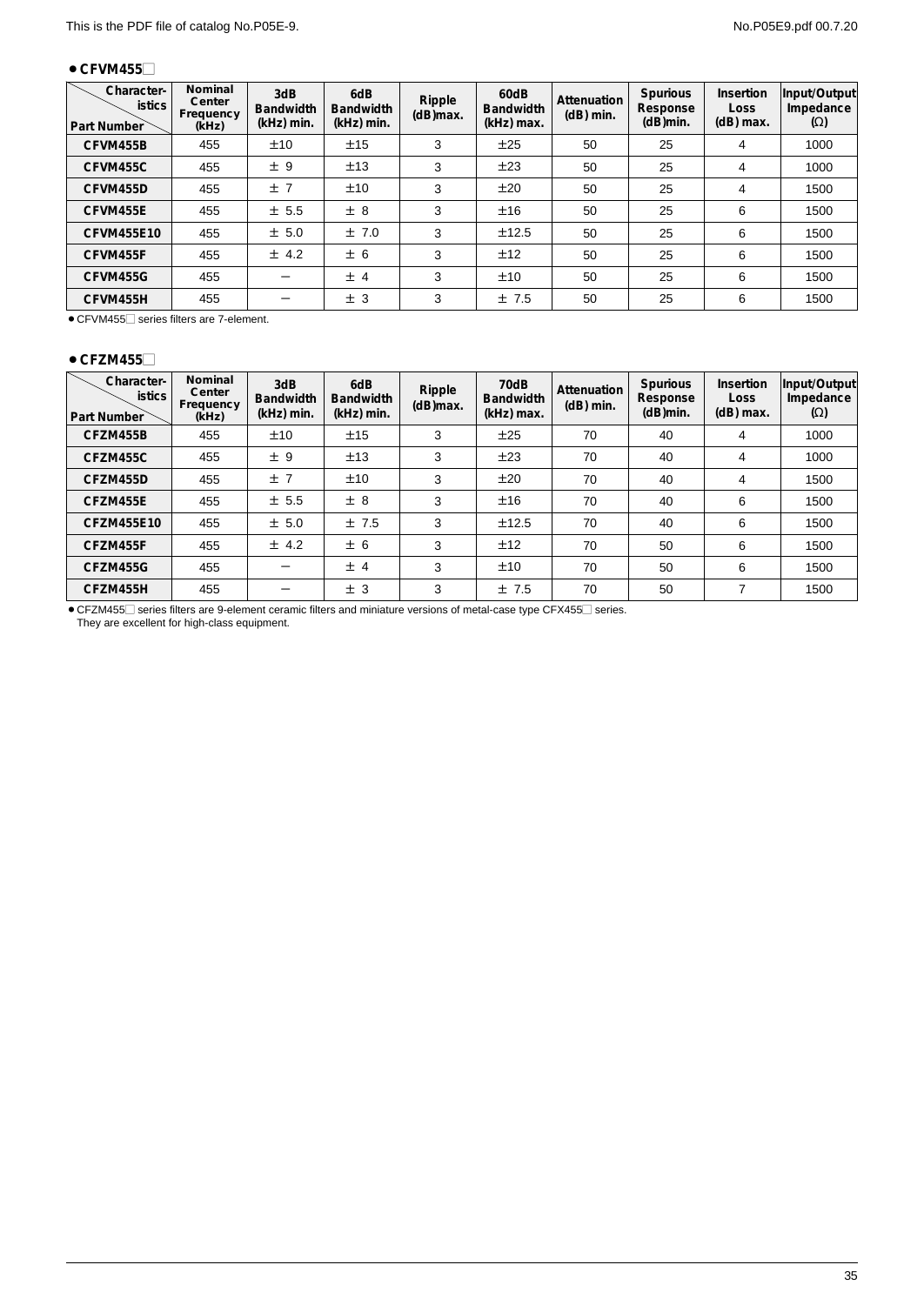● CFVM455□

| Characteristics / Part Number | Nominal Center Frequency (kHz) | 3dB Bandwidth (kHz) min. | 6dB Bandwidth (kHz) min. | Ripple (dB)max. | 60dB Bandwidth (kHz) max. | Attenuation (dB) min. | Spurious Response (dB)min. | Insertion Loss (dB) max. | Input/Output Impedance (Ω) |
|---|---|---|---|---|---|---|---|---|---|
| CFVM455B | 455 | ±10 | ±15 | 3 | ±25 | 50 | 25 | 4 | 1000 |
| CFVM455C | 455 | ± 9 | ±13 | 3 | ±23 | 50 | 25 | 4 | 1000 |
| CFVM455D | 455 | ± 7 | ±10 | 3 | ±20 | 50 | 25 | 4 | 1500 |
| CFVM455E | 455 | ± 5.5 | ± 8 | 3 | ±16 | 50 | 25 | 6 | 1500 |
| CFVM455E10 | 455 | ± 5.0 | ± 7.0 | 3 | ±12.5 | 50 | 25 | 6 | 1500 |
| CFVM455F | 455 | ± 4.2 | ± 6 | 3 | ±12 | 50 | 25 | 6 | 1500 |
| CFVM455G | 455 | – | ± 4 | 3 | ±10 | 50 | 25 | 6 | 1500 |
| CFVM455H | 455 | – | ± 3 | 3 | ± 7.5 | 50 | 25 | 6 | 1500 |

● CFVM455□ series filters are 7-element.

● CFZM455□

| Characteristics / Part Number | Nominal Center Frequency (kHz) | 3dB Bandwidth (kHz) min. | 6dB Bandwidth (kHz) min. | Ripple (dB)max. | 70dB Bandwidth (kHz) max. | Attenuation (dB) min. | Spurious Response (dB)min. | Insertion Loss (dB) max. | Input/Output Impedance (Ω) |
|---|---|---|---|---|---|---|---|---|---|
| CFZM455B | 455 | ±10 | ±15 | 3 | ±25 | 70 | 40 | 4 | 1000 |
| CFZM455C | 455 | ± 9 | ±13 | 3 | ±23 | 70 | 40 | 4 | 1000 |
| CFZM455D | 455 | ± 7 | ±10 | 3 | ±20 | 70 | 40 | 4 | 1500 |
| CFZM455E | 455 | ± 5.5 | ± 8 | 3 | ±16 | 70 | 40 | 6 | 1500 |
| CFZM455E10 | 455 | ± 5.0 | ± 7.5 | 3 | ±12.5 | 70 | 40 | 6 | 1500 |
| CFZM455F | 455 | ± 4.2 | ± 6 | 3 | ±12 | 70 | 50 | 6 | 1500 |
| CFZM455G | 455 | – | ± 4 | 3 | ±10 | 70 | 50 | 6 | 1500 |
| CFZM455H | 455 | – | ± 3 | 3 | ± 7.5 | 70 | 50 | 7 | 1500 |

● CFZM455□ series filters are 9-element ceramic filters and miniature versions of metal-case type CFX455□ series.
They are excellent for high-class equipment.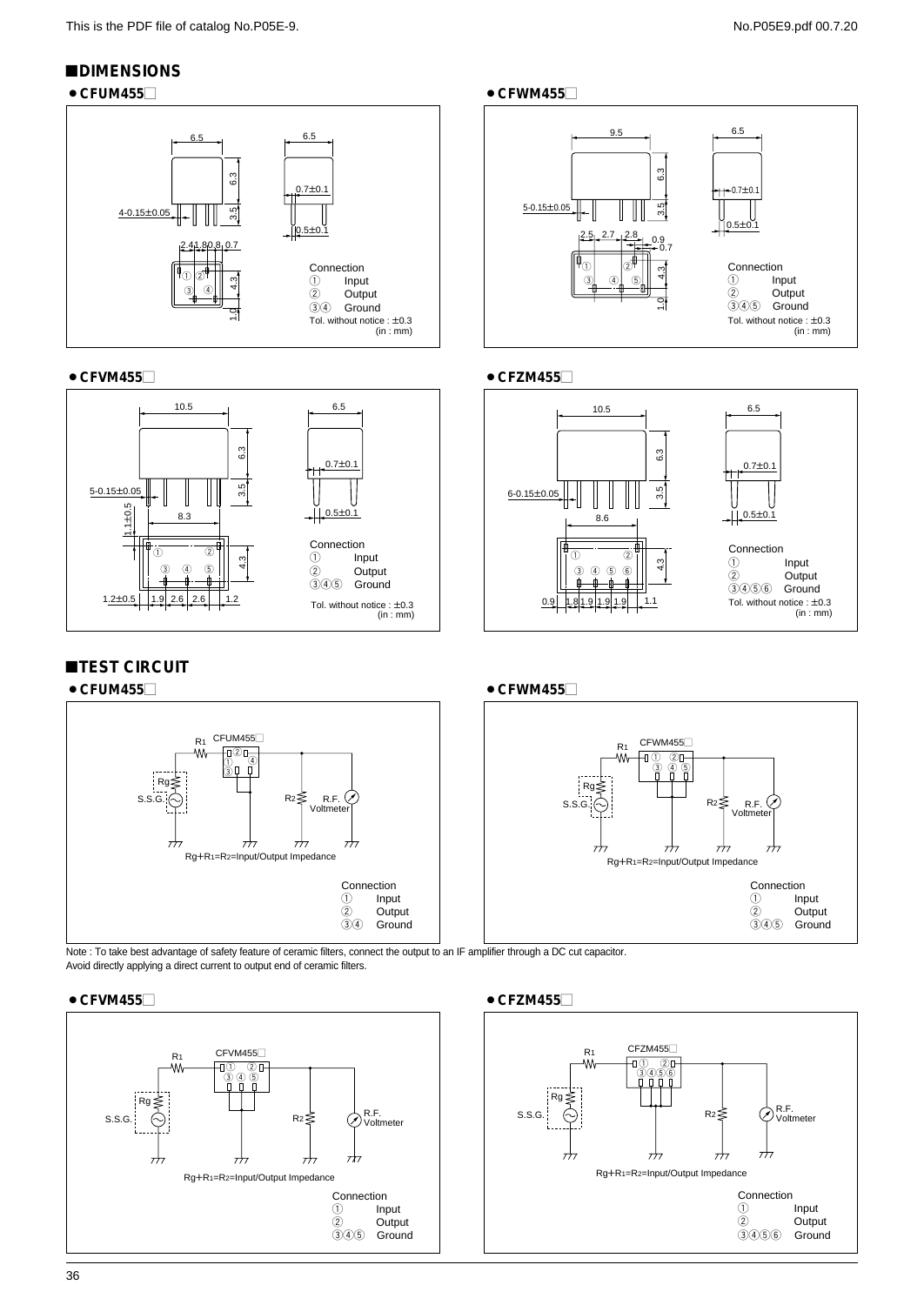## ■DIMENSIONS

**• CFUM455□**

6.5
6.3
3.5
4-0.15±0.05
6.5
0.7±0.1
0.5±0.1
2.4 1.8 0.8 0.7
4.3
1.0

Connection
① Input
② Output
③④ Ground
Tol. without notice : ±0.3
(in : mm)

**• CFWM455□**

9.5
6.3
3.5
5-0.15±0.05
2.5 2.7 2.8
0.9
0.7
4.3
1.0
6.5
0.7±0.1
0.5±0.1

Connection
① Input
② Output
③④⑤ Ground
Tol. without notice : ±0.3
(in : mm)

**• CFVM455□**

10.5
6.3
3.5
5-0.15±0.05
1.1±0.5
8.3
4.3
1.2±0.5 1.9 2.6 2.6 1.2
6.5
0.7±0.1
0.5±0.1

Connection
① Input
② Output
③④⑤ Ground
Tol. without notice : ±0.3
(in : mm)

**• CFZM455□**

10.5
6.3
3.5
6-0.15±0.05
8.6
4.3
0.9 1.8 1.9 1.9 1.9 1.1
6.5
0.7±0.1
0.5±0.1

Connection
① Input
② Output
③④⑤⑥ Ground
Tol. without notice : ±0.3
(in : mm)

## ■TEST CIRCUIT

**• CFUM455□**

R1 CFUM455□ Rg S.S.G. R2 R.F. Voltmeter

Rg+R1=R2=Input/Output Impedance

Connection
① Input
② Output
③④ Ground

**• CFWM455□**

R1 CFWM455□ Rg S.S.G. R2 R.F. Voltmeter

Rg+R1=R2=Input/Output Impedance

Connection
① Input
② Output
③④⑤ Ground

Note : To take best advantage of safety feature of ceramic filters, connect the output to an IF amplifier through a DC cut capacitor.
Avoid directly applying a direct current to output end of ceramic filters.

**• CFVM455□**

R1 CFVM455□ Rg S.S.G. R2 R.F. Voltmeter

Rg+R1=R2=Input/Output Impedance

Connection
① Input
② Output
③④⑤ Ground

**• CFZM455□**

R1 CFZM455□ Rg S.S.G. R2 R.F. Voltmeter

Rg+R1=R2=Input/Output Impedance

Connection
① Input
② Output
③④⑤⑥ Ground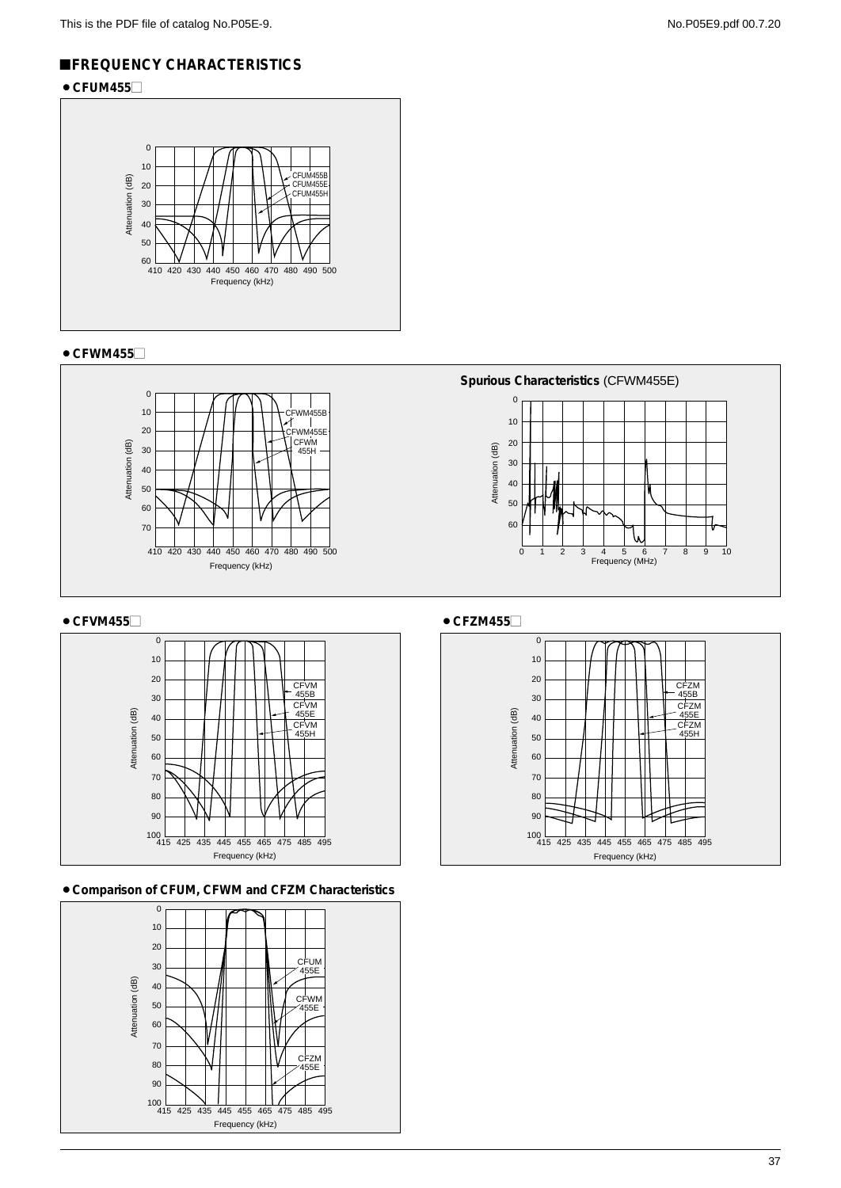## ■FREQUENCY CHARACTERISTICS

### • CFUM455□

Attenuation (dB)

0 10 20 30 40 50 60

410 420 430 440 450 460 470 480 490 500

Frequency (kHz)

CFUM455B
CFUM455E
CFUM455H

### • CFWM455□

Attenuation (dB)

0 10 20 30 40 50 60 70

410 420 430 440 450 460 470 480 490 500

Frequency (kHz)

CFWM455B
CFWM455E
CFWM 455H

**Spurious Characteristics** (CFWM455E)

Attenuation (dB)

0 10 20 30 40 50 60

0 1 2 3 4 5 6 7 8 9 10

Frequency (MHz)

### • CFVM455□

Attenuation (dB)

0 10 20 30 40 50 60 70 80 90 100

415 425 435 445 455 465 475 485 495

Frequency (kHz)

CFVM 455B
CFVM 455E
CFVM 455H

### • CFZM455□

Attenuation (dB)

0 10 20 30 40 50 60 70 80 90 100

415 425 435 445 455 465 475 485 495

Frequency (kHz)

CFZM 455B
CFZM 455E
CFZM 455H

### • Comparison of CFUM, CFWM and CFZM Characteristics

Attenuation (dB)

0 10 20 30 40 50 60 70 80 90 100

415 425 435 445 455 465 475 485 495

Frequency (kHz)

CFUM 455E
CFWM 455E
CFZM 455E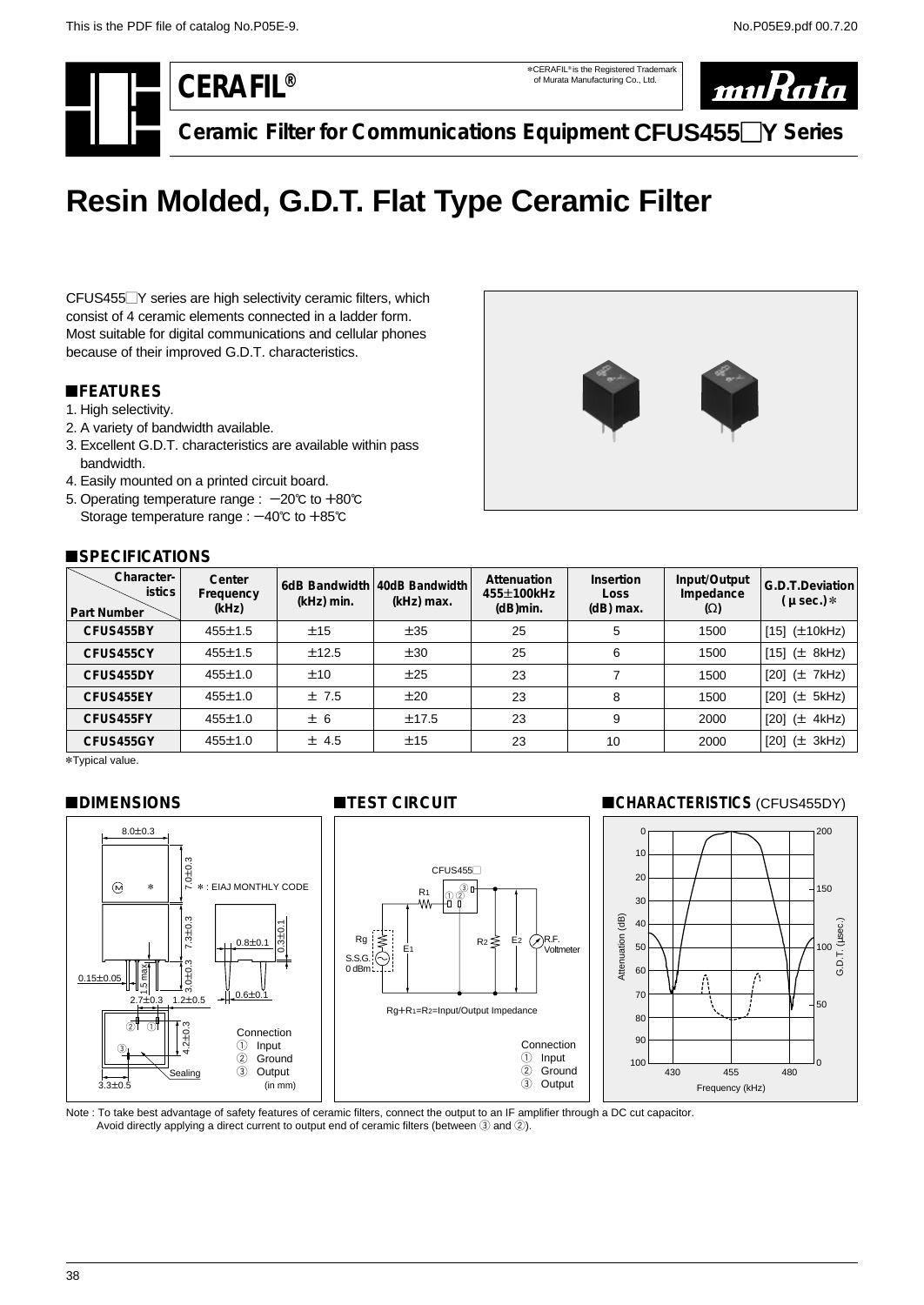This is the PDF file of catalog No.P05E-9.

# CERAFIL®

*CERAFIL® is the Registered Trademark of Murata Manufacturing Co., Ltd.

**Ceramic Filter for Communications Equipment CFUS455□Y Series**

# Resin Molded, G.D.T. Flat Type Ceramic Filter

CFUS455□Y series are high selectivity ceramic filters, which consist of 4 ceramic elements connected in a ladder form. Most suitable for digital communications and cellular phones because of their improved G.D.T. characteristics.

## ■FEATURES

1. High selectivity.
2. A variety of bandwidth available.
3. Excellent G.D.T. characteristics are available within pass bandwidth.
4. Easily mounted on a printed circuit board.
5. Operating temperature range : −20℃ to +80℃
   Storage temperature range : −40℃ to +85℃

## ■SPECIFICATIONS

| Part Number \ Characteristics | Center Frequency (kHz) | 6dB Bandwidth (kHz) min. | 40dB Bandwidth (kHz) max. | Attenuation 455±100kHz (dB)min. | Insertion Loss (dB) max. | Input/Output Impedance (Ω) | G.D.T.Deviation (μsec.)* |
|---|---|---|---|---|---|---|---|
| CFUS455BY | 455±1.5 | ±15 | ±35 | 25 | 5 | 1500 | [15] (±10kHz) |
| CFUS455CY | 455±1.5 | ±12.5 | ±30 | 25 | 6 | 1500 | [15] (± 8kHz) |
| CFUS455DY | 455±1.0 | ±10 | ±25 | 23 | 7 | 1500 | [20] (± 7kHz) |
| CFUS455EY | 455±1.0 | ± 7.5 | ±20 | 23 | 8 | 1500 | [20] (± 5kHz) |
| CFUS455FY | 455±1.0 | ± 6 | ±17.5 | 23 | 9 | 2000 | [20] (± 4kHz) |
| CFUS455GY | 455±1.0 | ± 4.5 | ±15 | 23 | 10 | 2000 | [20] (± 3kHz) |

*Typical value.

## ■DIMENSIONS

8.0±0.3, 7.0±0.3, 7.3±0.3, 3.0±0.3, 1.5 max., 0.15±0.05, 0.8±0.1, 0.3±0.1, 0.6±0.1, 2.7±0.3, 1.2±0.5, 4.2±0.3, 3.3±0.5

* : EIAJ MONTHLY CODE

Sealing

Connection
① Input
② Ground
③ Output

(in mm)

## ■TEST CIRCUIT

CFUS455□, R1, Rg, R2, E1, E2, S.S.G. 0 dBm, R.F. Voltmeter

Rg+R1=R2=Input/Output Impedance

Connection
① Input
② Ground
③ Output

## ■CHARACTERISTICS (CFUS455DY)

Attenuation (dB): 0–100; G.D.T. (μsec.): 0–200; Frequency (kHz): 430, 455, 480

Note : To take best advantage of safety features of ceramic filters, connect the output to an IF amplifier through a DC cut capacitor.
Avoid directly applying a direct current to output end of ceramic filters (between ③ and ②).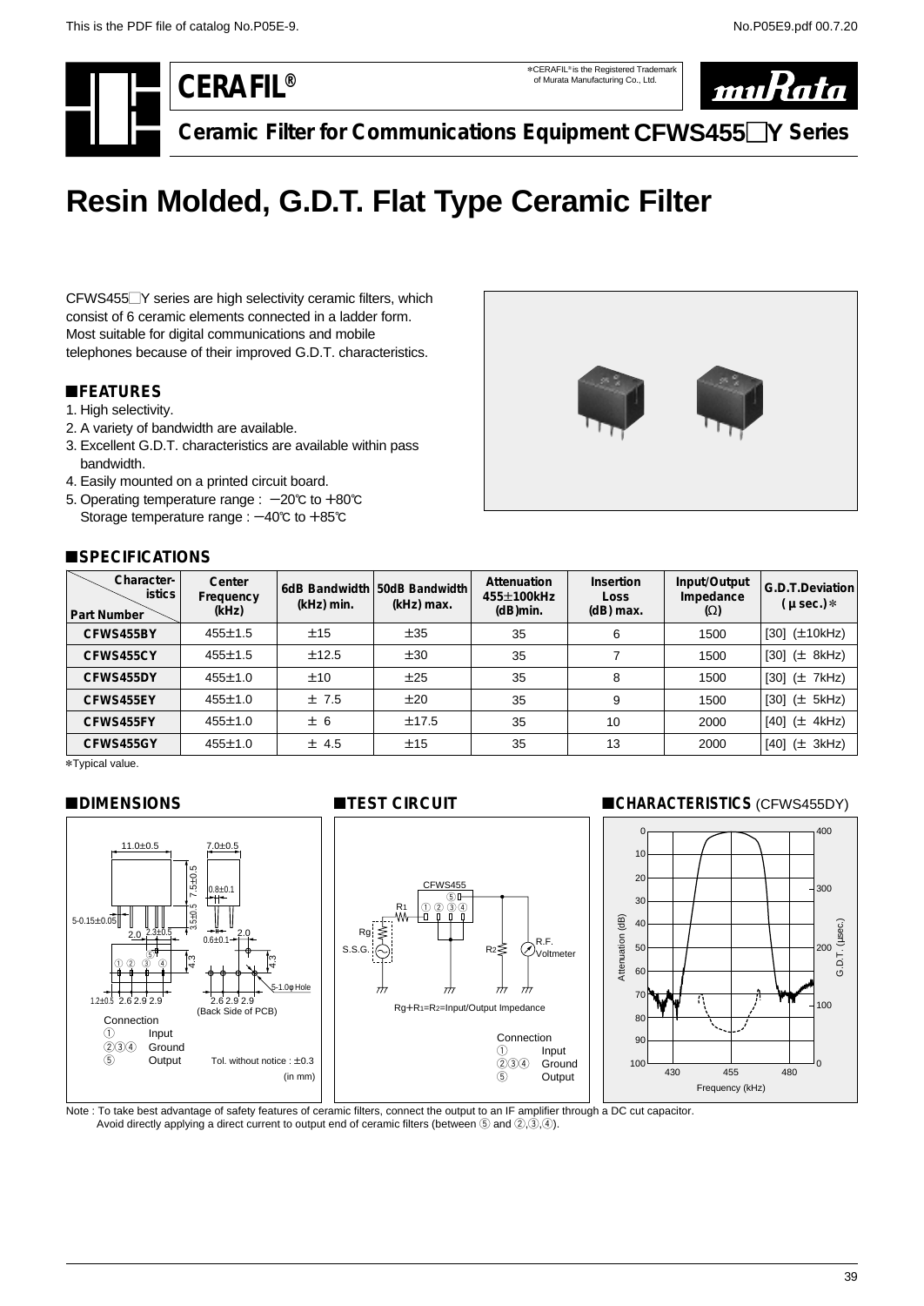This is the PDF file of catalog No.P05E-9.

**CERAFIL®**

*CERAFIL® is the Registered Trademark of Murata Manufacturing Co., Ltd.

**Ceramic Filter for Communications Equipment CFWS455□Y Series**

# Resin Molded, G.D.T. Flat Type Ceramic Filter

CFWS455□Y series are high selectivity ceramic filters, which consist of 6 ceramic elements connected in a ladder form. Most suitable for digital communications and mobile telephones because of their improved G.D.T. characteristics.

## ■FEATURES

1. High selectivity.
2. A variety of bandwidth are available.
3. Excellent G.D.T. characteristics are available within pass bandwidth.
4. Easily mounted on a printed circuit board.
5. Operating temperature range : −20℃ to +80℃
   Storage temperature range : −40℃ to +85℃

## ■SPECIFICATIONS

| Part Number \ Characteristics | Center Frequency (kHz) | 6dB Bandwidth (kHz) min. | 50dB Bandwidth (kHz) max. | Attenuation 455±100kHz (dB)min. | Insertion Loss (dB) max. | Input/Output Impedance (Ω) | G.D.T.Deviation (μsec.)* |
|---|---|---|---|---|---|---|---|
| CFWS455BY | 455±1.5 | ±15 | ±35 | 35 | 6 | 1500 | [30] (±10kHz) |
| CFWS455CY | 455±1.5 | ±12.5 | ±30 | 35 | 7 | 1500 | [30] (± 8kHz) |
| CFWS455DY | 455±1.0 | ±10 | ±25 | 35 | 8 | 1500 | [30] (± 7kHz) |
| CFWS455EY | 455±1.0 | ± 7.5 | ±20 | 35 | 9 | 1500 | [30] (± 5kHz) |
| CFWS455FY | 455±1.0 | ± 6 | ±17.5 | 35 | 10 | 2000 | [40] (± 4kHz) |
| CFWS455GY | 455±1.0 | ± 4.5 | ±15 | 35 | 13 | 2000 | [40] (± 3kHz) |

*Typical value.

## ■DIMENSIONS

11.0±0.5, 7.0±0.5, 7.5±0.5, 0.8±0.1, 3.5±0.5, 5-0.15±0.05, 2.0, 2.3±0.5, 0.6±0.1, 2.0, 4.3, 4.3, 5-1.0φ Hole, 1.2±0.5, 2.6 2.9 2.9, 2.6 2.9 2.9 (Back Side of PCB)

Connection
① Input
②③④ Ground
⑤ Output

Tol. without notice : ±0.3
(in mm)

## ■TEST CIRCUIT

CFWS455, R1, Rg, S.S.G., R2, R.F. Voltmeter

Rg+R1=R2=Input/Output Impedance

Connection
① Input
②③④ Ground
⑤ Output

## ■CHARACTERISTICS (CFWS455DY)

Attenuation (dB): 0–100; G.D.T. (μsec.): 0–400; Frequency (kHz): 430, 455, 480

Note : To take best advantage of safety features of ceramic filters, connect the output to an IF amplifier through a DC cut capacitor.
Avoid directly applying a direct current to output end of ceramic filters (between ⑤ and ②,③,④).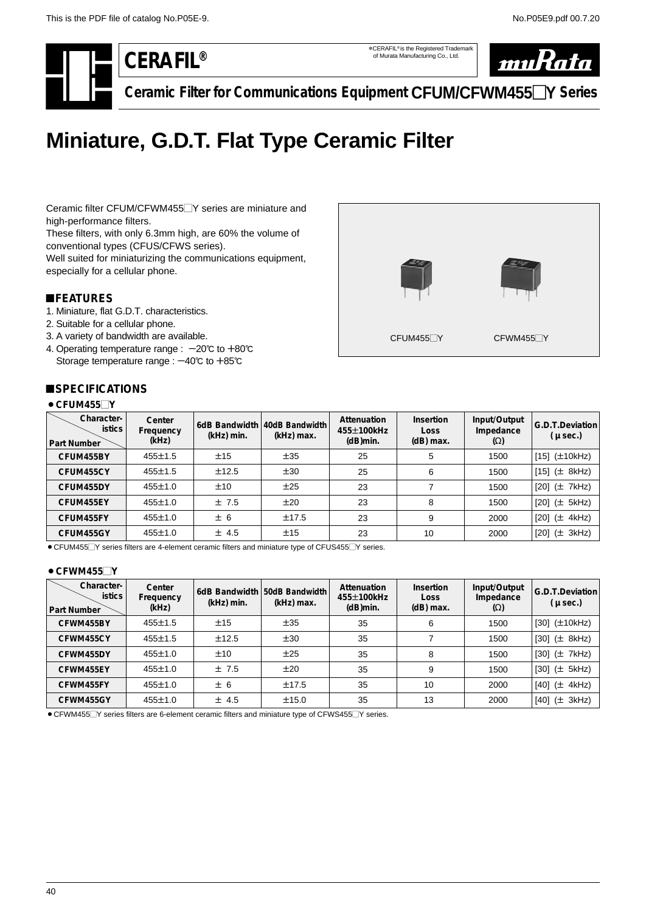# CERAFIL®

*CERAFIL® is the Registered Trademark of Murata Manufacturing Co., Ltd.

muRata

**Ceramic Filter for Communications Equipment CFUM/CFWM455□Y Series**

# Miniature, G.D.T. Flat Type Ceramic Filter

Ceramic filter CFUM/CFWM455□Y series are miniature and high-performance filters.
These filters, with only 6.3mm high, are 60% the volume of conventional types (CFUS/CFWS series).
Well suited for miniaturizing the communications equipment, especially for a cellular phone.

CFUM455□Y　　CFWM455□Y

## ■FEATURES

1. Miniature, flat G.D.T. characteristics.
2. Suitable for a cellular phone.
3. A variety of bandwidth are available.
4. Operating temperature range : −20℃ to +80℃
   Storage temperature range : −40℃ to +85℃

## ■SPECIFICATIONS

### • CFUM455□Y

| Part Number \ Characteristics | Center Frequency (kHz) | 6dB Bandwidth (kHz) min. | 40dB Bandwidth (kHz) max. | Attenuation 455±100kHz (dB)min. | Insertion Loss (dB) max. | Input/Output Impedance (Ω) | G.D.T.Deviation (μsec.) |
|---|---|---|---|---|---|---|---|
| CFUM455BY | 455±1.5 | ±15 | ±35 | 25 | 5 | 1500 | [15] (±10kHz) |
| CFUM455CY | 455±1.5 | ±12.5 | ±30 | 25 | 6 | 1500 | [15] (± 8kHz) |
| CFUM455DY | 455±1.0 | ±10 | ±25 | 23 | 7 | 1500 | [20] (± 7kHz) |
| CFUM455EY | 455±1.0 | ± 7.5 | ±20 | 23 | 8 | 1500 | [20] (± 5kHz) |
| CFUM455FY | 455±1.0 | ± 6 | ±17.5 | 23 | 9 | 2000 | [20] (± 4kHz) |
| CFUM455GY | 455±1.0 | ± 4.5 | ±15 | 23 | 10 | 2000 | [20] (± 3kHz) |

• CFUM455□Y series filters are 4-element ceramic filters and miniature type of CFUS455□Y series.

### • CFWM455□Y

| Part Number \ Characteristics | Center Frequency (kHz) | 6dB Bandwidth (kHz) min. | 50dB Bandwidth (kHz) max. | Attenuation 455±100kHz (dB)min. | Insertion Loss (dB) max. | Input/Output Impedance (Ω) | G.D.T.Deviation (μsec.) |
|---|---|---|---|---|---|---|---|
| CFWM455BY | 455±1.5 | ±15 | ±35 | 35 | 6 | 1500 | [30] (±10kHz) |
| CFWM455CY | 455±1.5 | ±12.5 | ±30 | 35 | 7 | 1500 | [30] (± 8kHz) |
| CFWM455DY | 455±1.0 | ±10 | ±25 | 35 | 8 | 1500 | [30] (± 7kHz) |
| CFWM455EY | 455±1.0 | ± 7.5 | ±20 | 35 | 9 | 1500 | [30] (± 5kHz) |
| CFWM455FY | 455±1.0 | ± 6 | ±17.5 | 35 | 10 | 2000 | [40] (± 4kHz) |
| CFWM455GY | 455±1.0 | ± 4.5 | ±15.0 | 35 | 13 | 2000 | [40] (± 3kHz) |

• CFWM455□Y series filters are 6-element ceramic filters and miniature type of CFWS455□Y series.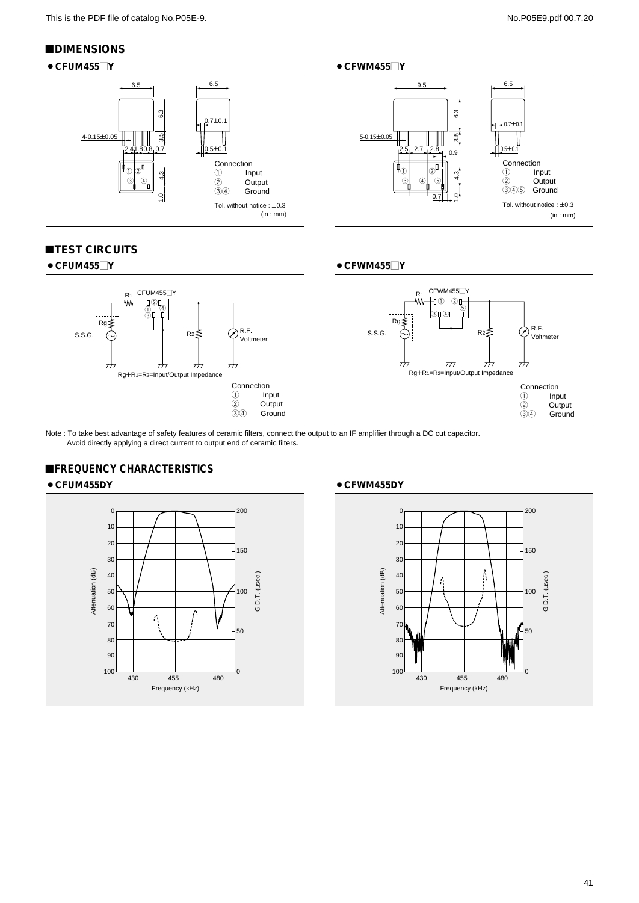## DIMENSIONS

**• CFUM455□Y**

6.5, 6.5, 6.3, 0.7±0.1, 3.5, 4-0.15±0.05, 2.4, 1.8, 0.8, 0.7, 0.5±0.1, 4.3, 1.0

Connection
① Input
② Output
③④ Ground

Tol. without notice : ±0.3
(in : mm)

**• CFWM455□Y**

9.5, 6.5, 6.3, 0.7±0.1, 3.5, 5-0.15±0.05, 2.5, 2.7, 2.8, 0.9, 0.5±0.1, 4.3, 0.7, 1.0

Connection
① Input
② Output
③④⑤ Ground

Tol. without notice : ±0.3
(in : mm)

## TEST CIRCUITS

**• CFUM455□Y**

R1, CFUM455□Y, Rg, S.S.G., R2, R.F. Voltmeter

Rg+R1=R2=Input/Output Impedance

Connection
① Input
② Output
③④ Ground

**• CFWM455□Y**

R1, CFWM455□Y, Rg, S.S.G., R2, R.F. Voltmeter

Rg+R1=R2=Input/Output Impedance

Connection
① Input
② Output
③④ Ground

Note : To take best advantage of safety features of ceramic filters, connect the output to an IF amplifier through a DC cut capacitor.
Avoid directly applying a direct current to output end of ceramic filters.

## FREQUENCY CHARACTERISTICS

**• CFUM455DY**

Attenuation (dB): 0–100; G.D.T. (μsec.): 0–200; Frequency (kHz): 430, 455, 480

**• CFWM455DY**

Attenuation (dB): 0–100; G.D.T. (μsec.): 0–200; Frequency (kHz): 430, 455, 480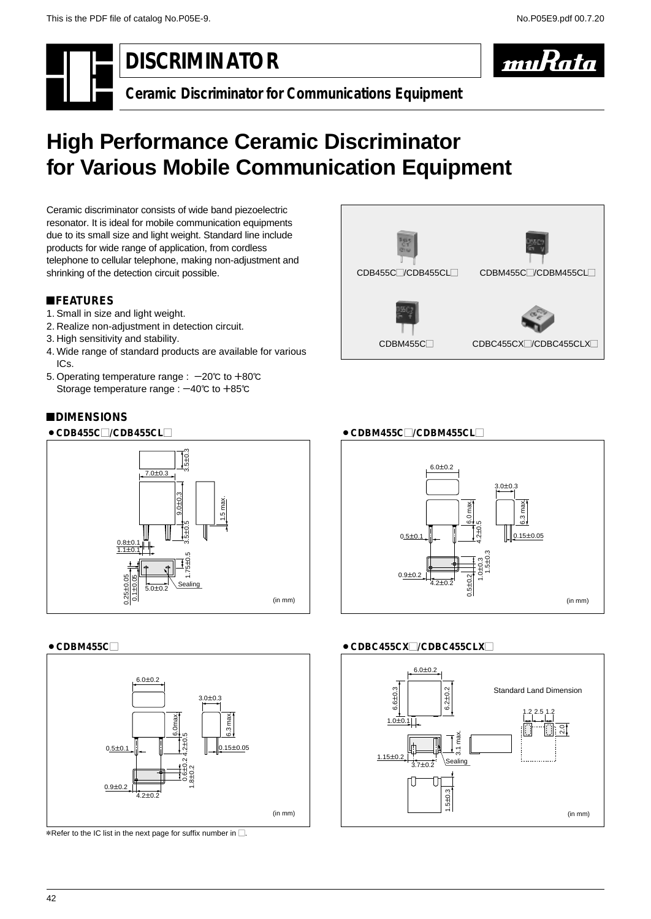# DISCRIMINATOR

**Ceramic Discriminator for Communications Equipment**

# High Performance Ceramic Discriminator for Various Mobile Communication Equipment

Ceramic discriminator consists of wide band piezoelectric resonator. It is ideal for mobile communication equipments due to its small size and light weight. Standard line include products for wide range of application, from cordless telephone to cellular telephone, making non-adjustment and shrinking of the detection circuit possible.

CDB455C□/CDB455CL□ CDBM455C□/CDBM455CL□

CDBM455C□ CDBC455CX□/CDBC455CLX□

## ■FEATURES

1. Small in size and light weight.
2. Realize non-adjustment in detection circuit.
3. High sensitivity and stability.
4. Wide range of standard products are available for various ICs.
5. Operating temperature range : −20℃ to +80℃
   Storage temperature range : −40℃ to +85℃

## ■DIMENSIONS

● **CDB455C□/CDB455CL□**

7.0±0.3, 3.5±0.3, 9.0±0.3, 1.5 max., 3.5±0.5, 0.8±0.1, 1.1±0.1, 1.75±0.5, 0.25±0.05, 0.1±0.05, 5.0±0.2, Sealing

(in mm)

● **CDBM455C□/CDBM455CL□**

6.0±0.2, 3.0±0.3, 6.0 max., 6.3 max., 4.2±0.5, 0.5±0.1, 0.15±0.05, 0.9±0.2, 1.0±0.3, 1.5±0.3, 0.5±0.2, 4.2±0.2

(in mm)

● **CDBM455C□**

6.0±0.2, 3.0±0.3, 6.0max., 6.3 max., 4.2±0.5, 0.5±0.1, 0.15±0.05, 0.6±0.2, 1.8±0.2, 0.9±0.2, 4.2±0.2

(in mm)

● **CDBC455CX□/CDBC455CLX□**

6.0±0.2, 6.6±0.3, 6.2±0.2, 1.0±0.1, 3.1 max., 1.15±0.2, 3.7±0.2, Sealing, 1.5±0.3

Standard Land Dimension: 1.2 2.5 1.2, 2.0

(in mm)

*Refer to the IC list in the next page for suffix number in □.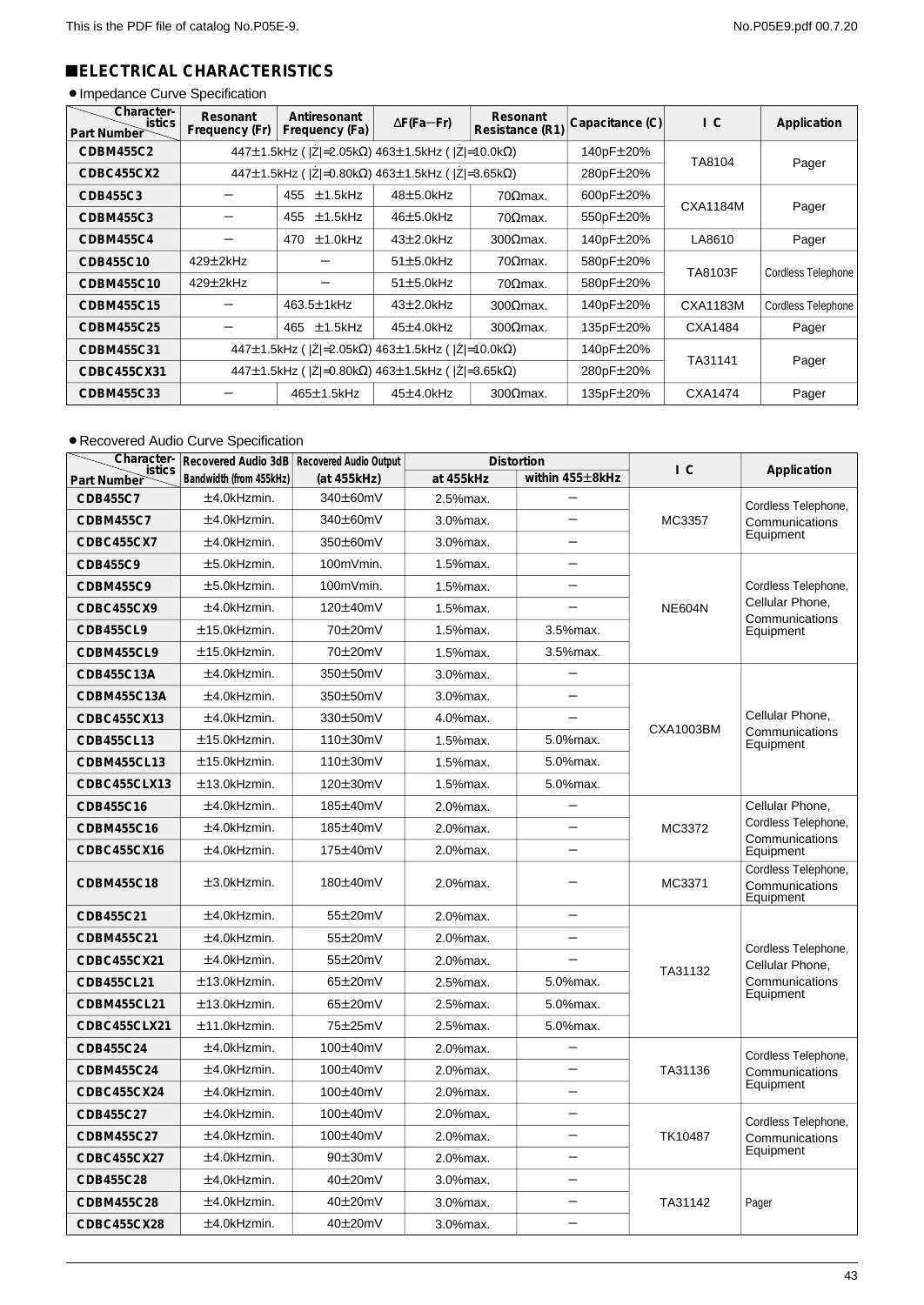## ■ELECTRICAL CHARACTERISTICS

● Impedance Curve Specification

| Part Number \ Characteristics | Resonant Frequency (Fr) | Antiresonant Frequency (Fa) | ΔF(Fa−Fr) | Resonant Resistance (R1) | Capacitance (C) | IC | Application |
|---|---|---|---|---|---|---|---|
| CDBM455C2 | 447±1.5kHz (\|Ż\|=2.05kΩ) 463±1.5kHz (\|Ż\|=10.0kΩ) | | | | 140pF±20% | TA8104 | Pager |
| CDBC455CX2 | 447±1.5kHz (\|Ż\|=0.80kΩ) 463±1.5kHz (\|Ż\|=3.65kΩ) | | | | 280pF±20% | | |
| CDB455C3 | − | 455 ±1.5kHz | 48±5.0kHz | 70Ωmax. | 600pF±20% | CXA1184M | Pager |
| CDBM455C3 | − | 455 ±1.5kHz | 46±5.0kHz | 70Ωmax. | 550pF±20% | | |
| CDBM455C4 | − | 470 ±1.0kHz | 43±2.0kHz | 300Ωmax. | 140pF±20% | LA8610 | Pager |
| CDB455C10 | 429±2kHz | − | 51±5.0kHz | 70Ωmax. | 580pF±20% | TA8103F | Cordless Telephone |
| CDBM455C10 | 429±2kHz | − | 51±5.0kHz | 70Ωmax. | 580pF±20% | | |
| CDBM455C15 | − | 463.5±1kHz | 43±2.0kHz | 300Ωmax. | 140pF±20% | CXA1183M | Cordless Telephone |
| CDBM455C25 | − | 465 ±1.5kHz | 45±4.0kHz | 300Ωmax. | 135pF±20% | CXA1484 | Pager |
| CDBM455C31 | 447±1.5kHz (\|Ż\|=2.05kΩ) 463±1.5kHz (\|Ż\|=10.0kΩ) | | | | 140pF±20% | TA31141 | Pager |
| CDBC455CX31 | 447±1.5kHz (\|Ż\|=0.80kΩ) 463±1.5kHz (\|Ż\|=3.65kΩ) | | | | 280pF±20% | | |
| CDBM455C33 | − | 465±1.5kHz | 45±4.0kHz | 300Ωmax. | 135pF±20% | CXA1474 | Pager |

● Recovered Audio Curve Specification

| Part Number \ Characteristics | Recovered Audio 3dB Bandwidth (from 455kHz) | Recovered Audio Output (at 455kHz) | Distortion | | IC | Application |
|---|---|---|---|---|---|---|
| | | | at 455kHz | within 455±8kHz | | |
| CDB455C7 | ±4.0kHzmin. | 340±60mV | 2.5%max. | − | MC3357 | Cordless Telephone, Communications Equipment |
| CDBM455C7 | ±4.0kHzmin. | 340±60mV | 3.0%max. | − | | |
| CDBC455CX7 | ±4.0kHzmin. | 350±60mV | 3.0%max. | − | | |
| CDB455C9 | ±5.0kHzmin. | 100mVmin. | 1.5%max. | − | NE604N | Cordless Telephone, Cellular Phone, Communications Equipment |
| CDBM455C9 | ±5.0kHzmin. | 100mVmin. | 1.5%max. | − | | |
| CDBC455CX9 | ±4.0kHzmin. | 120±40mV | 1.5%max. | − | | |
| CDB455CL9 | ±15.0kHzmin. | 70±20mV | 1.5%max. | 3.5%max. | | |
| CDBM455CL9 | ±15.0kHzmin. | 70±20mV | 1.5%max. | 3.5%max. | | |
| CDB455C13A | ±4.0kHzmin. | 350±50mV | 3.0%max. | − | CXA1003BM | Cellular Phone, Communications Equipment |
| CDBM455C13A | ±4.0kHzmin. | 350±50mV | 3.0%max. | − | | |
| CDBC455CX13 | ±4.0kHzmin. | 330±50mV | 4.0%max. | − | | |
| CDB455CL13 | ±15.0kHzmin. | 110±30mV | 1.5%max. | 5.0%max. | | |
| CDBM455CL13 | ±15.0kHzmin. | 110±30mV | 1.5%max. | 5.0%max. | | |
| CDBC455CLX13 | ±13.0kHzmin. | 120±30mV | 1.5%max. | 5.0%max. | | |
| CDB455C16 | ±4.0kHzmin. | 185±40mV | 2.0%max. | − | MC3372 | Cellular Phone, Cordless Telephone, Communications Equipment |
| CDBM455C16 | ±4.0kHzmin. | 185±40mV | 2.0%max. | − | | |
| CDBC455CX16 | ±4.0kHzmin. | 175±40mV | 2.0%max. | − | | |
| CDBM455C18 | ±3.0kHzmin. | 180±40mV | 2.0%max. | − | MC3371 | Cordless Telephone, Communications Equipment |
| CDB455C21 | ±4.0kHzmin. | 55±20mV | 2.0%max. | − | TA31132 | Cordless Telephone, Cellular Phone, Communications Equipment |
| CDBM455C21 | ±4.0kHzmin. | 55±20mV | 2.0%max. | − | | |
| CDBC455CX21 | ±4.0kHzmin. | 55±20mV | 2.0%max. | − | | |
| CDB455CL21 | ±13.0kHzmin. | 65±20mV | 2.5%max. | 5.0%max. | | |
| CDBM455CL21 | ±13.0kHzmin. | 65±20mV | 2.5%max. | 5.0%max. | | |
| CDBC455CLX21 | ±11.0kHzmin. | 75±25mV | 2.5%max. | 5.0%max. | | |
| CDB455C24 | ±4.0kHzmin. | 100±40mV | 2.0%max. | − | TA31136 | Cordless Telephone, Communications Equipment |
| CDBM455C24 | ±4.0kHzmin. | 100±40mV | 2.0%max. | − | | |
| CDBC455CX24 | ±4.0kHzmin. | 100±40mV | 2.0%max. | − | | |
| CDB455C27 | ±4.0kHzmin. | 100±40mV | 2.0%max. | − | TK10487 | Cordless Telephone, Communications Equipment |
| CDBM455C27 | ±4.0kHzmin. | 100±40mV | 2.0%max. | − | | |
| CDBC455CX27 | ±4.0kHzmin. | 90±30mV | 2.0%max. | − | | |
| CDB455C28 | ±4.0kHzmin. | 40±20mV | 3.0%max. | − | TA31142 | Pager |
| CDBM455C28 | ±4.0kHzmin. | 40±20mV | 3.0%max. | − | | |
| CDBC455CX28 | ±4.0kHzmin. | 40±20mV | 3.0%max. | − | | |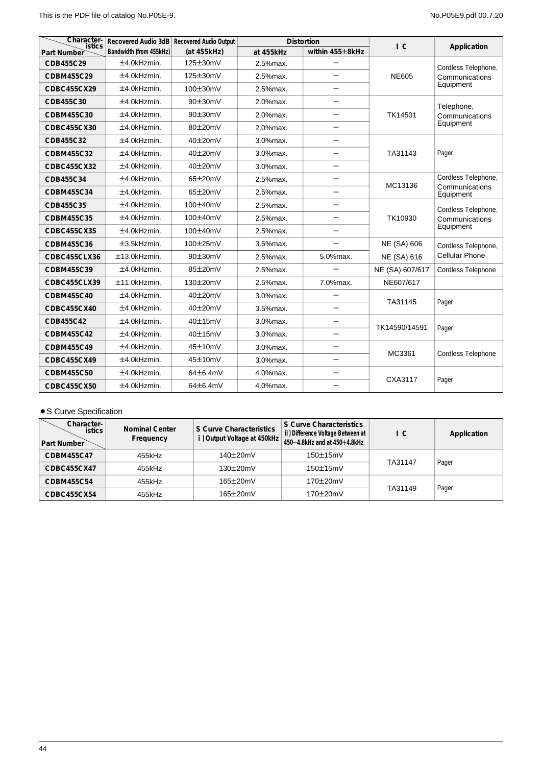| Characteristics / Part Number | Recovered Audio 3dB Bandwidth (from 455kHz) | Recovered Audio Output (at 455kHz) | Distortion | | I C | Application |
|---|---|---|---|---|---|---|
| | | | at 455kHz | within 455±8kHz | | |
| **CDB455C29** | ±4.0kHzmin. | 125±30mV | 2.5%max. | – | NE605 | Cordless Telephone, Communications Equipment |
| **CDBM455C29** | ±4.0kHzmin. | 125±30mV | 2.5%max. | – | | |
| **CDBC455CX29** | ±4.0kHzmin. | 100±30mV | 2.5%max. | – | | |
| **CDB455C30** | ±4.0kHzmin. | 90±30mV | 2.0%max. | – | TK14501 | Telephone, Communications Equipment |
| **CDBM455C30** | ±4.0kHzmin. | 90±30mV | 2.0%max. | – | | |
| **CDBC455CX30** | ±4.0kHzmin. | 80±20mV | 2.0%max. | – | | |
| **CDB455C32** | ±4.0kHzmin. | 40±20mV | 3.0%max. | – | TA31143 | Pager |
| **CDBM455C32** | ±4.0kHzmin. | 40±20mV | 3.0%max. | – | | |
| **CDBC455CX32** | ±4.0kHzmin. | 40±20mV | 3.0%max. | – | | |
| **CDB455C34** | ±4.0kHzmin. | 65±20mV | 2.5%max. | – | MC13136 | Cordless Telephone, Communications Equipment |
| **CDBM455C34** | ±4.0kHzmin. | 65±20mV | 2.5%max. | – | | |
| **CDB455C35** | ±4.0kHzmin. | 100±40mV | 2.5%max. | – | TK10930 | Cordless Telephone, Communications Equipment |
| **CDBM455C35** | ±4.0kHzmin. | 100±40mV | 2.5%max. | – | | |
| **CDBC455CX35** | ±4.0kHzmin. | 100±40mV | 2.5%max. | – | | |
| **CDBM455C36** | ±3.5kHzmin. | 100±25mV | 3.5%max. | – | NE (SA) 606 | Cordless Telephone, Cellular Phone |
| **CDBC455CLX36** | ±13.0kHzmin. | 90±30mV | 2.5%max. | 5.0%max. | NE (SA) 616 | |
| **CDBM455C39** | ±4.0kHzmin. | 85±20mV | 2.5%max. | – | NE (SA) 607/617 | Cordless Telephone |
| **CDBC455CLX39** | ±11.0kHzmin. | 130±20mV | 2.5%max. | 7.0%max. | NE607/617 | |
| **CDBM455C40** | ±4.0kHzmin. | 40±20mV | 3.0%max. | – | TA31145 | Pager |
| **CDBC455CX40** | ±4.0kHzmin. | 40±20mV | 3.5%max. | – | | |
| **CDB455C42** | ±4.0kHzmin. | 40±15mV | 3.0%max. | – | TK14590/14591 | Pager |
| **CDBM455C42** | ±4.0kHzmin. | 40±15mV | 3.0%max. | – | | |
| **CDBM455C49** | ±4.0kHzmin. | 45±10mV | 3.0%max. | – | MC3361 | Cordless Telephone |
| **CDBC455CX49** | ±4.0kHzmin. | 45±10mV | 3.0%max. | – | | |
| **CDBM455C50** | ±4.0kHzmin. | 64±6.4mV | 4.0%max. | – | CXA3117 | Pager |
| **CDBC455CX50** | ±4.0kHzmin. | 64±6.4mV | 4.0%max. | – | | |

- S Curve Specification

| Characteristics / Part Number | Nominal Center Frequency | S Curve Characteristics i ) Output Voltage at 450kHz | S Curve Characteristics ii ) Difference Voltage Between at 450−4.8kHz and at 450+4.8kHz | I C | Application |
|---|---|---|---|---|---|
| **CDBM455C47** | 455kHz | 140±20mV | 150±15mV | TA31147 | Pager |
| **CDBC455CX47** | 455kHz | 130±20mV | 150±15mV | | |
| **CDBM455C54** | 455kHz | 165±20mV | 170±20mV | TA31149 | Pager |
| **CDBC455CX54** | 455kHz | 165±20mV | 170±20mV | | |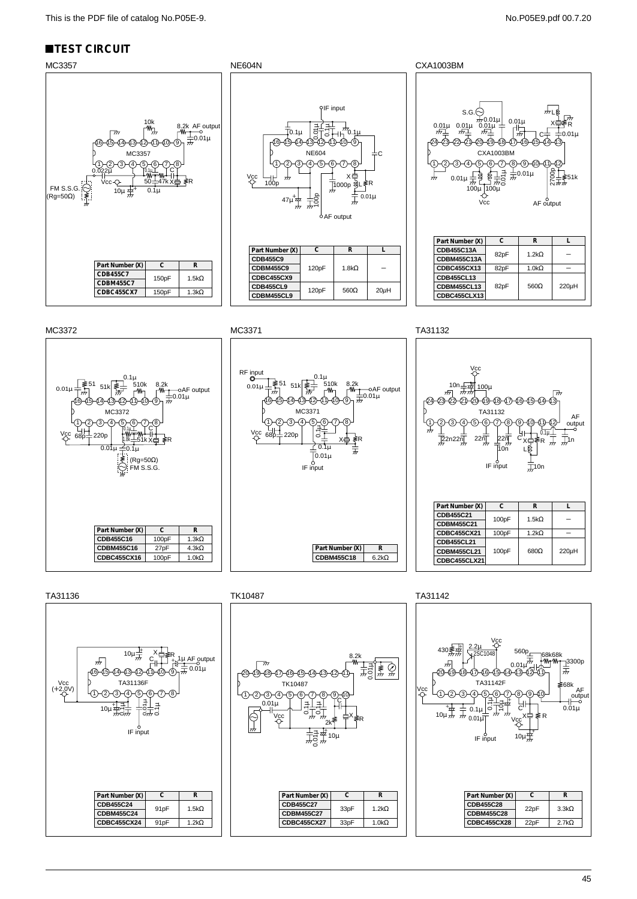## ■TEST CIRCUIT

### MC3357

| Part Number (X) | C | R |
|---|---|---|
| CDB455C7 | 150pF | 1.5kΩ |
| CDBM455C7 | | |
| CDBC455CX7 | 150pF | 1.3kΩ |

### NE604N

| Part Number (X) | C | R | L |
|---|---|---|---|
| CDB455C9 | 120pF | 1.8kΩ | – |
| CDBM455C9 | | | |
| CDBC455CX9 | | | |
| CDB455CL9 | 120pF | 560Ω | 20μH |
| CDBM455CL9 | | | |

### CXA1003BM

| Part Number (X) | C | R | L |
|---|---|---|---|
| CDB455C13A | 82pF | 1.2kΩ | – |
| CDBM455C13A | | | |
| CDBC455CX13 | 82pF | 1.0kΩ | – |
| CDB455CL13 | 82pF | 560Ω | 220μH |
| CDBM455CL13 | | | |
| CDBC455CLX13 | | | |

### MC3372

| Part Number (X) | C | R |
|---|---|---|
| CDB455C16 | 100pF | 1.3kΩ |
| CDBM455C16 | 27pF | 4.3kΩ |
| CDBC455CX16 | 100pF | 1.0kΩ |

### MC3371

| Part Number (X) | R |
|---|---|
| CDBM455C18 | 6.2kΩ |

### TA31132

| Part Number (X) | C | R | L |
|---|---|---|---|
| CDB455C21 | 100pF | 1.5kΩ | – |
| CDBM455C21 | | | |
| CDBC455CX21 | 100pF | 1.2kΩ | – |
| CDB455CL21 | 100pF | 680Ω | 220μH |
| CDBM455CL21 | | | |
| CDBC455CLX21 | | | |

### TA31136

| Part Number (X) | C | R |
|---|---|---|
| CDB455C24 | 91pF | 1.5kΩ |
| CDBM455C24 | | |
| CDBC455CX24 | 91pF | 1.2kΩ |

### TK10487

| Part Number (X) | C | R |
|---|---|---|
| CDB455C27 | 33pF | 1.2kΩ |
| CDBM455C27 | | |
| CDBC455CX27 | 33pF | 1.0kΩ |

### TA31142

| Part Number (X) | C | R |
|---|---|---|
| CDB455C28 | 22pF | 3.3kΩ |
| CDBM455C28 | | |
| CDBC455CX28 | 22pF | 2.7kΩ |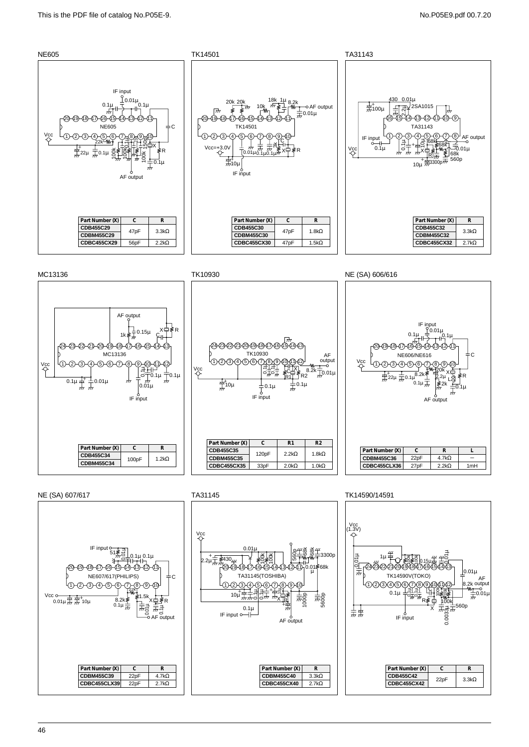This is the PDF file of catalog No.P05E-9.

## NE605

| Part Number (X) | C | R |
|---|---|---|
| CDB455C29 | 47pF | 3.3kΩ |
| CDBM455C29 | | |
| CDBC455CX29 | 56pF | 2.2kΩ |

## TK14501

| Part Number (X) | C | R |
|---|---|---|
| CDB455C30 | 47pF | 1.8kΩ |
| CDBM455C30 | | |
| CDBC455CX30 | 47pF | 1.5kΩ |

## TA31143

| Part Number (X) | R |
|---|---|
| CDB455C32 | 3.3kΩ |
| CDBM455C32 | |
| CDBC455CX32 | 2.7kΩ |

## MC13136

| Part Number (X) | C | R |
|---|---|---|
| CDB455C34 | 100pF | 1.2kΩ |
| CDBM455C34 | | |

## TK10930

| Part Number (X) | C | R1 | R2 |
|---|---|---|---|
| CDB455C35 | 120pF | 2.2kΩ | 1.8kΩ |
| CDBM455C35 | | | |
| CDBC455CX35 | 33pF | 2.0kΩ | 1.0kΩ |

## NE (SA) 606/616

| Part Number (X) | C | R | L |
|---|---|---|---|
| CDBM455C36 | 22pF | 4.7kΩ | – |
| CDBC455CLX36 | 27pF | 2.2kΩ | 1mH |

## NE (SA) 607/617

| Part Number (X) | C | R |
|---|---|---|
| CDBM455C39 | 22pF | 4.7kΩ |
| CDBC455CLX39 | 22pF | 2.7kΩ |

## TA31145

| Part Number (X) | R |
|---|---|
| CDBM455C40 | 3.3kΩ |
| CDBC455CX40 | 2.7kΩ |

## TK14590/14591

| Part Number (X) | C | R |
|---|---|---|
| CDB455C42 | 22pF | 3.3kΩ |
| CDBC455CX42 | | |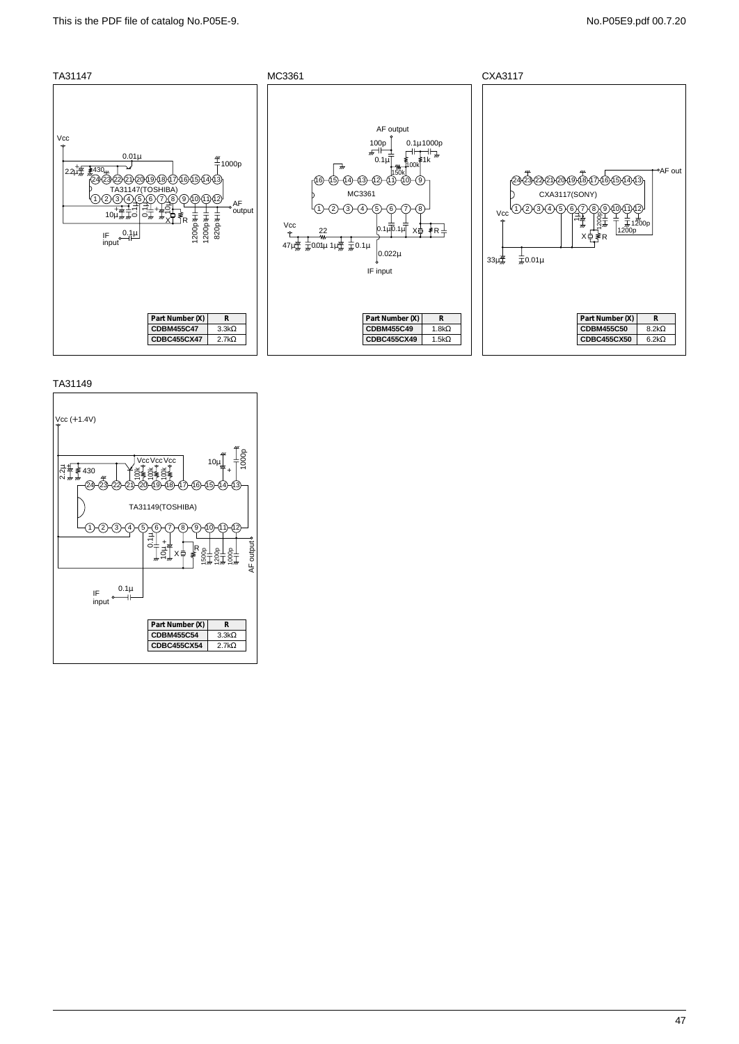TA31147

Vcc

0.01µ

1000p

2.2µ 430

TA31147(TOSHIBA)

AF output

10µ 0.1µ 0.1µ 10µ X R 1200p 1200p 820p

IF input 0.1µ

| Part Number (X) | R |
|---|---|
| CDBM455C47 | 3.3kΩ |
| CDBC455CX47 | 2.7kΩ |

MC3361

AF output

100p 0.1µ 1000p

0.1µ 150k 100k 1k

MC3361

Vcc 22

47µ 0.01µ 1µ 0.1µ 0.1µ 0.1µ X R

0.022µ

IF input

| Part Number (X) | R |
|---|---|
| CDBM455C49 | 1.8kΩ |
| CDBC455CX49 | 1.5kΩ |

CXA3117

AF out

CXA3117(SONY)

Vcc

1µ 1200p 1200p 1200p X R

33µ 0.01µ

| Part Number (X) | R |
|---|---|
| CDBM455C50 | 8.2kΩ |
| CDBC455CX50 | 6.2kΩ |

TA31149

Vcc (+1.4V)

Vcc Vcc Vcc

10µ 1000p

2.2µ 430 100k 100k 100k

TA31149(TOSHIBA)

0.1µ 10µ X R 1500p 1200p 1000p

AF output

IF input 0.1µ

| Part Number (X) | R |
|---|---|
| CDBM455C54 | 3.3kΩ |
| CDBC455CX54 | 2.7kΩ |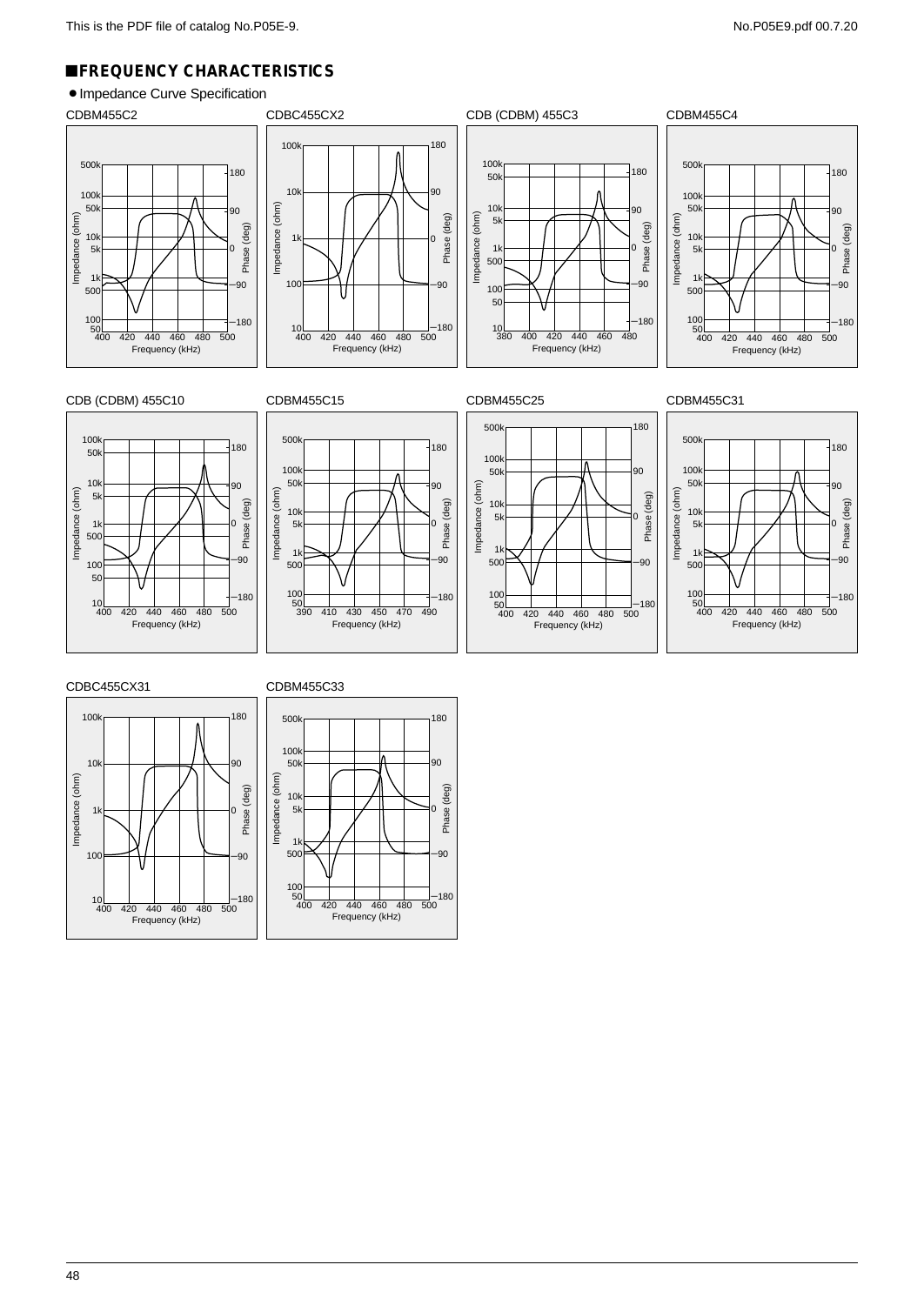## FREQUENCY CHARACTERISTICS

- Impedance Curve Specification

CDBM455C2

CDBC455CX2

CDB (CDBM) 455C3

CDBM455C4

CDB (CDBM) 455C10

CDBM455C15

CDBM455C25

CDBM455C31

CDBC455CX31

CDBM455C33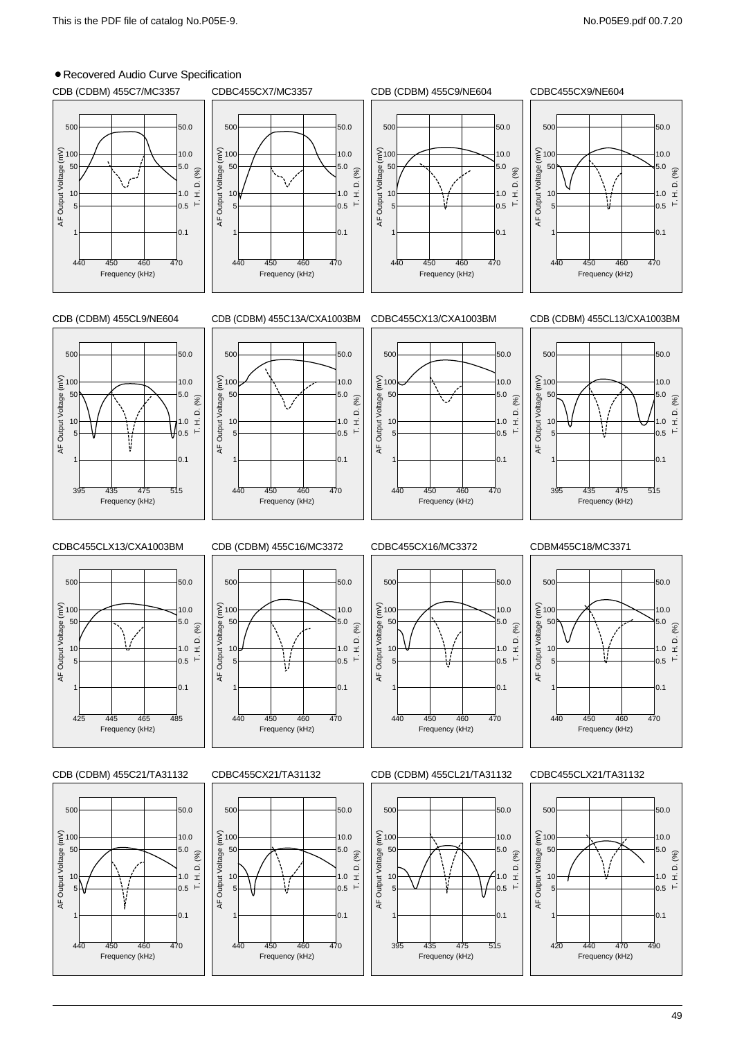● Recovered Audio Curve Specification

CDB (CDBM) 455C7/MC3357

CDBC455CX7/MC3357

CDB (CDBM) 455C9/NE604

CDBC455CX9/NE604

CDB (CDBM) 455CL9/NE604

CDB (CDBM) 455C13A/CXA1003BM

CDBC455CX13/CXA1003BM

CDB (CDBM) 455CL13/CXA1003BM

CDBC455CLX13/CXA1003BM

CDB (CDBM) 455C16/MC3372

CDBC455CX16/MC3372

CDBM455C18/MC3371

CDB (CDBM) 455C21/TA31132

CDBC455CX21/TA31132

CDB (CDBM) 455CL21/TA31132

CDBC455CLX21/TA31132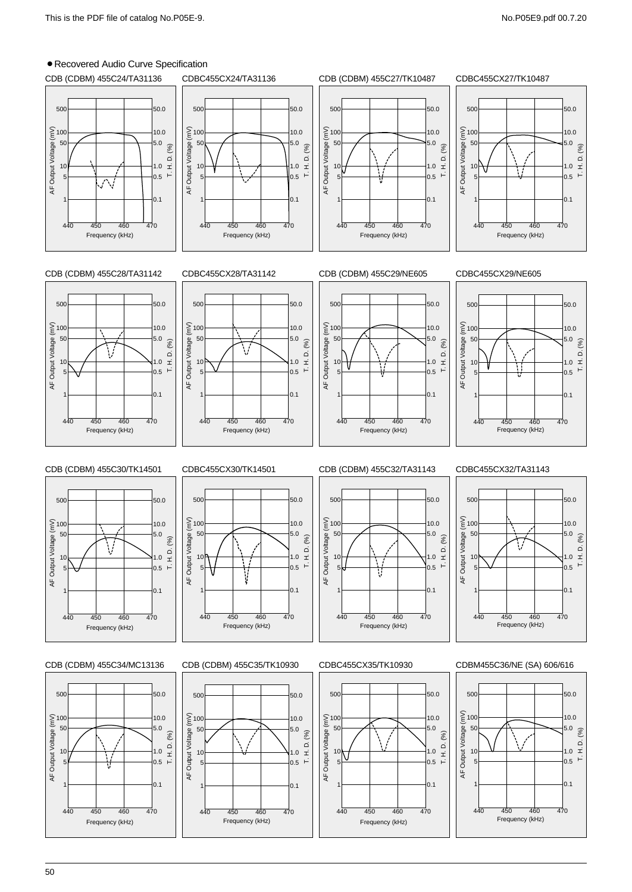● Recovered Audio Curve Specification

CDB (CDBM) 455C24/TA31136

CDBC455CX24/TA31136

CDB (CDBM) 455C27/TK10487

CDBC455CX27/TK10487

CDB (CDBM) 455C28/TA31142

CDBC455CX28/TA31142

CDB (CDBM) 455C29/NE605

CDBC455CX29/NE605

CDB (CDBM) 455C30/TK14501

CDBC455CX30/TK14501

CDB (CDBM) 455C32/TA31143

CDBC455CX32/TA31143

CDB (CDBM) 455C34/MC13136

CDB (CDBM) 455C35/TK10930

CDBC455CX35/TK10930

CDBM455C36/NE (SA) 606/616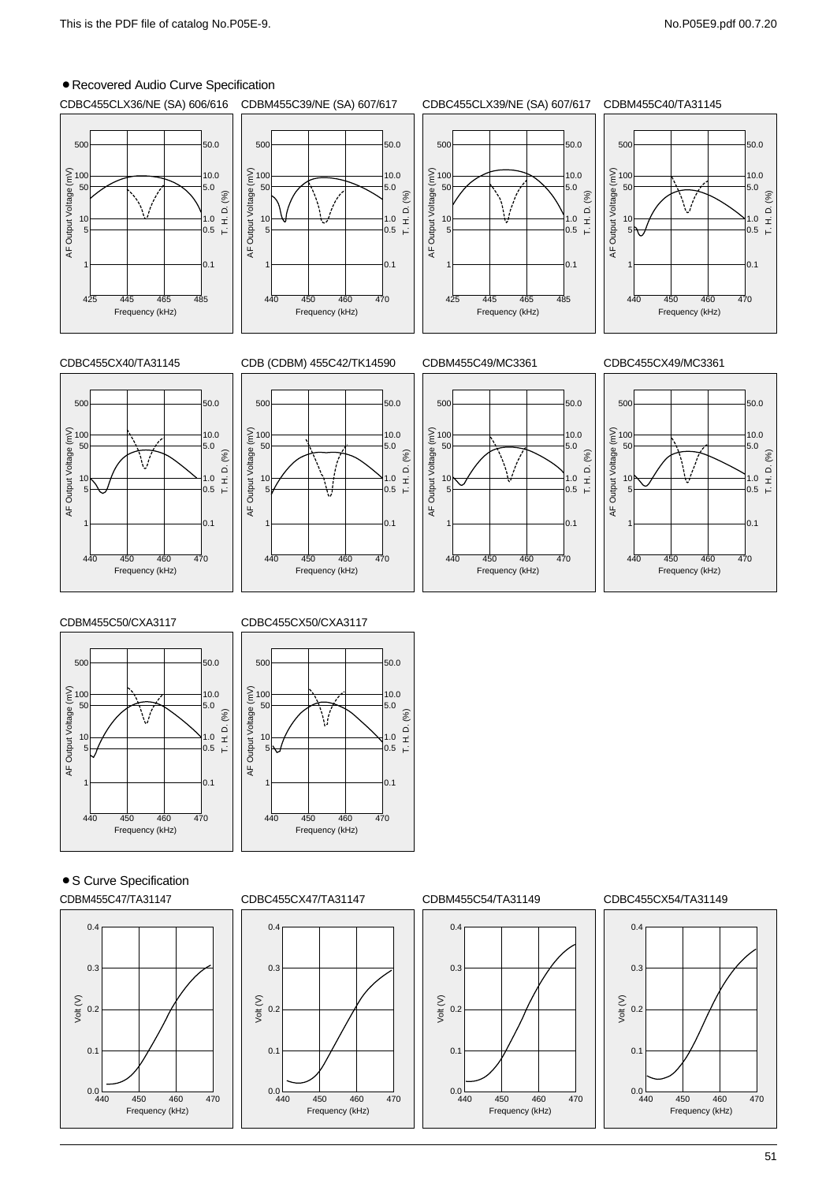● Recovered Audio Curve Specification

CDBC455CLX36/NE (SA) 606/616

AF Output Voltage (mV): 500, 100, 50, 10, 5, 1
T. H. D. (%): 50.0, 10.0, 5.0, 1.0, 0.5, 0.1
Frequency (kHz): 425, 445, 465, 485

CDBM455C39/NE (SA) 607/617

AF Output Voltage (mV): 500, 100, 50, 10, 5, 1
T. H. D. (%): 50.0, 10.0, 5.0, 1.0, 0.5, 0.1
Frequency (kHz): 440, 450, 460, 470

CDBC455CLX39/NE (SA) 607/617

AF Output Voltage (mV): 500, 100, 50, 10, 5, 1
T. H. D. (%): 50.0, 10.0, 5.0, 1.0, 0.5, 0.1
Frequency (kHz): 425, 445, 465, 485

CDBM455C40/TA31145

AF Output Voltage (mV): 500, 100, 50, 10, 5, 1
T. H. D. (%): 50.0, 10.0, 5.0, 1.0, 0.5, 0.1
Frequency (kHz): 440, 450, 460, 470

CDBC455CX40/TA31145

AF Output Voltage (mV): 500, 100, 50, 10, 5, 1
T. H. D. (%): 50.0, 10.0, 5.0, 1.0, 0.5, 0.1
Frequency (kHz): 440, 450, 460, 470

CDB (CDBM) 455C42/TK14590

AF Output Voltage (mV): 500, 100, 50, 10, 5, 1
T. H. D. (%): 50.0, 10.0, 5.0, 1.0, 0.5, 0.1
Frequency (kHz): 440, 450, 460, 470

CDBM455C49/MC3361

AF Output Voltage (mV): 500, 100, 50, 10, 5, 1
T. H. D. (%): 50.0, 10.0, 5.0, 1.0, 0.5, 0.1
Frequency (kHz): 440, 450, 460, 470

CDBC455CX49/MC3361

AF Output Voltage (mV): 500, 100, 50, 10, 5, 1
T. H. D. (%): 50.0, 10.0, 5.0, 1.0, 0.5, 0.1
Frequency (kHz): 440, 450, 460, 470

CDBM455C50/CXA3117

AF Output Voltage (mV): 500, 100, 50, 10, 5, 1
T. H. D. (%): 50.0, 10.0, 5.0, 1.0, 0.5, 0.1
Frequency (kHz): 440, 450, 460, 470

CDBC455CX50/CXA3117

AF Output Voltage (mV): 500, 100, 50, 10, 5, 1
T. H. D. (%): 50.0, 10.0, 5.0, 1.0, 0.5, 0.1
Frequency (kHz): 440, 450, 460, 470

● S Curve Specification

CDBM455C47/TA31147

Volt (V): 0.4, 0.3, 0.2, 0.1, 0.0
Frequency (kHz): 440, 450, 460, 470

CDBC455CX47/TA31147

Volt (V): 0.4, 0.3, 0.2, 0.1, 0.0
Frequency (kHz): 440, 450, 460, 470

CDBM455C54/TA31149

Volt (V): 0.4, 0.3, 0.2, 0.1, 0.0
Frequency (kHz): 440, 450, 460, 470

CDBC455CX54/TA31149

Volt (V): 0.4, 0.3, 0.2, 0.1, 0.0
Frequency (kHz): 440, 450, 460, 470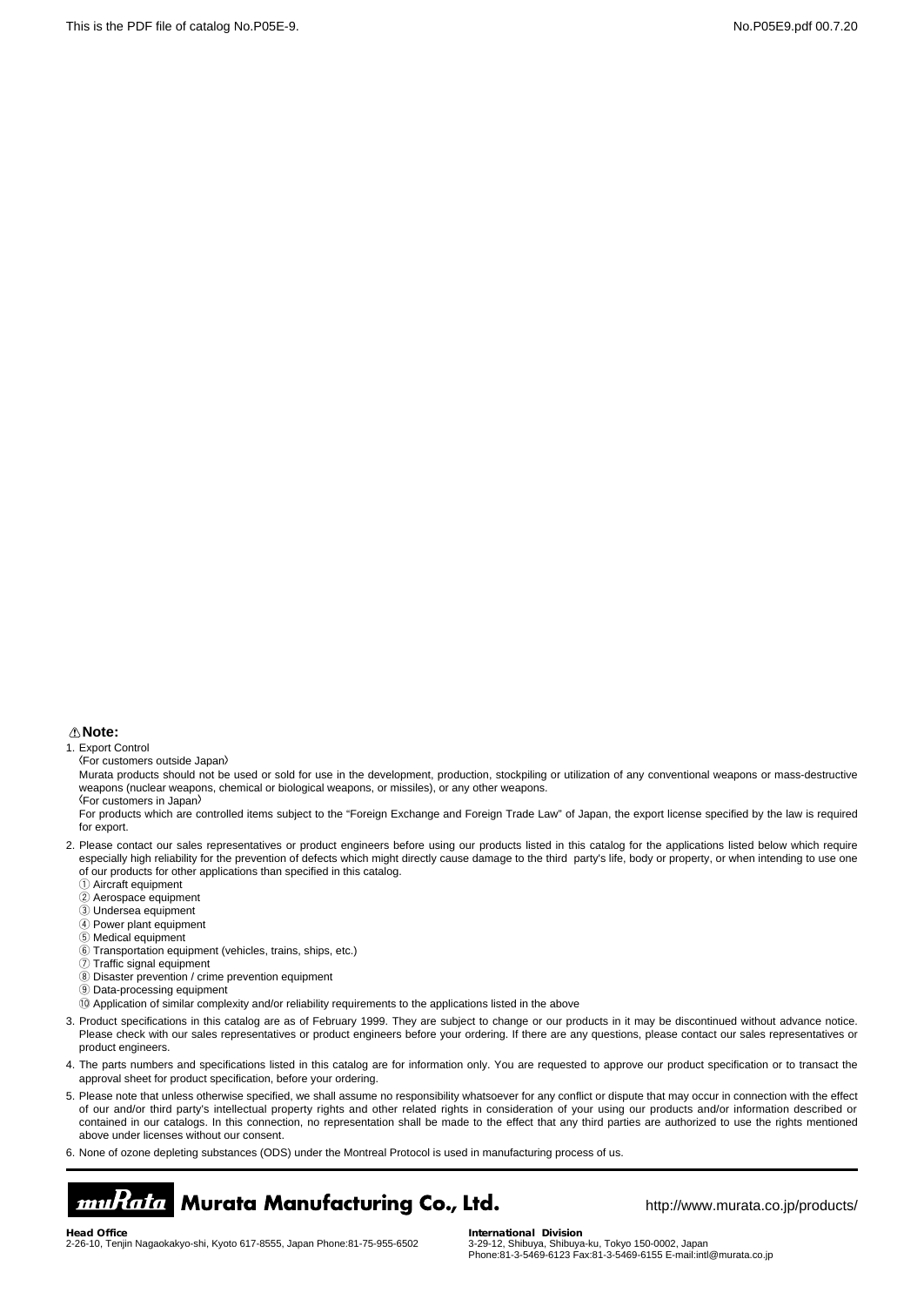**⚠Note:**

1. Export Control

〈For customers outside Japan〉

Murata products should not be used or sold for use in the development, production, stockpiling or utilization of any conventional weapons or mass-destructive weapons (nuclear weapons, chemical or biological weapons, or missiles), or any other weapons.

〈For customers in Japan〉

For products which are controlled items subject to the "Foreign Exchange and Foreign Trade Law" of Japan, the export license specified by the law is required for export.

2. Please contact our sales representatives or product engineers before using our products listed in this catalog for the applications listed below which require especially high reliability for the prevention of defects which might directly cause damage to the third party's life, body or property, or when intending to use one of our products for other applications than specified in this catalog.
   ① Aircraft equipment
   ② Aerospace equipment
   ③ Undersea equipment
   ④ Power plant equipment
   ⑤ Medical equipment
   ⑥ Transportation equipment (vehicles, trains, ships, etc.)
   ⑦ Traffic signal equipment
   ⑧ Disaster prevention / crime prevention equipment
   ⑨ Data-processing equipment
   ⑩ Application of similar complexity and/or reliability requirements to the applications listed in the above

3. Product specifications in this catalog are as of February 1999. They are subject to change or our products in it may be discontinued without advance notice. Please check with our sales representatives or product engineers before your ordering. If there are any questions, please contact our sales representatives or product engineers.

4. The parts numbers and specifications listed in this catalog are for information only. You are requested to approve our product specification or to transact the approval sheet for product specification, before your ordering.

5. Please note that unless otherwise specified, we shall assume no responsibility whatsoever for any conflict or dispute that may occur in connection with the effect of our and/or third party's intellectual property rights and other related rights in consideration of your using our products and/or information described or contained in our catalogs. In this connection, no representation shall be made to the effect that any third parties are authorized to use the rights mentioned above under licenses without our consent.

6. None of ozone depleting substances (ODS) under the Montreal Protocol is used in manufacturing process of us.

**muRata Murata Manufacturing Co., Ltd.**

http://www.murata.co.jp/products/

**Head Office**
2-26-10, Tenjin Nagaokakyo-shi, Kyoto 617-8555, Japan Phone:81-75-955-6502

**International Division**
3-29-12, Shibuya, Shibuya-ku, Tokyo 150-0002, Japan
Phone:81-3-5469-6123 Fax:81-3-5469-6155 E-mail:intl@murata.co.jp